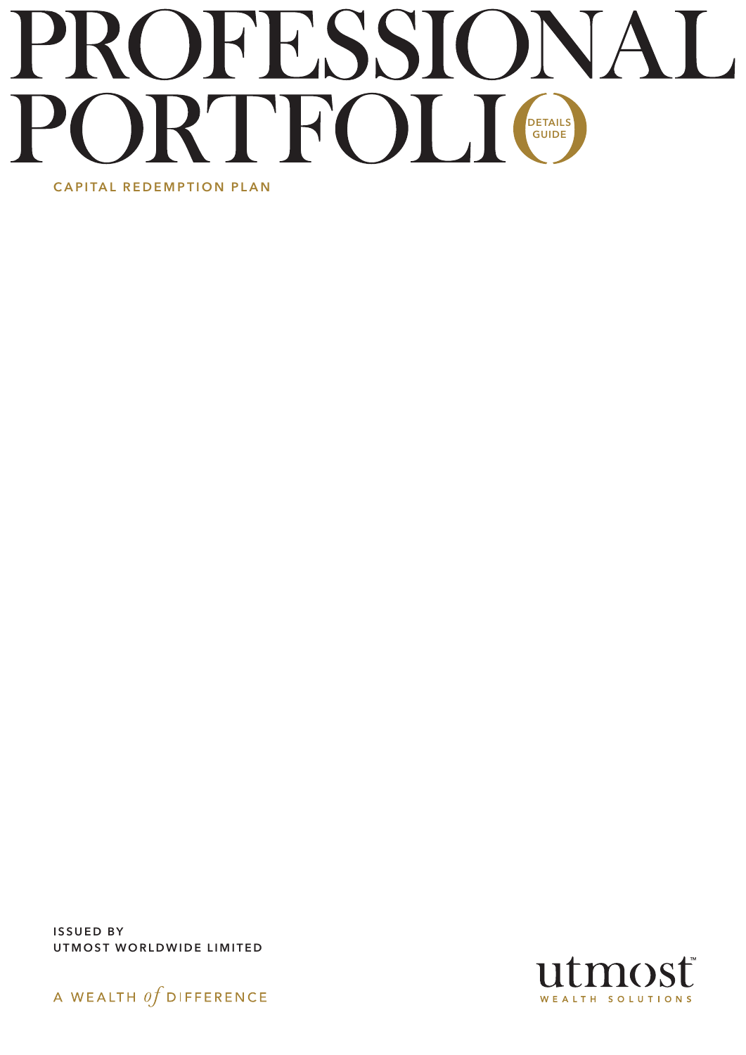# PROFESSIONAL PORTFOLIO

DETAILS GUIDE

CAPITAL REDEMPTION PLAN

ISSUED BY
UTMOST WORLDWIDE LIMITED

A WEALTH *of* DIFFERENCE

utmost™
WEALTH SOLUTIONS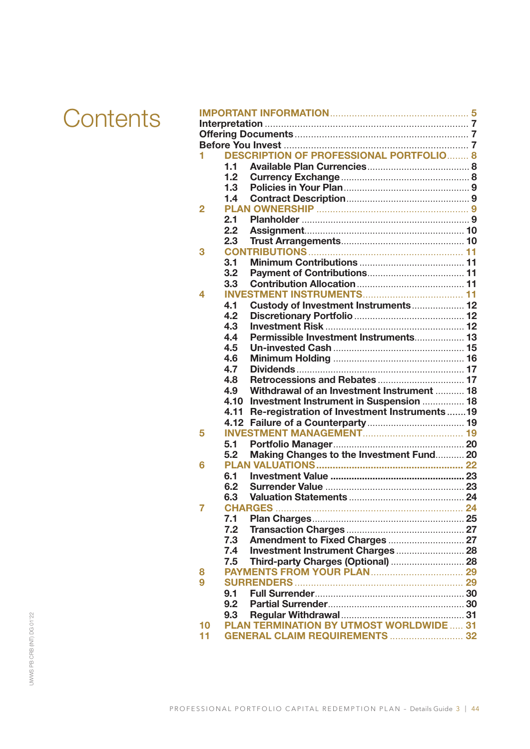# Contents

| | | |
|---|---|---|
| **IMPORTANT INFORMATION** | | 5 |
| Interpretation | | 7 |
| Offering Documents | | 7 |
| Before You Invest | | 7 |
| **1** | **DESCRIPTION OF PROFESSIONAL PORTFOLIO** | 8 |
| 1.1 | Available Plan Currencies | 8 |
| 1.2 | Currency Exchange | 8 |
| 1.3 | Policies in Your Plan | 9 |
| 1.4 | Contract Description | 9 |
| **2** | **PLAN OWNERSHIP** | 9 |
| 2.1 | Planholder | 9 |
| 2.2 | Assignment | 10 |
| 2.3 | Trust Arrangements | 10 |
| **3** | **CONTRIBUTIONS** | 11 |
| 3.1 | Minimum Contributions | 11 |
| 3.2 | Payment of Contributions | 11 |
| 3.3 | Contribution Allocation | 11 |
| **4** | **INVESTMENT INSTRUMENTS** | 11 |
| 4.1 | Custody of Investment Instruments | 12 |
| 4.2 | Discretionary Portfolio | 12 |
| 4.3 | Investment Risk | 12 |
| 4.4 | Permissible Investment Instruments | 13 |
| 4.5 | Un-invested Cash | 15 |
| 4.6 | Minimum Holding | 16 |
| 4.7 | Dividends | 17 |
| 4.8 | Retrocessions and Rebates | 17 |
| 4.9 | Withdrawal of an Investment Instrument | 18 |
| 4.10 | Investment Instrument in Suspension | 18 |
| 4.11 | Re-registration of Investment Instruments | 19 |
| 4.12 | Failure of a Counterparty | 19 |
| **5** | **INVESTMENT MANAGEMENT** | 19 |
| 5.1 | Portfolio Manager | 20 |
| 5.2 | Making Changes to the Investment Fund | 20 |
| **6** | **PLAN VALUATIONS** | 22 |
| 6.1 | Investment Value | 23 |
| 6.2 | Surrender Value | 23 |
| 6.3 | Valuation Statements | 24 |
| **7** | **CHARGES** | 24 |
| 7.1 | Plan Charges | 25 |
| 7.2 | Transaction Charges | 27 |
| 7.3 | Amendment to Fixed Charges | 27 |
| 7.4 | Investment Instrument Charges | 28 |
| 7.5 | Third-party Charges (Optional) | 28 |
| **8** | **PAYMENTS FROM YOUR PLAN** | 29 |
| **9** | **SURRENDERS** | 29 |
| 9.1 | Full Surrender | 30 |
| 9.2 | Partial Surrender | 30 |
| 9.3 | Regular Withdrawal | 31 |
| **10** | **PLAN TERMINATION BY UTMOST WORLDWIDE** | 31 |
| **11** | **GENERAL CLAIM REQUIREMENTS** | 32 |

UWWS PB CRB (INT) DG 01'22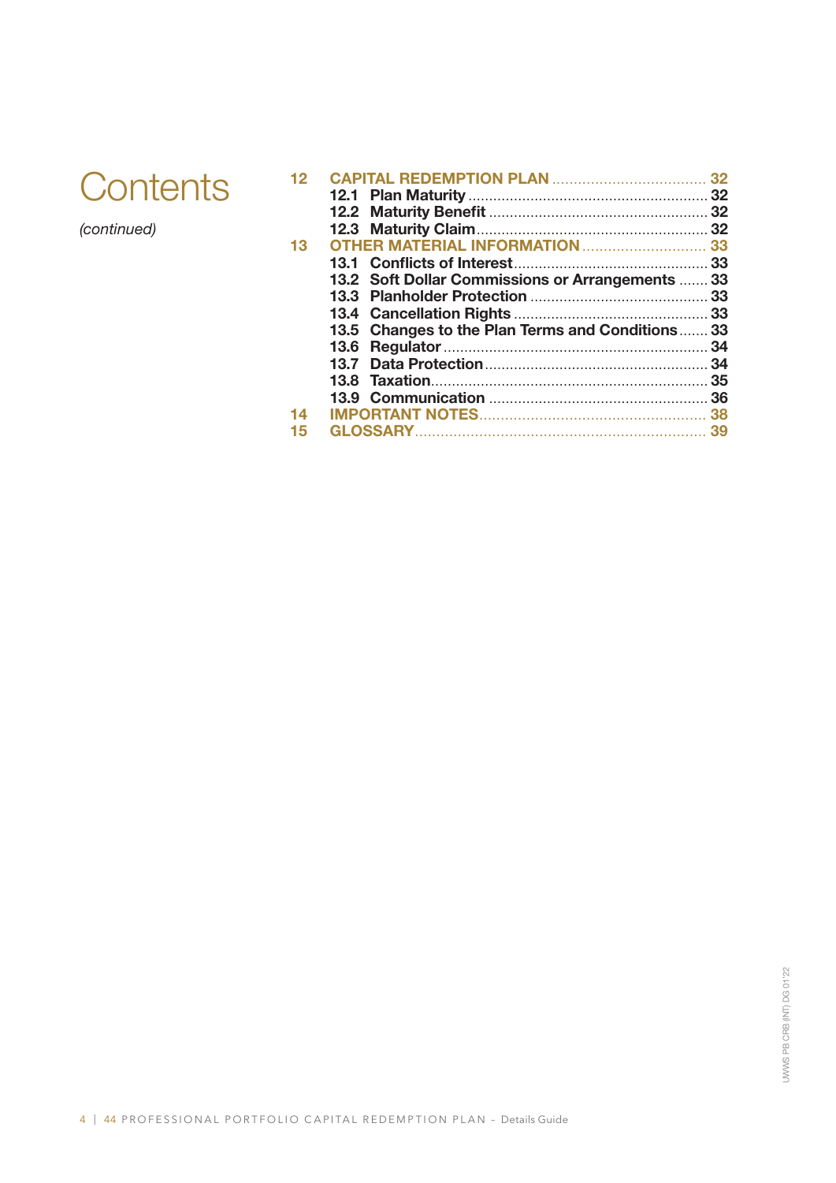# Contents

*(continued)*

| | | |
|---|---|---|
| **12** | **CAPITAL REDEMPTION PLAN** | **32** |
| | **12.1 Plan Maturity** | **32** |
| | **12.2 Maturity Benefit** | **32** |
| | **12.3 Maturity Claim** | **32** |
| **13** | **OTHER MATERIAL INFORMATION** | **33** |
| | **13.1 Conflicts of Interest** | **33** |
| | **13.2 Soft Dollar Commissions or Arrangements** | **33** |
| | **13.3 Planholder Protection** | **33** |
| | **13.4 Cancellation Rights** | **33** |
| | **13.5 Changes to the Plan Terms and Conditions** | **33** |
| | **13.6 Regulator** | **34** |
| | **13.7 Data Protection** | **34** |
| | **13.8 Taxation** | **35** |
| | **13.9 Communication** | **36** |
| **14** | **IMPORTANT NOTES** | **38** |
| **15** | **GLOSSARY** | **39** |

UWWS PB CRB (INT) DG 01'22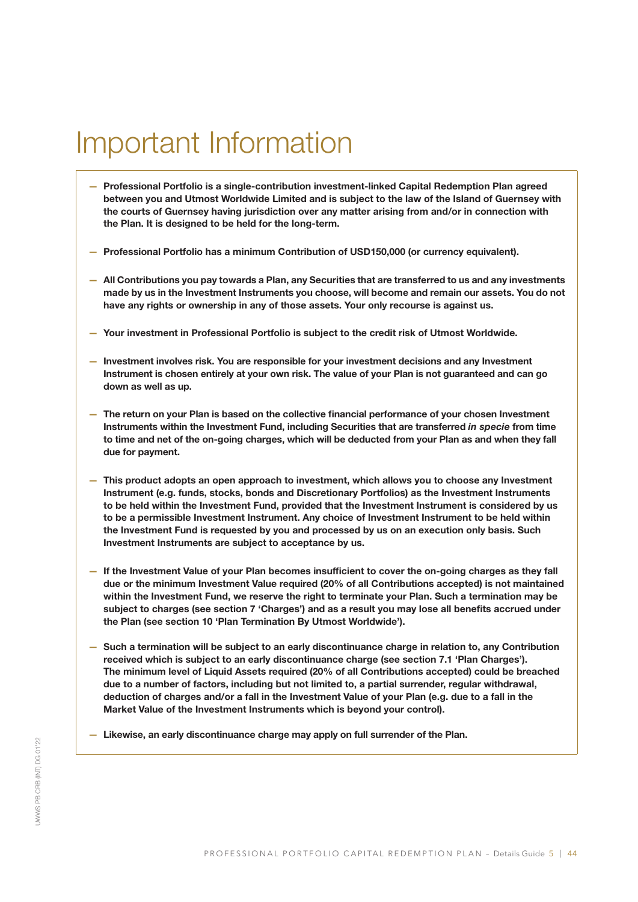# Important Information

- **Professional Portfolio is a single-contribution investment-linked Capital Redemption Plan agreed between you and Utmost Worldwide Limited and is subject to the law of the Island of Guernsey with the courts of Guernsey having jurisdiction over any matter arising from and/or in connection with the Plan. It is designed to be held for the long-term.**

- **Professional Portfolio has a minimum Contribution of USD150,000 (or currency equivalent).**

- **All Contributions you pay towards a Plan, any Securities that are transferred to us and any investments made by us in the Investment Instruments you choose, will become and remain our assets. You do not have any rights or ownership in any of those assets. Your only recourse is against us.**

- **Your investment in Professional Portfolio is subject to the credit risk of Utmost Worldwide.**

- **Investment involves risk. You are responsible for your investment decisions and any Investment Instrument is chosen entirely at your own risk. The value of your Plan is not guaranteed and can go down as well as up.**

- **The return on your Plan is based on the collective financial performance of your chosen Investment Instruments within the Investment Fund, including Securities that are transferred *in specie* from time to time and net of the on-going charges, which will be deducted from your Plan as and when they fall due for payment.**

- **This product adopts an open approach to investment, which allows you to choose any Investment Instrument (e.g. funds, stocks, bonds and Discretionary Portfolios) as the Investment Instruments to be held within the Investment Fund, provided that the Investment Instrument is considered by us to be a permissible Investment Instrument. Any choice of Investment Instrument to be held within the Investment Fund is requested by you and processed by us on an execution only basis. Such Investment Instruments are subject to acceptance by us.**

- **If the Investment Value of your Plan becomes insufficient to cover the on-going charges as they fall due or the minimum Investment Value required (20% of all Contributions accepted) is not maintained within the Investment Fund, we reserve the right to terminate your Plan. Such a termination may be subject to charges (see section 7 'Charges') and as a result you may lose all benefits accrued under the Plan (see section 10 'Plan Termination By Utmost Worldwide').**

- **Such a termination will be subject to an early discontinuance charge in relation to, any Contribution received which is subject to an early discontinuance charge (see section 7.1 'Plan Charges'). The minimum level of Liquid Assets required (20% of all Contributions accepted) could be breached due to a number of factors, including but not limited to, a partial surrender, regular withdrawal, deduction of charges and/or a fall in the Investment Value of your Plan (e.g. due to a fall in the Market Value of the Investment Instruments which is beyond your control).**

- **Likewise, an early discontinuance charge may apply on full surrender of the Plan.**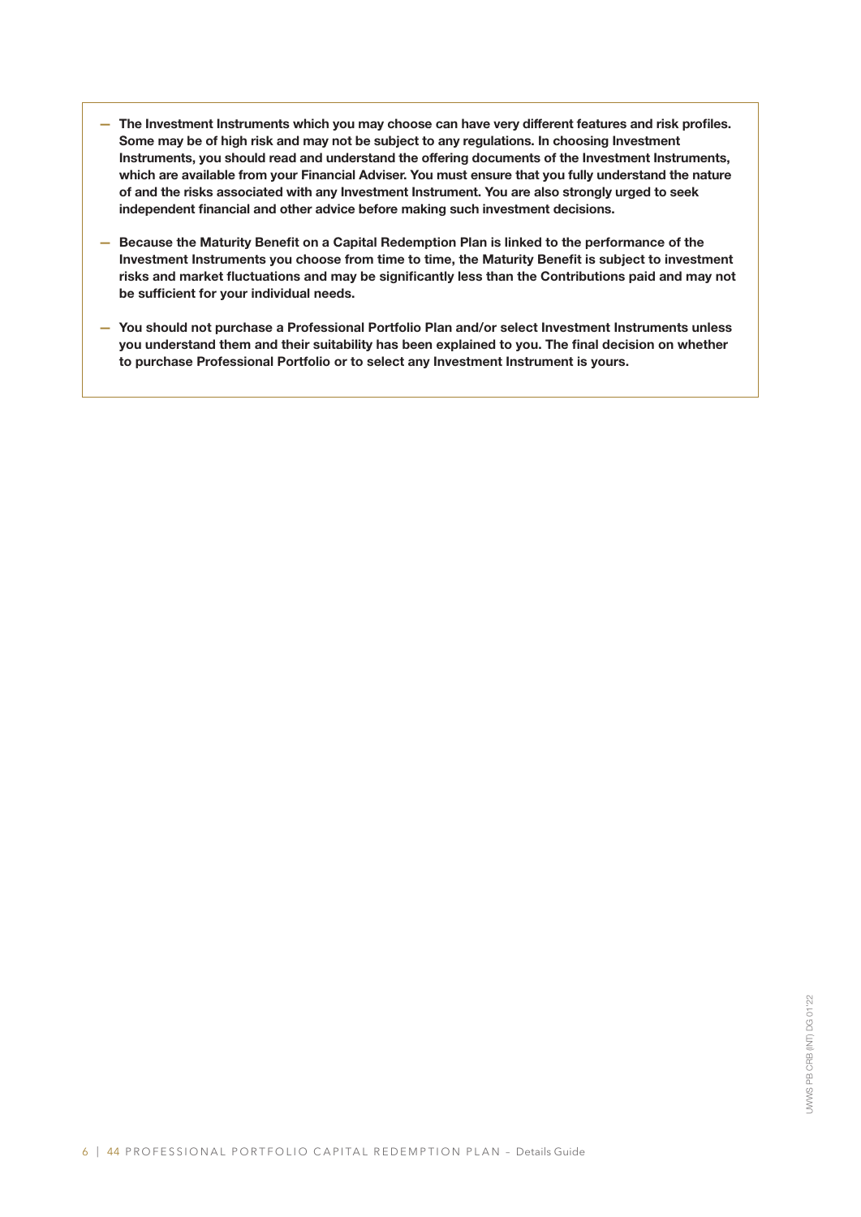- **The Investment Instruments which you may choose can have very different features and risk profiles. Some may be of high risk and may not be subject to any regulations. In choosing Investment Instruments, you should read and understand the offering documents of the Investment Instruments, which are available from your Financial Adviser. You must ensure that you fully understand the nature of and the risks associated with any Investment Instrument. You are also strongly urged to seek independent financial and other advice before making such investment decisions.**

- **Because the Maturity Benefit on a Capital Redemption Plan is linked to the performance of the Investment Instruments you choose from time to time, the Maturity Benefit is subject to investment risks and market fluctuations and may be significantly less than the Contributions paid and may not be sufficient for your individual needs.**

- **You should not purchase a Professional Portfolio Plan and/or select Investment Instruments unless you understand them and their suitability has been explained to you. The final decision on whether to purchase Professional Portfolio or to select any Investment Instrument is yours.**

UWWS PB CRB (INT) DG 01'22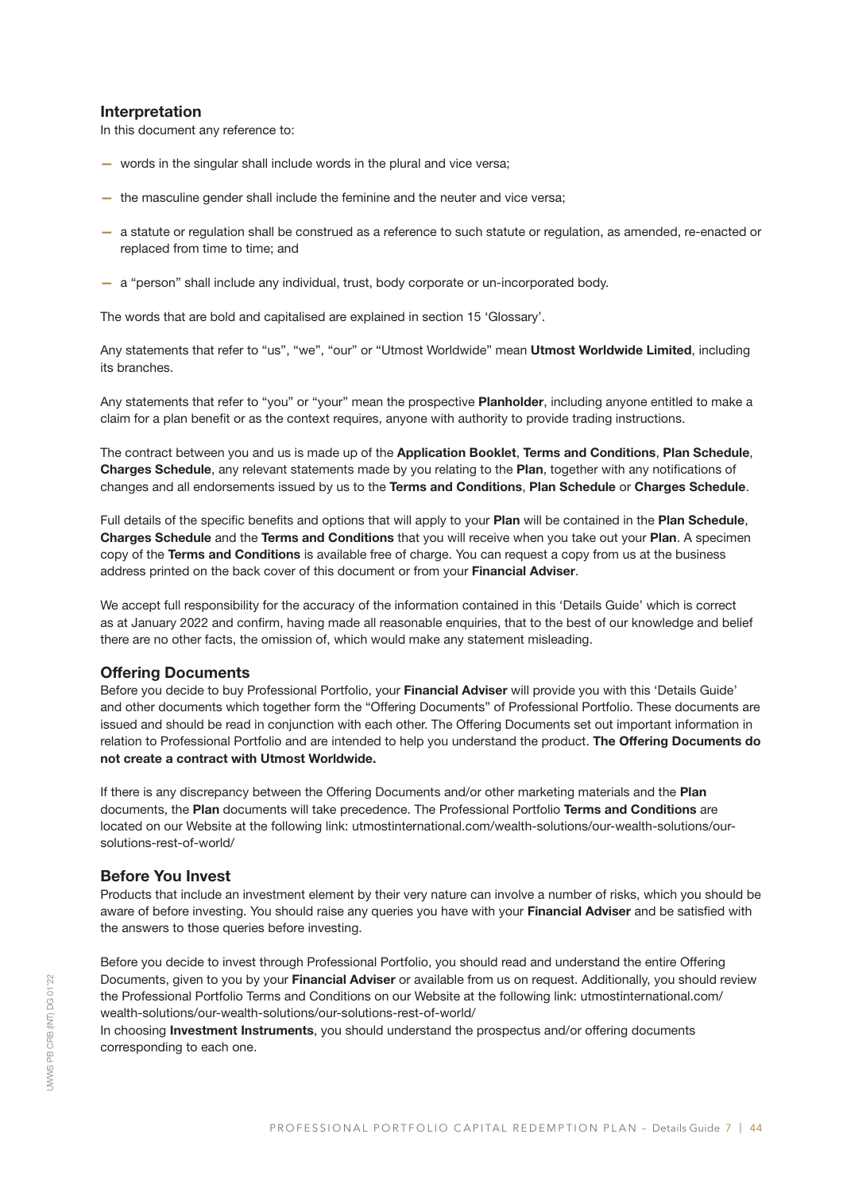## Interpretation

In this document any reference to:

- words in the singular shall include words in the plural and vice versa;
- the masculine gender shall include the feminine and the neuter and vice versa;
- a statute or regulation shall be construed as a reference to such statute or regulation, as amended, re-enacted or replaced from time to time; and
- a "person" shall include any individual, trust, body corporate or un-incorporated body.

The words that are bold and capitalised are explained in section 15 'Glossary'.

Any statements that refer to "us", "we", "our" or "Utmost Worldwide" mean **Utmost Worldwide Limited**, including its branches.

Any statements that refer to "you" or "your" mean the prospective **Planholder**, including anyone entitled to make a claim for a plan benefit or as the context requires, anyone with authority to provide trading instructions.

The contract between you and us is made up of the **Application Booklet**, **Terms and Conditions**, **Plan Schedule**, **Charges Schedule**, any relevant statements made by you relating to the **Plan**, together with any notifications of changes and all endorsements issued by us to the **Terms and Conditions**, **Plan Schedule** or **Charges Schedule**.

Full details of the specific benefits and options that will apply to your **Plan** will be contained in the **Plan Schedule**, **Charges Schedule** and the **Terms and Conditions** that you will receive when you take out your **Plan**. A specimen copy of the **Terms and Conditions** is available free of charge. You can request a copy from us at the business address printed on the back cover of this document or from your **Financial Adviser**.

We accept full responsibility for the accuracy of the information contained in this 'Details Guide' which is correct as at January 2022 and confirm, having made all reasonable enquiries, that to the best of our knowledge and belief there are no other facts, the omission of, which would make any statement misleading.

## Offering Documents

Before you decide to buy Professional Portfolio, your **Financial Adviser** will provide you with this 'Details Guide' and other documents which together form the "Offering Documents" of Professional Portfolio. These documents are issued and should be read in conjunction with each other. The Offering Documents set out important information in relation to Professional Portfolio and are intended to help you understand the product. **The Offering Documents do not create a contract with Utmost Worldwide.**

If there is any discrepancy between the Offering Documents and/or other marketing materials and the **Plan** documents, the **Plan** documents will take precedence. The Professional Portfolio **Terms and Conditions** are located on our Website at the following link: utmostinternational.com/wealth-solutions/our-wealth-solutions/our-solutions-rest-of-world/

## Before You Invest

Products that include an investment element by their very nature can involve a number of risks, which you should be aware of before investing. You should raise any queries you have with your **Financial Adviser** and be satisfied with the answers to those queries before investing.

Before you decide to invest through Professional Portfolio, you should read and understand the entire Offering Documents, given to you by your **Financial Adviser** or available from us on request. Additionally, you should review the Professional Portfolio Terms and Conditions on our Website at the following link: utmostinternational.com/wealth-solutions/our-wealth-solutions/our-solutions-rest-of-world/
In choosing **Investment Instruments**, you should understand the prospectus and/or offering documents corresponding to each one.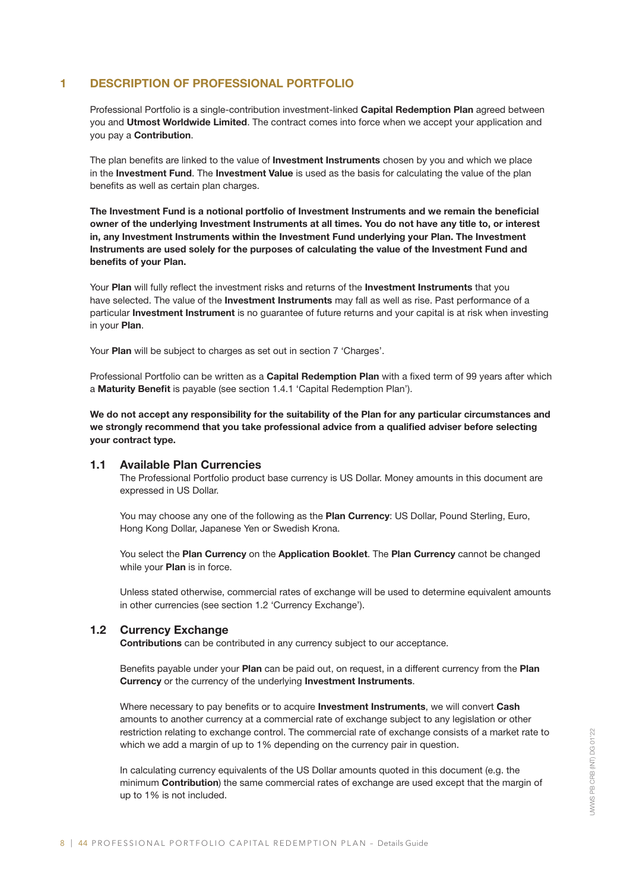# 1 DESCRIPTION OF PROFESSIONAL PORTFOLIO

Professional Portfolio is a single-contribution investment-linked **Capital Redemption Plan** agreed between you and **Utmost Worldwide Limited**. The contract comes into force when we accept your application and you pay a **Contribution**.

The plan benefits are linked to the value of **Investment Instruments** chosen by you and which we place in the **Investment Fund**. The **Investment Value** is used as the basis for calculating the value of the plan benefits as well as certain plan charges.

**The Investment Fund is a notional portfolio of Investment Instruments and we remain the beneficial owner of the underlying Investment Instruments at all times. You do not have any title to, or interest in, any Investment Instruments within the Investment Fund underlying your Plan. The Investment Instruments are used solely for the purposes of calculating the value of the Investment Fund and benefits of your Plan.**

Your **Plan** will fully reflect the investment risks and returns of the **Investment Instruments** that you have selected. The value of the **Investment Instruments** may fall as well as rise. Past performance of a particular **Investment Instrument** is no guarantee of future returns and your capital is at risk when investing in your **Plan**.

Your **Plan** will be subject to charges as set out in section 7 'Charges'.

Professional Portfolio can be written as a **Capital Redemption Plan** with a fixed term of 99 years after which a **Maturity Benefit** is payable (see section 1.4.1 'Capital Redemption Plan').

**We do not accept any responsibility for the suitability of the Plan for any particular circumstances and we strongly recommend that you take professional advice from a qualified adviser before selecting your contract type.**

## 1.1 Available Plan Currencies

The Professional Portfolio product base currency is US Dollar. Money amounts in this document are expressed in US Dollar.

You may choose any one of the following as the **Plan Currency**: US Dollar, Pound Sterling, Euro, Hong Kong Dollar, Japanese Yen or Swedish Krona.

You select the **Plan Currency** on the **Application Booklet**. The **Plan Currency** cannot be changed while your **Plan** is in force.

Unless stated otherwise, commercial rates of exchange will be used to determine equivalent amounts in other currencies (see section 1.2 'Currency Exchange').

## 1.2 Currency Exchange

**Contributions** can be contributed in any currency subject to our acceptance.

Benefits payable under your **Plan** can be paid out, on request, in a different currency from the **Plan Currency** or the currency of the underlying **Investment Instruments**.

Where necessary to pay benefits or to acquire **Investment Instruments**, we will convert **Cash** amounts to another currency at a commercial rate of exchange subject to any legislation or other restriction relating to exchange control. The commercial rate of exchange consists of a market rate to which we add a margin of up to 1% depending on the currency pair in question.

In calculating currency equivalents of the US Dollar amounts quoted in this document (e.g. the minimum **Contribution**) the same commercial rates of exchange are used except that the margin of up to 1% is not included.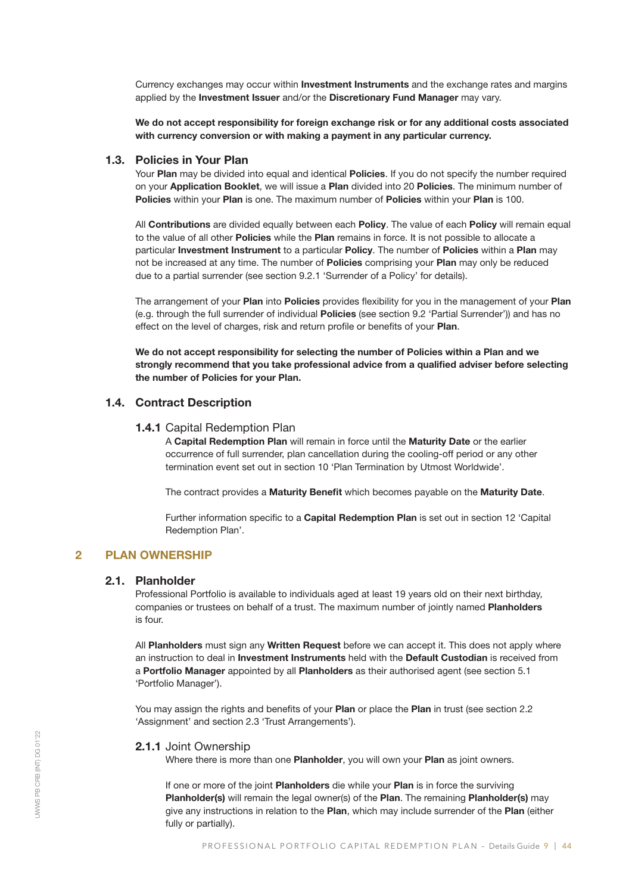Currency exchanges may occur within **Investment Instruments** and the exchange rates and margins applied by the **Investment Issuer** and/or the **Discretionary Fund Manager** may vary.

**We do not accept responsibility for foreign exchange risk or for any additional costs associated with currency conversion or with making a payment in any particular currency.**

### 1.3. Policies in Your Plan

Your **Plan** may be divided into equal and identical **Policies**. If you do not specify the number required on your **Application Booklet**, we will issue a **Plan** divided into 20 **Policies**. The minimum number of **Policies** within your **Plan** is one. The maximum number of **Policies** within your **Plan** is 100.

All **Contributions** are divided equally between each **Policy**. The value of each **Policy** will remain equal to the value of all other **Policies** while the **Plan** remains in force. It is not possible to allocate a particular **Investment Instrument** to a particular **Policy**. The number of **Policies** within a **Plan** may not be increased at any time. The number of **Policies** comprising your **Plan** may only be reduced due to a partial surrender (see section 9.2.1 'Surrender of a Policy' for details).

The arrangement of your **Plan** into **Policies** provides flexibility for you in the management of your **Plan** (e.g. through the full surrender of individual **Policies** (see section 9.2 'Partial Surrender')) and has no effect on the level of charges, risk and return profile or benefits of your **Plan**.

**We do not accept responsibility for selecting the number of Policies within a Plan and we strongly recommend that you take professional advice from a qualified adviser before selecting the number of Policies for your Plan.**

### 1.4. Contract Description

#### 1.4.1 Capital Redemption Plan

A **Capital Redemption Plan** will remain in force until the **Maturity Date** or the earlier occurrence of full surrender, plan cancellation during the cooling-off period or any other termination event set out in section 10 'Plan Termination by Utmost Worldwide'.

The contract provides a **Maturity Benefit** which becomes payable on the **Maturity Date**.

Further information specific to a **Capital Redemption Plan** is set out in section 12 'Capital Redemption Plan'.

## 2 PLAN OWNERSHIP

### 2.1. Planholder

Professional Portfolio is available to individuals aged at least 19 years old on their next birthday, companies or trustees on behalf of a trust. The maximum number of jointly named **Planholders** is four.

All **Planholders** must sign any **Written Request** before we can accept it. This does not apply where an instruction to deal in **Investment Instruments** held with the **Default Custodian** is received from a **Portfolio Manager** appointed by all **Planholders** as their authorised agent (see section 5.1 'Portfolio Manager').

You may assign the rights and benefits of your **Plan** or place the **Plan** in trust (see section 2.2 'Assignment' and section 2.3 'Trust Arrangements').

#### 2.1.1 Joint Ownership

Where there is more than one **Planholder**, you will own your **Plan** as joint owners.

If one or more of the joint **Planholders** die while your **Plan** is in force the surviving **Planholder(s)** will remain the legal owner(s) of the **Plan**. The remaining **Planholder(s)** may give any instructions in relation to the **Plan**, which may include surrender of the **Plan** (either fully or partially).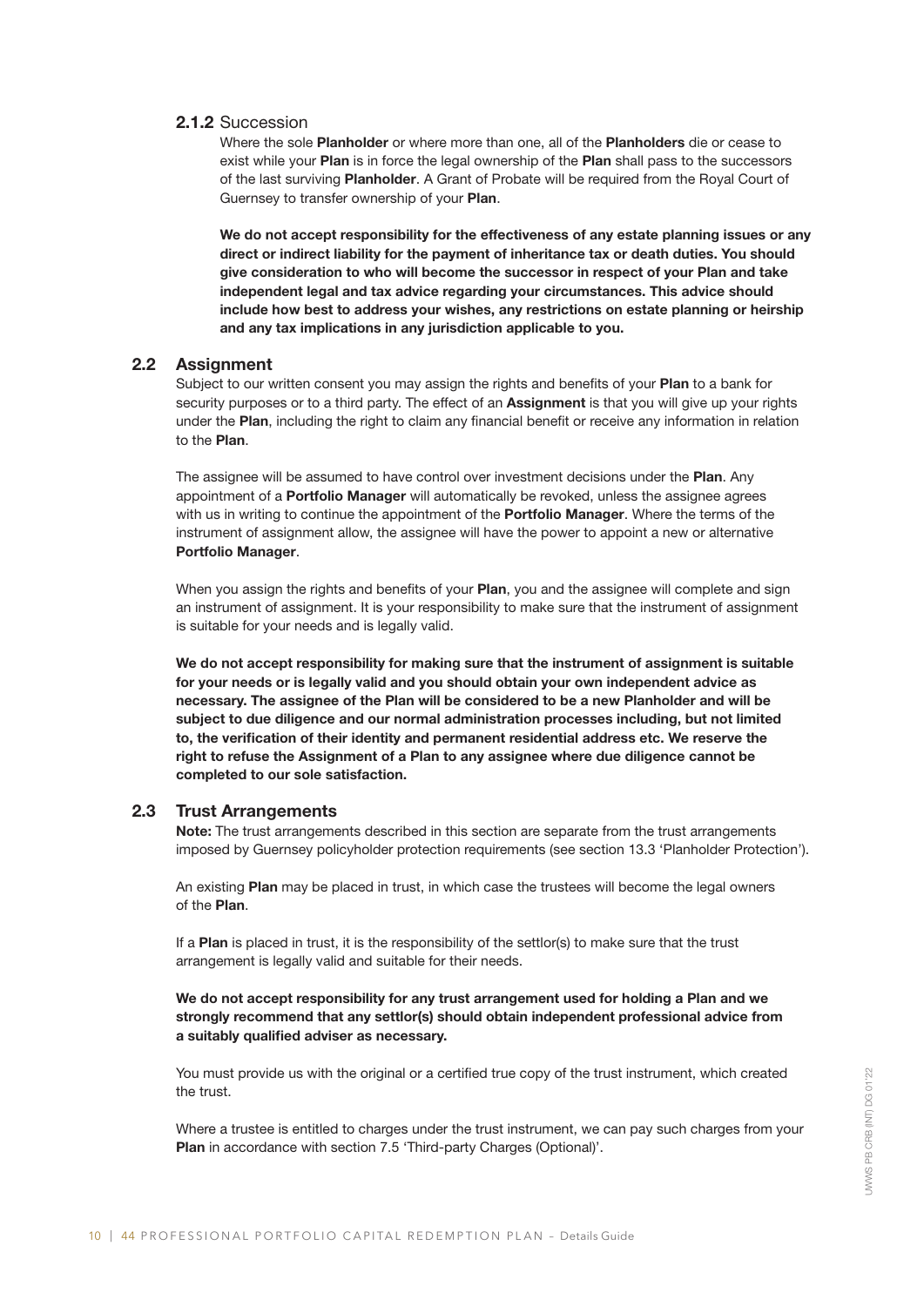### 2.1.2 Succession

Where the sole **Planholder** or where more than one, all of the **Planholders** die or cease to exist while your **Plan** is in force the legal ownership of the **Plan** shall pass to the successors of the last surviving **Planholder**. A Grant of Probate will be required from the Royal Court of Guernsey to transfer ownership of your **Plan**.

**We do not accept responsibility for the effectiveness of any estate planning issues or any direct or indirect liability for the payment of inheritance tax or death duties. You should give consideration to who will become the successor in respect of your Plan and take independent legal and tax advice regarding your circumstances. This advice should include how best to address your wishes, any restrictions on estate planning or heirship and any tax implications in any jurisdiction applicable to you.**

## 2.2 Assignment

Subject to our written consent you may assign the rights and benefits of your **Plan** to a bank for security purposes or to a third party. The effect of an **Assignment** is that you will give up your rights under the **Plan**, including the right to claim any financial benefit or receive any information in relation to the **Plan**.

The assignee will be assumed to have control over investment decisions under the **Plan**. Any appointment of a **Portfolio Manager** will automatically be revoked, unless the assignee agrees with us in writing to continue the appointment of the **Portfolio Manager**. Where the terms of the instrument of assignment allow, the assignee will have the power to appoint a new or alternative **Portfolio Manager**.

When you assign the rights and benefits of your **Plan**, you and the assignee will complete and sign an instrument of assignment. It is your responsibility to make sure that the instrument of assignment is suitable for your needs and is legally valid.

**We do not accept responsibility for making sure that the instrument of assignment is suitable for your needs or is legally valid and you should obtain your own independent advice as necessary. The assignee of the Plan will be considered to be a new Planholder and will be subject to due diligence and our normal administration processes including, but not limited to, the verification of their identity and permanent residential address etc. We reserve the right to refuse the Assignment of a Plan to any assignee where due diligence cannot be completed to our sole satisfaction.**

## 2.3 Trust Arrangements

**Note:** The trust arrangements described in this section are separate from the trust arrangements imposed by Guernsey policyholder protection requirements (see section 13.3 'Planholder Protection').

An existing **Plan** may be placed in trust, in which case the trustees will become the legal owners of the **Plan**.

If a **Plan** is placed in trust, it is the responsibility of the settlor(s) to make sure that the trust arrangement is legally valid and suitable for their needs.

**We do not accept responsibility for any trust arrangement used for holding a Plan and we strongly recommend that any settlor(s) should obtain independent professional advice from a suitably qualified adviser as necessary.**

You must provide us with the original or a certified true copy of the trust instrument, which created the trust.

Where a trustee is entitled to charges under the trust instrument, we can pay such charges from your **Plan** in accordance with section 7.5 'Third-party Charges (Optional)'.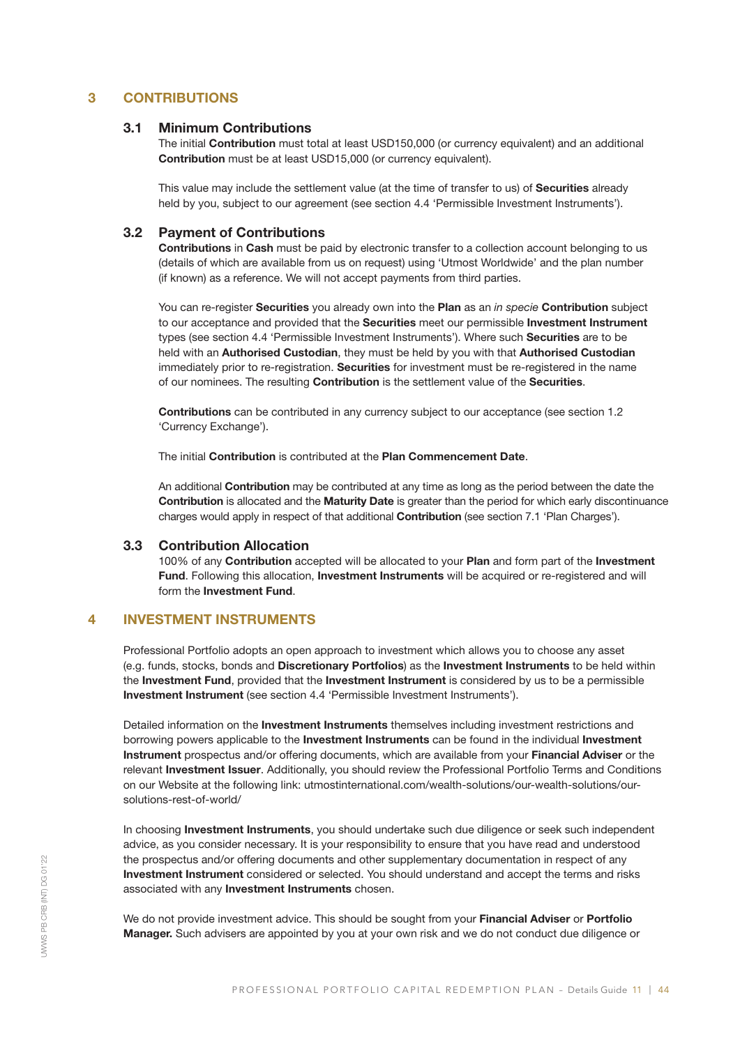# 3 CONTRIBUTIONS

## 3.1 Minimum Contributions

The initial **Contribution** must total at least USD150,000 (or currency equivalent) and an additional **Contribution** must be at least USD15,000 (or currency equivalent).

This value may include the settlement value (at the time of transfer to us) of **Securities** already held by you, subject to our agreement (see section 4.4 'Permissible Investment Instruments').

## 3.2 Payment of Contributions

**Contributions** in **Cash** must be paid by electronic transfer to a collection account belonging to us (details of which are available from us on request) using 'Utmost Worldwide' and the plan number (if known) as a reference. We will not accept payments from third parties.

You can re-register **Securities** you already own into the **Plan** as an *in specie* **Contribution** subject to our acceptance and provided that the **Securities** meet our permissible **Investment Instrument** types (see section 4.4 'Permissible Investment Instruments'). Where such **Securities** are to be held with an **Authorised Custodian**, they must be held by you with that **Authorised Custodian** immediately prior to re-registration. **Securities** for investment must be re-registered in the name of our nominees. The resulting **Contribution** is the settlement value of the **Securities**.

**Contributions** can be contributed in any currency subject to our acceptance (see section 1.2 'Currency Exchange').

The initial **Contribution** is contributed at the **Plan Commencement Date**.

An additional **Contribution** may be contributed at any time as long as the period between the date the **Contribution** is allocated and the **Maturity Date** is greater than the period for which early discontinuance charges would apply in respect of that additional **Contribution** (see section 7.1 'Plan Charges').

## 3.3 Contribution Allocation

100% of any **Contribution** accepted will be allocated to your **Plan** and form part of the **Investment Fund**. Following this allocation, **Investment Instruments** will be acquired or re-registered and will form the **Investment Fund**.

# 4 INVESTMENT INSTRUMENTS

Professional Portfolio adopts an open approach to investment which allows you to choose any asset (e.g. funds, stocks, bonds and **Discretionary Portfolios**) as the **Investment Instruments** to be held within the **Investment Fund**, provided that the **Investment Instrument** is considered by us to be a permissible **Investment Instrument** (see section 4.4 'Permissible Investment Instruments').

Detailed information on the **Investment Instruments** themselves including investment restrictions and borrowing powers applicable to the **Investment Instruments** can be found in the individual **Investment Instrument** prospectus and/or offering documents, which are available from your **Financial Adviser** or the relevant **Investment Issuer**. Additionally, you should review the Professional Portfolio Terms and Conditions on our Website at the following link: utmostinternational.com/wealth-solutions/our-wealth-solutions/our-solutions-rest-of-world/

In choosing **Investment Instruments**, you should undertake such due diligence or seek such independent advice, as you consider necessary. It is your responsibility to ensure that you have read and understood the prospectus and/or offering documents and other supplementary documentation in respect of any **Investment Instrument** considered or selected. You should understand and accept the terms and risks associated with any **Investment Instruments** chosen.

We do not provide investment advice. This should be sought from your **Financial Adviser** or **Portfolio Manager.** Such advisers are appointed by you at your own risk and we do not conduct due diligence or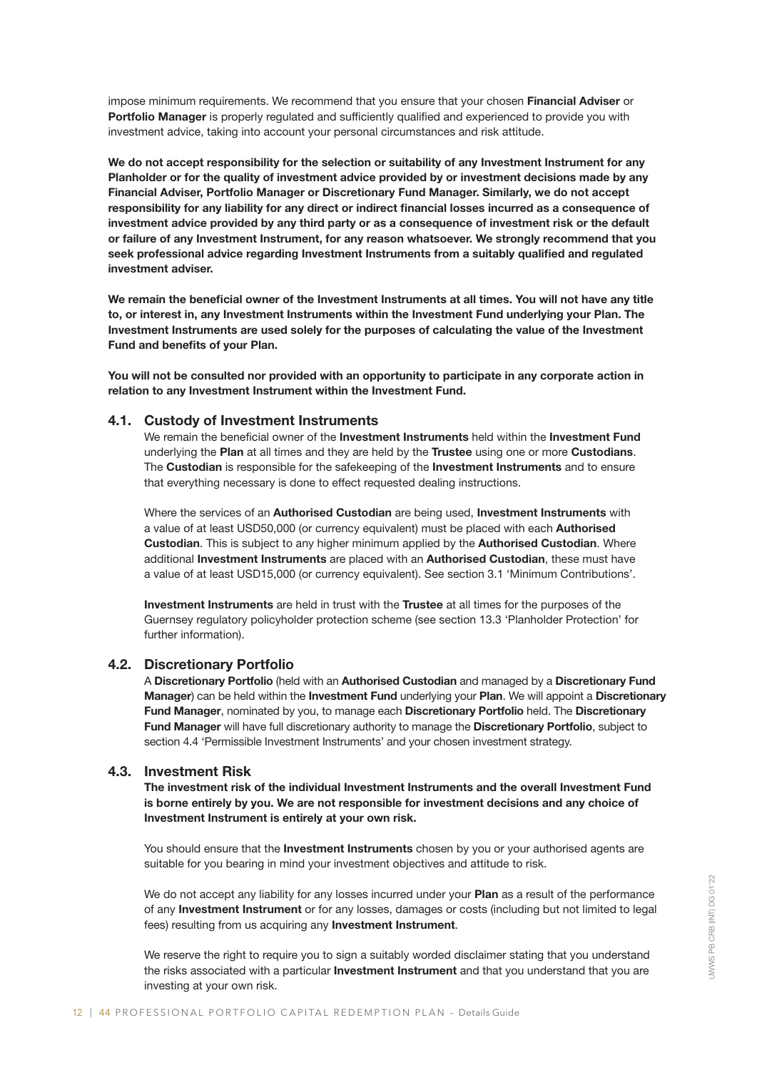impose minimum requirements. We recommend that you ensure that your chosen **Financial Adviser** or **Portfolio Manager** is properly regulated and sufficiently qualified and experienced to provide you with investment advice, taking into account your personal circumstances and risk attitude.

**We do not accept responsibility for the selection or suitability of any Investment Instrument for any Planholder or for the quality of investment advice provided by or investment decisions made by any Financial Adviser, Portfolio Manager or Discretionary Fund Manager. Similarly, we do not accept responsibility for any liability for any direct or indirect financial losses incurred as a consequence of investment advice provided by any third party or as a consequence of investment risk or the default or failure of any Investment Instrument, for any reason whatsoever. We strongly recommend that you seek professional advice regarding Investment Instruments from a suitably qualified and regulated investment adviser.**

**We remain the beneficial owner of the Investment Instruments at all times. You will not have any title to, or interest in, any Investment Instruments within the Investment Fund underlying your Plan. The Investment Instruments are used solely for the purposes of calculating the value of the Investment Fund and benefits of your Plan.**

**You will not be consulted nor provided with an opportunity to participate in any corporate action in relation to any Investment Instrument within the Investment Fund.**

### 4.1. Custody of Investment Instruments

We remain the beneficial owner of the **Investment Instruments** held within the **Investment Fund** underlying the **Plan** at all times and they are held by the **Trustee** using one or more **Custodians**. The **Custodian** is responsible for the safekeeping of the **Investment Instruments** and to ensure that everything necessary is done to effect requested dealing instructions.

Where the services of an **Authorised Custodian** are being used, **Investment Instruments** with a value of at least USD50,000 (or currency equivalent) must be placed with each **Authorised Custodian**. This is subject to any higher minimum applied by the **Authorised Custodian**. Where additional **Investment Instruments** are placed with an **Authorised Custodian**, these must have a value of at least USD15,000 (or currency equivalent). See section 3.1 'Minimum Contributions'.

**Investment Instruments** are held in trust with the **Trustee** at all times for the purposes of the Guernsey regulatory policyholder protection scheme (see section 13.3 'Planholder Protection' for further information).

### 4.2. Discretionary Portfolio

A **Discretionary Portfolio** (held with an **Authorised Custodian** and managed by a **Discretionary Fund Manager**) can be held within the **Investment Fund** underlying your **Plan**. We will appoint a **Discretionary Fund Manager**, nominated by you, to manage each **Discretionary Portfolio** held. The **Discretionary Fund Manager** will have full discretionary authority to manage the **Discretionary Portfolio**, subject to section 4.4 'Permissible Investment Instruments' and your chosen investment strategy.

### 4.3. Investment Risk

**The investment risk of the individual Investment Instruments and the overall Investment Fund is borne entirely by you. We are not responsible for investment decisions and any choice of Investment Instrument is entirely at your own risk.**

You should ensure that the **Investment Instruments** chosen by you or your authorised agents are suitable for you bearing in mind your investment objectives and attitude to risk.

We do not accept any liability for any losses incurred under your **Plan** as a result of the performance of any **Investment Instrument** or for any losses, damages or costs (including but not limited to legal fees) resulting from us acquiring any **Investment Instrument**.

We reserve the right to require you to sign a suitably worded disclaimer stating that you understand the risks associated with a particular **Investment Instrument** and that you understand that you are investing at your own risk.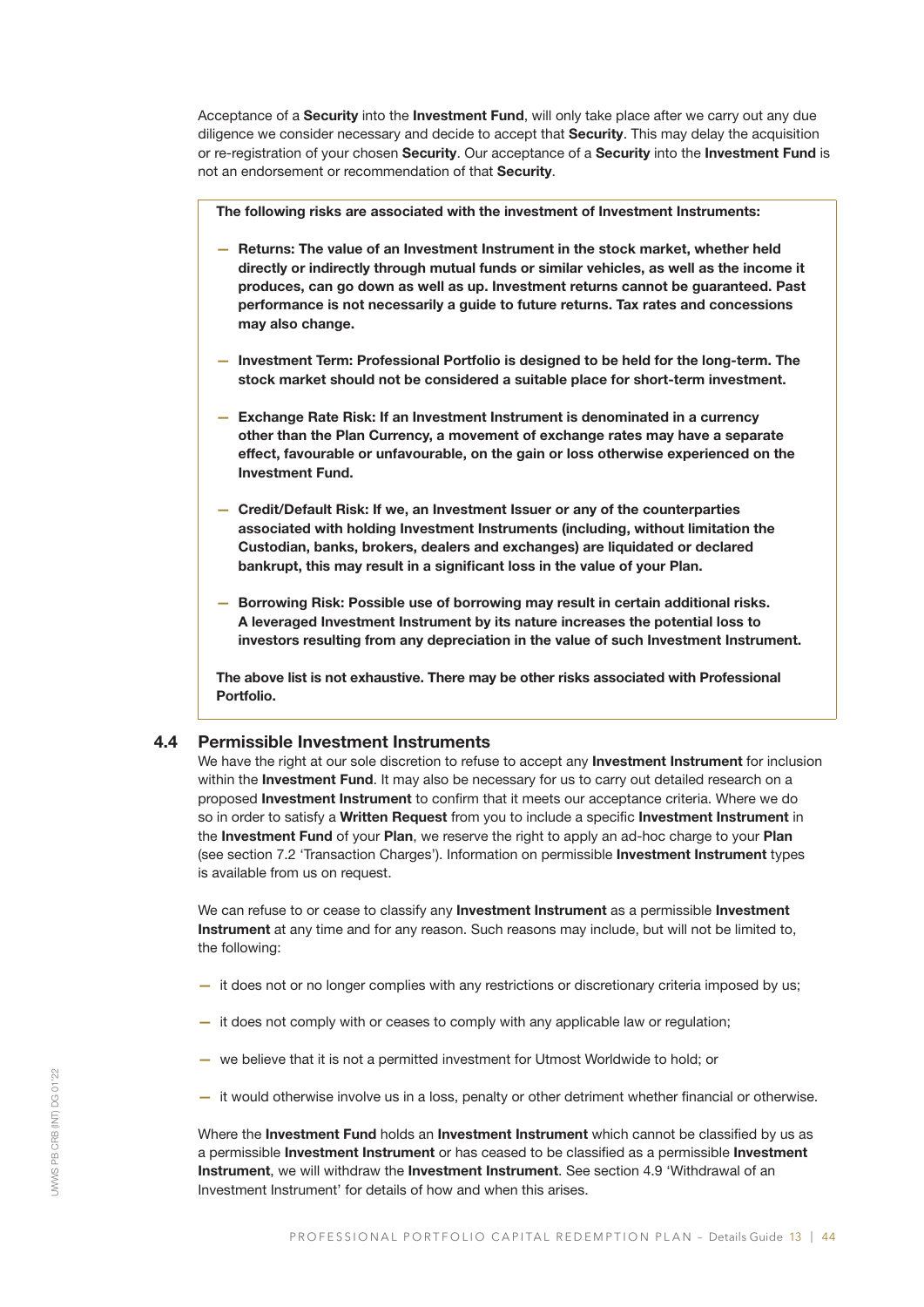Acceptance of a **Security** into the **Investment Fund**, will only take place after we carry out any due diligence we consider necessary and decide to accept that **Security**. This may delay the acquisition or re-registration of your chosen **Security**. Our acceptance of a **Security** into the **Investment Fund** is not an endorsement or recommendation of that **Security**.

**The following risks are associated with the investment of Investment Instruments:**

- **Returns: The value of an Investment Instrument in the stock market, whether held directly or indirectly through mutual funds or similar vehicles, as well as the income it produces, can go down as well as up. Investment returns cannot be guaranteed. Past performance is not necessarily a guide to future returns. Tax rates and concessions may also change.**
- **Investment Term: Professional Portfolio is designed to be held for the long-term. The stock market should not be considered a suitable place for short-term investment.**
- **Exchange Rate Risk: If an Investment Instrument is denominated in a currency other than the Plan Currency, a movement of exchange rates may have a separate effect, favourable or unfavourable, on the gain or loss otherwise experienced on the Investment Fund.**
- **Credit/Default Risk: If we, an Investment Issuer or any of the counterparties associated with holding Investment Instruments (including, without limitation the Custodian, banks, brokers, dealers and exchanges) are liquidated or declared bankrupt, this may result in a significant loss in the value of your Plan.**
- **Borrowing Risk: Possible use of borrowing may result in certain additional risks. A leveraged Investment Instrument by its nature increases the potential loss to investors resulting from any depreciation in the value of such Investment Instrument.**

**The above list is not exhaustive. There may be other risks associated with Professional Portfolio.**

### 4.4 Permissible Investment Instruments

We have the right at our sole discretion to refuse to accept any **Investment Instrument** for inclusion within the **Investment Fund**. It may also be necessary for us to carry out detailed research on a proposed **Investment Instrument** to confirm that it meets our acceptance criteria. Where we do so in order to satisfy a **Written Request** from you to include a specific **Investment Instrument** in the **Investment Fund** of your **Plan**, we reserve the right to apply an ad-hoc charge to your **Plan** (see section 7.2 'Transaction Charges'). Information on permissible **Investment Instrument** types is available from us on request.

We can refuse to or cease to classify any **Investment Instrument** as a permissible **Investment Instrument** at any time and for any reason. Such reasons may include, but will not be limited to, the following:

- it does not or no longer complies with any restrictions or discretionary criteria imposed by us;
- it does not comply with or ceases to comply with any applicable law or regulation;
- we believe that it is not a permitted investment for Utmost Worldwide to hold; or
- it would otherwise involve us in a loss, penalty or other detriment whether financial or otherwise.

Where the **Investment Fund** holds an **Investment Instrument** which cannot be classified by us as a permissible **Investment Instrument** or has ceased to be classified as a permissible **Investment Instrument**, we will withdraw the **Investment Instrument**. See section 4.9 'Withdrawal of an Investment Instrument' for details of how and when this arises.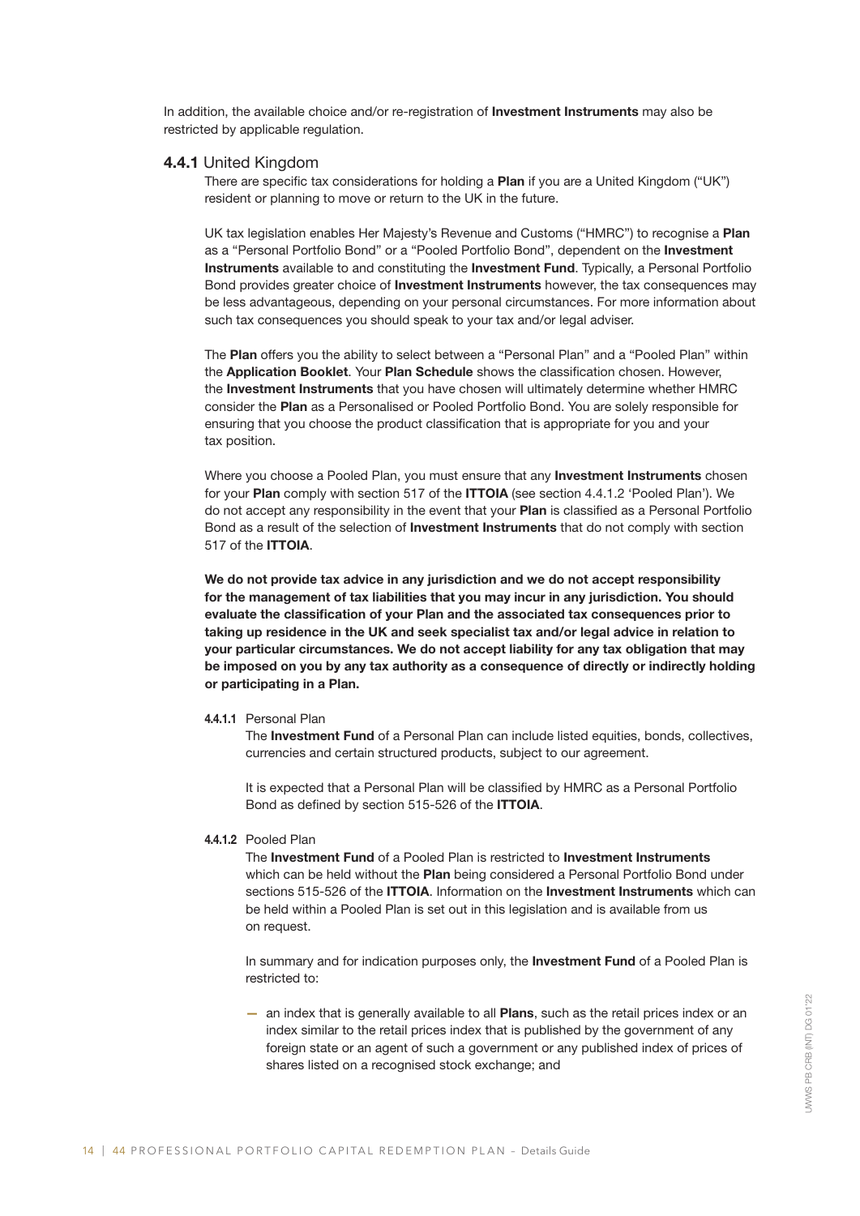In addition, the available choice and/or re-registration of **Investment Instruments** may also be restricted by applicable regulation.

### 4.4.1 United Kingdom

There are specific tax considerations for holding a **Plan** if you are a United Kingdom ("UK") resident or planning to move or return to the UK in the future.

UK tax legislation enables Her Majesty's Revenue and Customs ("HMRC") to recognise a **Plan** as a "Personal Portfolio Bond" or a "Pooled Portfolio Bond", dependent on the **Investment Instruments** available to and constituting the **Investment Fund**. Typically, a Personal Portfolio Bond provides greater choice of **Investment Instruments** however, the tax consequences may be less advantageous, depending on your personal circumstances. For more information about such tax consequences you should speak to your tax and/or legal adviser.

The **Plan** offers you the ability to select between a "Personal Plan" and a "Pooled Plan" within the **Application Booklet**. Your **Plan Schedule** shows the classification chosen. However, the **Investment Instruments** that you have chosen will ultimately determine whether HMRC consider the **Plan** as a Personalised or Pooled Portfolio Bond. You are solely responsible for ensuring that you choose the product classification that is appropriate for you and your tax position.

Where you choose a Pooled Plan, you must ensure that any **Investment Instruments** chosen for your **Plan** comply with section 517 of the **ITTOIA** (see section 4.4.1.2 'Pooled Plan'). We do not accept any responsibility in the event that your **Plan** is classified as a Personal Portfolio Bond as a result of the selection of **Investment Instruments** that do not comply with section 517 of the **ITTOIA**.

**We do not provide tax advice in any jurisdiction and we do not accept responsibility for the management of tax liabilities that you may incur in any jurisdiction. You should evaluate the classification of your Plan and the associated tax consequences prior to taking up residence in the UK and seek specialist tax and/or legal advice in relation to your particular circumstances. We do not accept liability for any tax obligation that may be imposed on you by any tax authority as a consequence of directly or indirectly holding or participating in a Plan.**

#### 4.4.1.1 Personal Plan

The **Investment Fund** of a Personal Plan can include listed equities, bonds, collectives, currencies and certain structured products, subject to our agreement.

It is expected that a Personal Plan will be classified by HMRC as a Personal Portfolio Bond as defined by section 515-526 of the **ITTOIA**.

#### 4.4.1.2 Pooled Plan

The **Investment Fund** of a Pooled Plan is restricted to **Investment Instruments** which can be held without the **Plan** being considered a Personal Portfolio Bond under sections 515-526 of the **ITTOIA**. Information on the **Investment Instruments** which can be held within a Pooled Plan is set out in this legislation and is available from us on request.

In summary and for indication purposes only, the **Investment Fund** of a Pooled Plan is restricted to:

- an index that is generally available to all **Plans**, such as the retail prices index or an index similar to the retail prices index that is published by the government of any foreign state or an agent of such a government or any published index of prices of shares listed on a recognised stock exchange; and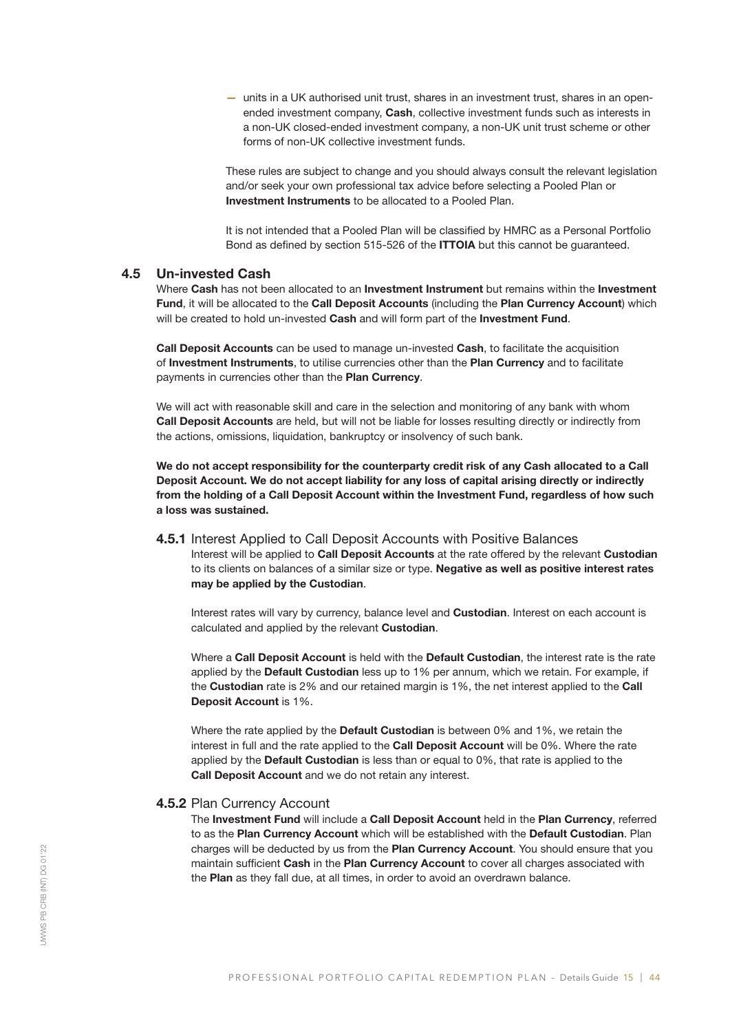- units in a UK authorised unit trust, shares in an investment trust, shares in an open-ended investment company, **Cash**, collective investment funds such as interests in a non-UK closed-ended investment company, a non-UK unit trust scheme or other forms of non-UK collective investment funds.

These rules are subject to change and you should always consult the relevant legislation and/or seek your own professional tax advice before selecting a Pooled Plan or **Investment Instruments** to be allocated to a Pooled Plan.

It is not intended that a Pooled Plan will be classified by HMRC as a Personal Portfolio Bond as defined by section 515-526 of the **ITTOIA** but this cannot be guaranteed.

## 4.5 Un-invested Cash

Where **Cash** has not been allocated to an **Investment Instrument** but remains within the **Investment Fund**, it will be allocated to the **Call Deposit Accounts** (including the **Plan Currency Account**) which will be created to hold un-invested **Cash** and will form part of the **Investment Fund**.

**Call Deposit Accounts** can be used to manage un-invested **Cash**, to facilitate the acquisition of **Investment Instruments**, to utilise currencies other than the **Plan Currency** and to facilitate payments in currencies other than the **Plan Currency**.

We will act with reasonable skill and care in the selection and monitoring of any bank with whom **Call Deposit Accounts** are held, but will not be liable for losses resulting directly or indirectly from the actions, omissions, liquidation, bankruptcy or insolvency of such bank.

**We do not accept responsibility for the counterparty credit risk of any Cash allocated to a Call Deposit Account. We do not accept liability for any loss of capital arising directly or indirectly from the holding of a Call Deposit Account within the Investment Fund, regardless of how such a loss was sustained.**

### 4.5.1 Interest Applied to Call Deposit Accounts with Positive Balances

Interest will be applied to **Call Deposit Accounts** at the rate offered by the relevant **Custodian** to its clients on balances of a similar size or type. **Negative as well as positive interest rates may be applied by the Custodian**.

Interest rates will vary by currency, balance level and **Custodian**. Interest on each account is calculated and applied by the relevant **Custodian**.

Where a **Call Deposit Account** is held with the **Default Custodian**, the interest rate is the rate applied by the **Default Custodian** less up to 1% per annum, which we retain. For example, if the **Custodian** rate is 2% and our retained margin is 1%, the net interest applied to the **Call Deposit Account** is 1%.

Where the rate applied by the **Default Custodian** is between 0% and 1%, we retain the interest in full and the rate applied to the **Call Deposit Account** will be 0%. Where the rate applied by the **Default Custodian** is less than or equal to 0%, that rate is applied to the **Call Deposit Account** and we do not retain any interest.

### 4.5.2 Plan Currency Account

The **Investment Fund** will include a **Call Deposit Account** held in the **Plan Currency**, referred to as the **Plan Currency Account** which will be established with the **Default Custodian**. Plan charges will be deducted by us from the **Plan Currency Account**. You should ensure that you maintain sufficient **Cash** in the **Plan Currency Account** to cover all charges associated with the **Plan** as they fall due, at all times, in order to avoid an overdrawn balance.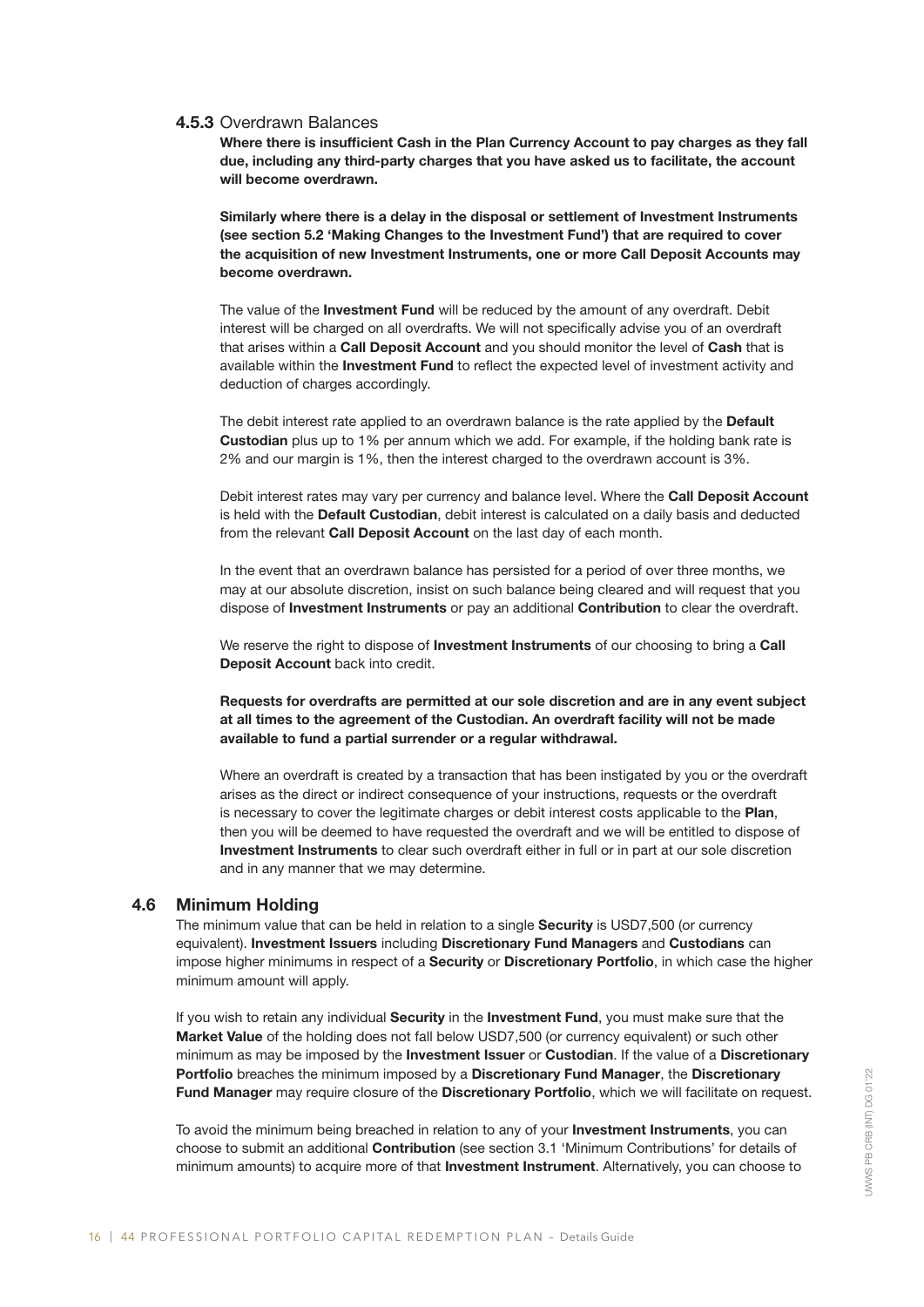#### 4.5.3 Overdrawn Balances

**Where there is insufficient Cash in the Plan Currency Account to pay charges as they fall due, including any third-party charges that you have asked us to facilitate, the account will become overdrawn.**

**Similarly where there is a delay in the disposal or settlement of Investment Instruments (see section 5.2 'Making Changes to the Investment Fund') that are required to cover the acquisition of new Investment Instruments, one or more Call Deposit Accounts may become overdrawn.**

The value of the **Investment Fund** will be reduced by the amount of any overdraft. Debit interest will be charged on all overdrafts. We will not specifically advise you of an overdraft that arises within a **Call Deposit Account** and you should monitor the level of **Cash** that is available within the **Investment Fund** to reflect the expected level of investment activity and deduction of charges accordingly.

The debit interest rate applied to an overdrawn balance is the rate applied by the **Default Custodian** plus up to 1% per annum which we add. For example, if the holding bank rate is 2% and our margin is 1%, then the interest charged to the overdrawn account is 3%.

Debit interest rates may vary per currency and balance level. Where the **Call Deposit Account** is held with the **Default Custodian**, debit interest is calculated on a daily basis and deducted from the relevant **Call Deposit Account** on the last day of each month.

In the event that an overdrawn balance has persisted for a period of over three months, we may at our absolute discretion, insist on such balance being cleared and will request that you dispose of **Investment Instruments** or pay an additional **Contribution** to clear the overdraft.

We reserve the right to dispose of **Investment Instruments** of our choosing to bring a **Call Deposit Account** back into credit.

**Requests for overdrafts are permitted at our sole discretion and are in any event subject at all times to the agreement of the Custodian. An overdraft facility will not be made available to fund a partial surrender or a regular withdrawal.**

Where an overdraft is created by a transaction that has been instigated by you or the overdraft arises as the direct or indirect consequence of your instructions, requests or the overdraft is necessary to cover the legitimate charges or debit interest costs applicable to the **Plan**, then you will be deemed to have requested the overdraft and we will be entitled to dispose of **Investment Instruments** to clear such overdraft either in full or in part at our sole discretion and in any manner that we may determine.

### 4.6 Minimum Holding

The minimum value that can be held in relation to a single **Security** is USD7,500 (or currency equivalent). **Investment Issuers** including **Discretionary Fund Managers** and **Custodians** can impose higher minimums in respect of a **Security** or **Discretionary Portfolio**, in which case the higher minimum amount will apply.

If you wish to retain any individual **Security** in the **Investment Fund**, you must make sure that the **Market Value** of the holding does not fall below USD7,500 (or currency equivalent) or such other minimum as may be imposed by the **Investment Issuer** or **Custodian**. If the value of a **Discretionary Portfolio** breaches the minimum imposed by a **Discretionary Fund Manager**, the **Discretionary Fund Manager** may require closure of the **Discretionary Portfolio**, which we will facilitate on request.

To avoid the minimum being breached in relation to any of your **Investment Instruments**, you can choose to submit an additional **Contribution** (see section 3.1 'Minimum Contributions' for details of minimum amounts) to acquire more of that **Investment Instrument**. Alternatively, you can choose to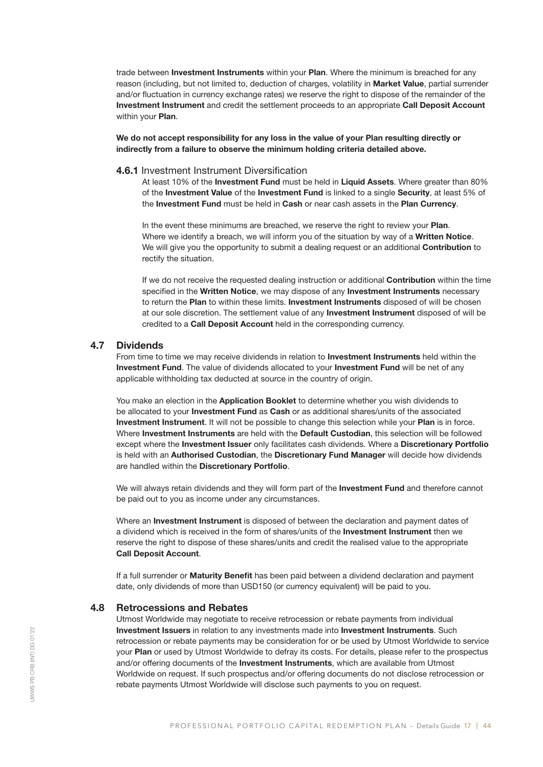trade between **Investment Instruments** within your **Plan**. Where the minimum is breached for any reason (including, but not limited to, deduction of charges, volatility in **Market Value**, partial surrender and/or fluctuation in currency exchange rates) we reserve the right to dispose of the remainder of the **Investment Instrument** and credit the settlement proceeds to an appropriate **Call Deposit Account** within your **Plan**.

**We do not accept responsibility for any loss in the value of your Plan resulting directly or indirectly from a failure to observe the minimum holding criteria detailed above.**

#### **4.6.1** Investment Instrument Diversification

At least 10% of the **Investment Fund** must be held in **Liquid Assets**. Where greater than 80% of the **Investment Value** of the **Investment Fund** is linked to a single **Security**, at least 5% of the **Investment Fund** must be held in **Cash** or near cash assets in the **Plan Currency**.

In the event these minimums are breached, we reserve the right to review your **Plan**. Where we identify a breach, we will inform you of the situation by way of a **Written Notice**. We will give you the opportunity to submit a dealing request or an additional **Contribution** to rectify the situation.

If we do not receive the requested dealing instruction or additional **Contribution** within the time specified in the **Written Notice**, we may dispose of any **Investment Instruments** necessary to return the **Plan** to within these limits. **Investment Instruments** disposed of will be chosen at our sole discretion. The settlement value of any **Investment Instrument** disposed of will be credited to a **Call Deposit Account** held in the corresponding currency.

### 4.7 Dividends

From time to time we may receive dividends in relation to **Investment Instruments** held within the **Investment Fund**. The value of dividends allocated to your **Investment Fund** will be net of any applicable withholding tax deducted at source in the country of origin.

You make an election in the **Application Booklet** to determine whether you wish dividends to be allocated to your **Investment Fund** as **Cash** or as additional shares/units of the associated **Investment Instrument**. It will not be possible to change this selection while your **Plan** is in force. Where **Investment Instruments** are held with the **Default Custodian**, this selection will be followed except where the **Investment Issuer** only facilitates cash dividends. Where a **Discretionary Portfolio** is held with an **Authorised Custodian**, the **Discretionary Fund Manager** will decide how dividends are handled within the **Discretionary Portfolio**.

We will always retain dividends and they will form part of the **Investment Fund** and therefore cannot be paid out to you as income under any circumstances.

Where an **Investment Instrument** is disposed of between the declaration and payment dates of a dividend which is received in the form of shares/units of the **Investment Instrument** then we reserve the right to dispose of these shares/units and credit the realised value to the appropriate **Call Deposit Account**.

If a full surrender or **Maturity Benefit** has been paid between a dividend declaration and payment date, only dividends of more than USD150 (or currency equivalent) will be paid to you.

### 4.8 Retrocessions and Rebates

Utmost Worldwide may negotiate to receive retrocession or rebate payments from individual **Investment Issuers** in relation to any investments made into **Investment Instruments**. Such retrocession or rebate payments may be consideration for or be used by Utmost Worldwide to service your **Plan** or used by Utmost Worldwide to defray its costs. For details, please refer to the prospectus and/or offering documents of the **Investment Instruments**, which are available from Utmost Worldwide on request. If such prospectus and/or offering documents do not disclose retrocession or rebate payments Utmost Worldwide will disclose such payments to you on request.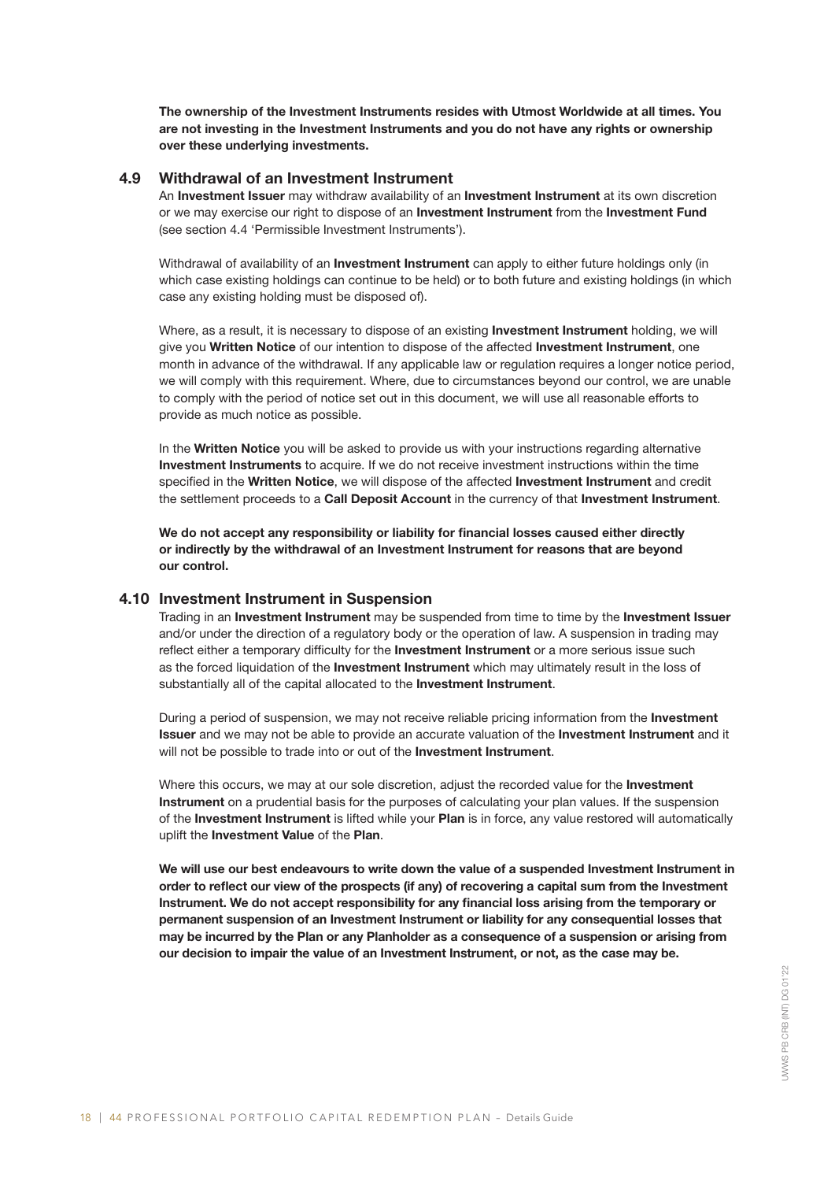**The ownership of the Investment Instruments resides with Utmost Worldwide at all times. You are not investing in the Investment Instruments and you do not have any rights or ownership over these underlying investments.**

### 4.9 Withdrawal of an Investment Instrument

An **Investment Issuer** may withdraw availability of an **Investment Instrument** at its own discretion or we may exercise our right to dispose of an **Investment Instrument** from the **Investment Fund** (see section 4.4 'Permissible Investment Instruments').

Withdrawal of availability of an **Investment Instrument** can apply to either future holdings only (in which case existing holdings can continue to be held) or to both future and existing holdings (in which case any existing holding must be disposed of).

Where, as a result, it is necessary to dispose of an existing **Investment Instrument** holding, we will give you **Written Notice** of our intention to dispose of the affected **Investment Instrument**, one month in advance of the withdrawal. If any applicable law or regulation requires a longer notice period, we will comply with this requirement. Where, due to circumstances beyond our control, we are unable to comply with the period of notice set out in this document, we will use all reasonable efforts to provide as much notice as possible.

In the **Written Notice** you will be asked to provide us with your instructions regarding alternative **Investment Instruments** to acquire. If we do not receive investment instructions within the time specified in the **Written Notice**, we will dispose of the affected **Investment Instrument** and credit the settlement proceeds to a **Call Deposit Account** in the currency of that **Investment Instrument**.

**We do not accept any responsibility or liability for financial losses caused either directly or indirectly by the withdrawal of an Investment Instrument for reasons that are beyond our control.**

### 4.10 Investment Instrument in Suspension

Trading in an **Investment Instrument** may be suspended from time to time by the **Investment Issuer** and/or under the direction of a regulatory body or the operation of law. A suspension in trading may reflect either a temporary difficulty for the **Investment Instrument** or a more serious issue such as the forced liquidation of the **Investment Instrument** which may ultimately result in the loss of substantially all of the capital allocated to the **Investment Instrument**.

During a period of suspension, we may not receive reliable pricing information from the **Investment Issuer** and we may not be able to provide an accurate valuation of the **Investment Instrument** and it will not be possible to trade into or out of the **Investment Instrument**.

Where this occurs, we may at our sole discretion, adjust the recorded value for the **Investment Instrument** on a prudential basis for the purposes of calculating your plan values. If the suspension of the **Investment Instrument** is lifted while your **Plan** is in force, any value restored will automatically uplift the **Investment Value** of the **Plan**.

**We will use our best endeavours to write down the value of a suspended Investment Instrument in order to reflect our view of the prospects (if any) of recovering a capital sum from the Investment Instrument. We do not accept responsibility for any financial loss arising from the temporary or permanent suspension of an Investment Instrument or liability for any consequential losses that may be incurred by the Plan or any Planholder as a consequence of a suspension or arising from our decision to impair the value of an Investment Instrument, or not, as the case may be.**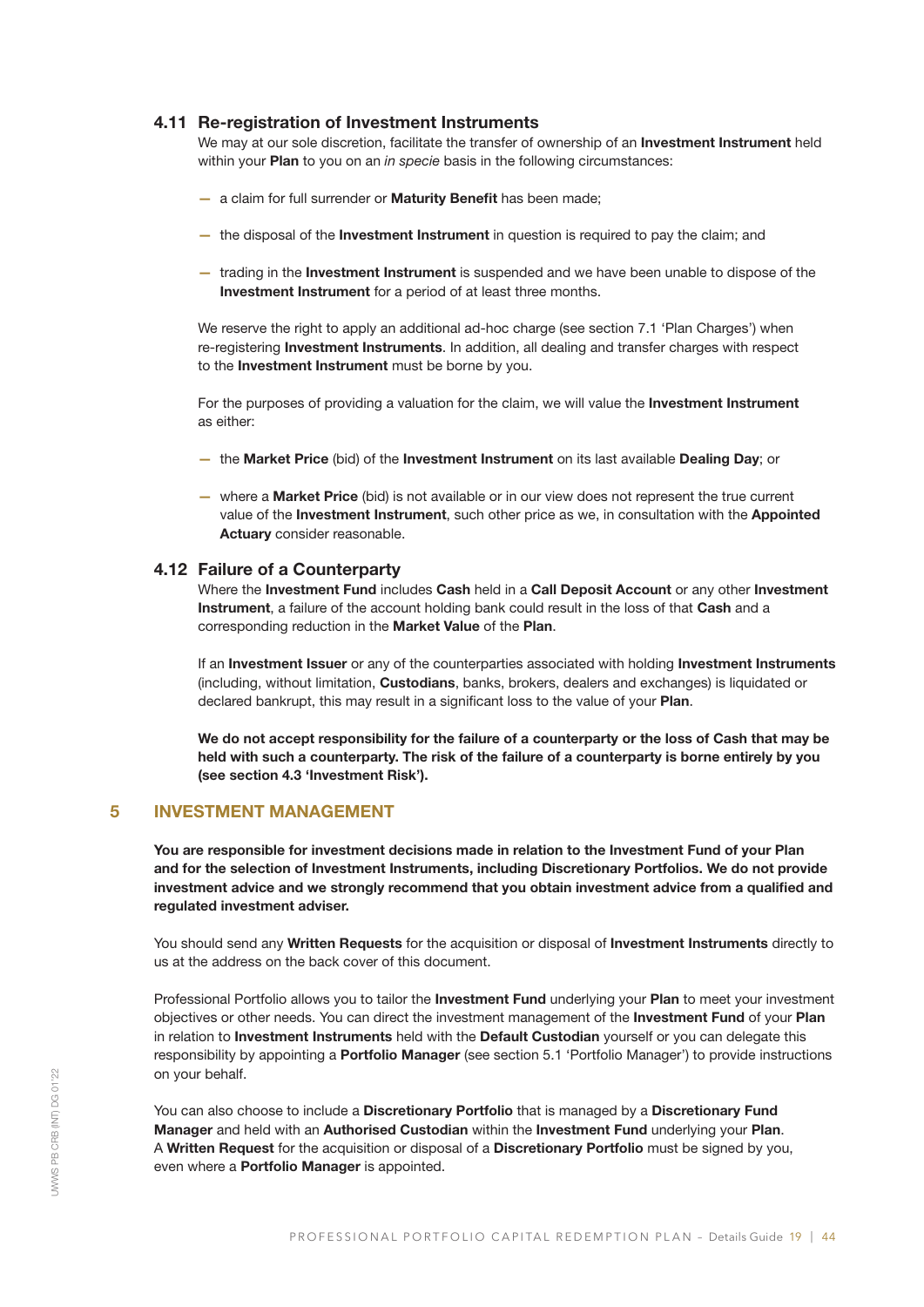### 4.11 Re-registration of Investment Instruments

We may at our sole discretion, facilitate the transfer of ownership of an **Investment Instrument** held within your **Plan** to you on an *in specie* basis in the following circumstances:

- a claim for full surrender or **Maturity Benefit** has been made;
- the disposal of the **Investment Instrument** in question is required to pay the claim; and
- trading in the **Investment Instrument** is suspended and we have been unable to dispose of the **Investment Instrument** for a period of at least three months.

We reserve the right to apply an additional ad-hoc charge (see section 7.1 'Plan Charges') when re-registering **Investment Instruments**. In addition, all dealing and transfer charges with respect to the **Investment Instrument** must be borne by you.

For the purposes of providing a valuation for the claim, we will value the **Investment Instrument** as either:

- the **Market Price** (bid) of the **Investment Instrument** on its last available **Dealing Day**; or
- where a **Market Price** (bid) is not available or in our view does not represent the true current value of the **Investment Instrument**, such other price as we, in consultation with the **Appointed Actuary** consider reasonable.

### 4.12 Failure of a Counterparty

Where the **Investment Fund** includes **Cash** held in a **Call Deposit Account** or any other **Investment Instrument**, a failure of the account holding bank could result in the loss of that **Cash** and a corresponding reduction in the **Market Value** of the **Plan**.

If an **Investment Issuer** or any of the counterparties associated with holding **Investment Instruments** (including, without limitation, **Custodians**, banks, brokers, dealers and exchanges) is liquidated or declared bankrupt, this may result in a significant loss to the value of your **Plan**.

**We do not accept responsibility for the failure of a counterparty or the loss of Cash that may be held with such a counterparty. The risk of the failure of a counterparty is borne entirely by you (see section 4.3 'Investment Risk').**

## 5 INVESTMENT MANAGEMENT

**You are responsible for investment decisions made in relation to the Investment Fund of your Plan and for the selection of Investment Instruments, including Discretionary Portfolios. We do not provide investment advice and we strongly recommend that you obtain investment advice from a qualified and regulated investment adviser.**

You should send any **Written Requests** for the acquisition or disposal of **Investment Instruments** directly to us at the address on the back cover of this document.

Professional Portfolio allows you to tailor the **Investment Fund** underlying your **Plan** to meet your investment objectives or other needs. You can direct the investment management of the **Investment Fund** of your **Plan** in relation to **Investment Instruments** held with the **Default Custodian** yourself or you can delegate this responsibility by appointing a **Portfolio Manager** (see section 5.1 'Portfolio Manager') to provide instructions on your behalf.

You can also choose to include a **Discretionary Portfolio** that is managed by a **Discretionary Fund Manager** and held with an **Authorised Custodian** within the **Investment Fund** underlying your **Plan**. A **Written Request** for the acquisition or disposal of a **Discretionary Portfolio** must be signed by you, even where a **Portfolio Manager** is appointed.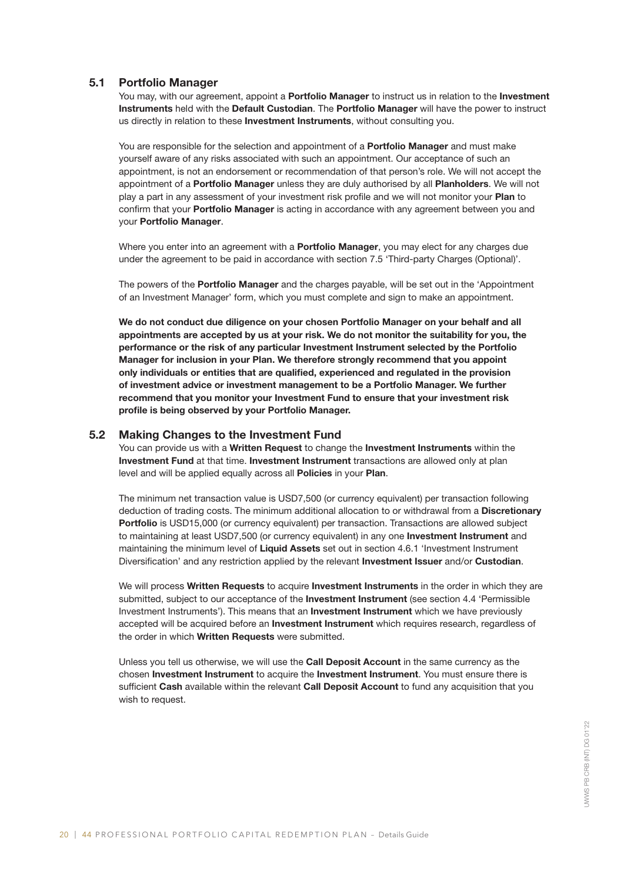### 5.1 Portfolio Manager

You may, with our agreement, appoint a **Portfolio Manager** to instruct us in relation to the **Investment Instruments** held with the **Default Custodian**. The **Portfolio Manager** will have the power to instruct us directly in relation to these **Investment Instruments**, without consulting you.

You are responsible for the selection and appointment of a **Portfolio Manager** and must make yourself aware of any risks associated with such an appointment. Our acceptance of such an appointment, is not an endorsement or recommendation of that person's role. We will not accept the appointment of a **Portfolio Manager** unless they are duly authorised by all **Planholders**. We will not play a part in any assessment of your investment risk profile and we will not monitor your **Plan** to confirm that your **Portfolio Manager** is acting in accordance with any agreement between you and your **Portfolio Manager**.

Where you enter into an agreement with a **Portfolio Manager**, you may elect for any charges due under the agreement to be paid in accordance with section 7.5 'Third-party Charges (Optional)'.

The powers of the **Portfolio Manager** and the charges payable, will be set out in the 'Appointment of an Investment Manager' form, which you must complete and sign to make an appointment.

**We do not conduct due diligence on your chosen Portfolio Manager on your behalf and all appointments are accepted by us at your risk. We do not monitor the suitability for you, the performance or the risk of any particular Investment Instrument selected by the Portfolio Manager for inclusion in your Plan. We therefore strongly recommend that you appoint only individuals or entities that are qualified, experienced and regulated in the provision of investment advice or investment management to be a Portfolio Manager. We further recommend that you monitor your Investment Fund to ensure that your investment risk profile is being observed by your Portfolio Manager.**

### 5.2 Making Changes to the Investment Fund

You can provide us with a **Written Request** to change the **Investment Instruments** within the **Investment Fund** at that time. **Investment Instrument** transactions are allowed only at plan level and will be applied equally across all **Policies** in your **Plan**.

The minimum net transaction value is USD7,500 (or currency equivalent) per transaction following deduction of trading costs. The minimum additional allocation to or withdrawal from a **Discretionary Portfolio** is USD15,000 (or currency equivalent) per transaction. Transactions are allowed subject to maintaining at least USD7,500 (or currency equivalent) in any one **Investment Instrument** and maintaining the minimum level of **Liquid Assets** set out in section 4.6.1 'Investment Instrument Diversification' and any restriction applied by the relevant **Investment Issuer** and/or **Custodian**.

We will process **Written Requests** to acquire **Investment Instruments** in the order in which they are submitted, subject to our acceptance of the **Investment Instrument** (see section 4.4 'Permissible Investment Instruments'). This means that an **Investment Instrument** which we have previously accepted will be acquired before an **Investment Instrument** which requires research, regardless of the order in which **Written Requests** were submitted.

Unless you tell us otherwise, we will use the **Call Deposit Account** in the same currency as the chosen **Investment Instrument** to acquire the **Investment Instrument**. You must ensure there is sufficient **Cash** available within the relevant **Call Deposit Account** to fund any acquisition that you wish to request.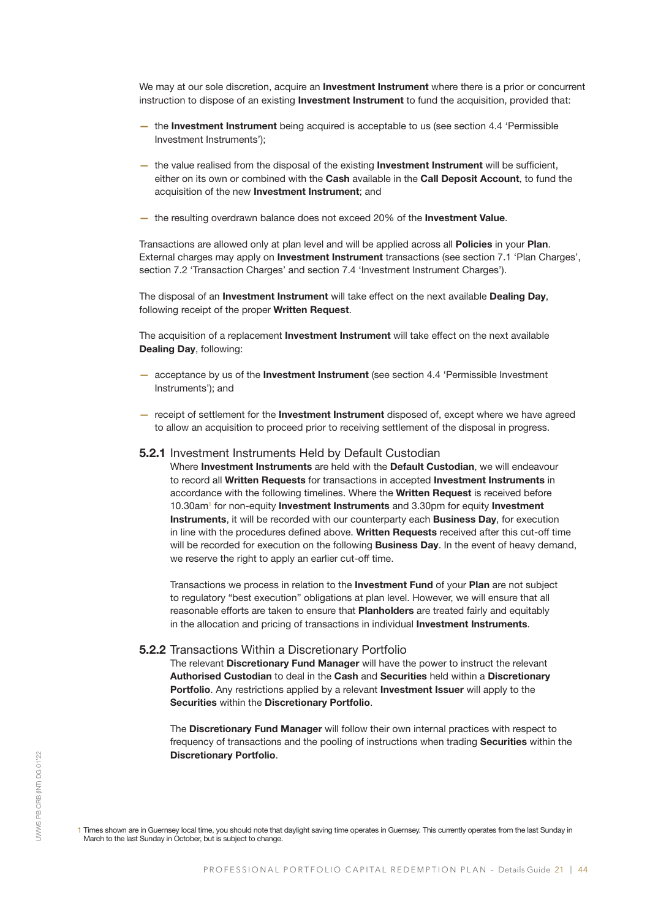We may at our sole discretion, acquire an **Investment Instrument** where there is a prior or concurrent instruction to dispose of an existing **Investment Instrument** to fund the acquisition, provided that:

- the **Investment Instrument** being acquired is acceptable to us (see section 4.4 'Permissible Investment Instruments');
- the value realised from the disposal of the existing **Investment Instrument** will be sufficient, either on its own or combined with the **Cash** available in the **Call Deposit Account**, to fund the acquisition of the new **Investment Instrument**; and
- the resulting overdrawn balance does not exceed 20% of the **Investment Value**.

Transactions are allowed only at plan level and will be applied across all **Policies** in your **Plan**. External charges may apply on **Investment Instrument** transactions (see section 7.1 'Plan Charges', section 7.2 'Transaction Charges' and section 7.4 'Investment Instrument Charges').

The disposal of an **Investment Instrument** will take effect on the next available **Dealing Day**, following receipt of the proper **Written Request**.

The acquisition of a replacement **Investment Instrument** will take effect on the next available **Dealing Day**, following:

- acceptance by us of the **Investment Instrument** (see section 4.4 'Permissible Investment Instruments'); and
- receipt of settlement for the **Investment Instrument** disposed of, except where we have agreed to allow an acquisition to proceed prior to receiving settlement of the disposal in progress.

### 5.2.1 Investment Instruments Held by Default Custodian

Where **Investment Instruments** are held with the **Default Custodian**, we will endeavour to record all **Written Requests** for transactions in accepted **Investment Instruments** in accordance with the following timelines. Where the **Written Request** is received before 10.30am[1] for non-equity **Investment Instruments** and 3.30pm for equity **Investment Instruments**, it will be recorded with our counterparty each **Business Day**, for execution in line with the procedures defined above. **Written Requests** received after this cut-off time will be recorded for execution on the following **Business Day**. In the event of heavy demand, we reserve the right to apply an earlier cut-off time.

Transactions we process in relation to the **Investment Fund** of your **Plan** are not subject to regulatory "best execution" obligations at plan level. However, we will ensure that all reasonable efforts are taken to ensure that **Planholders** are treated fairly and equitably in the allocation and pricing of transactions in individual **Investment Instruments**.

### 5.2.2 Transactions Within a Discretionary Portfolio

The relevant **Discretionary Fund Manager** will have the power to instruct the relevant **Authorised Custodian** to deal in the **Cash** and **Securities** held within a **Discretionary Portfolio**. Any restrictions applied by a relevant **Investment Issuer** will apply to the **Securities** within the **Discretionary Portfolio**.

The **Discretionary Fund Manager** will follow their own internal practices with respect to frequency of transactions and the pooling of instructions when trading **Securities** within the **Discretionary Portfolio**.

[1] Times shown are in Guernsey local time, you should note that daylight saving time operates in Guernsey. This currently operates from the last Sunday in March to the last Sunday in October, but is subject to change.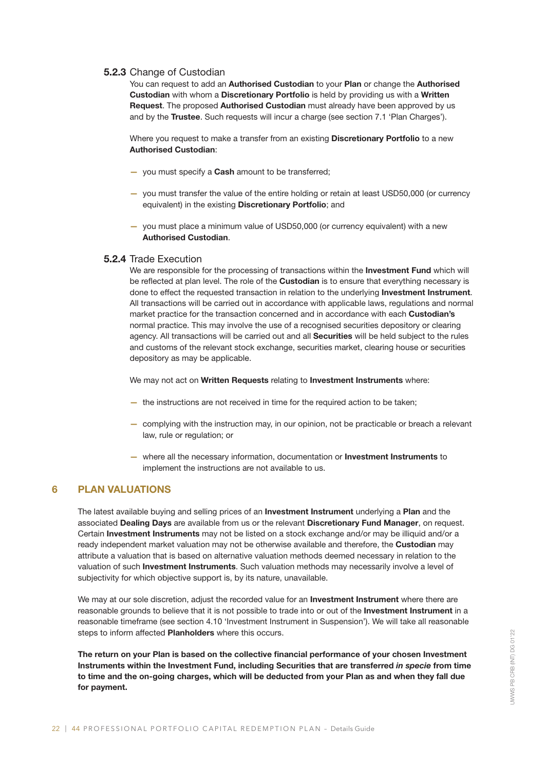### 5.2.3 Change of Custodian

You can request to add an **Authorised Custodian** to your **Plan** or change the **Authorised Custodian** with whom a **Discretionary Portfolio** is held by providing us with a **Written Request**. The proposed **Authorised Custodian** must already have been approved by us and by the **Trustee**. Such requests will incur a charge (see section 7.1 'Plan Charges').

Where you request to make a transfer from an existing **Discretionary Portfolio** to a new **Authorised Custodian**:

- you must specify a **Cash** amount to be transferred;
- you must transfer the value of the entire holding or retain at least USD50,000 (or currency equivalent) in the existing **Discretionary Portfolio**; and
- you must place a minimum value of USD50,000 (or currency equivalent) with a new **Authorised Custodian**.

### 5.2.4 Trade Execution

We are responsible for the processing of transactions within the **Investment Fund** which will be reflected at plan level. The role of the **Custodian** is to ensure that everything necessary is done to effect the requested transaction in relation to the underlying **Investment Instrument**. All transactions will be carried out in accordance with applicable laws, regulations and normal market practice for the transaction concerned and in accordance with each **Custodian's** normal practice. This may involve the use of a recognised securities depository or clearing agency. All transactions will be carried out and all **Securities** will be held subject to the rules and customs of the relevant stock exchange, securities market, clearing house or securities depository as may be applicable.

We may not act on **Written Requests** relating to **Investment Instruments** where:

- the instructions are not received in time for the required action to be taken;
- complying with the instruction may, in our opinion, not be practicable or breach a relevant law, rule or regulation; or
- where all the necessary information, documentation or **Investment Instruments** to implement the instructions are not available to us.

## 6 PLAN VALUATIONS

The latest available buying and selling prices of an **Investment Instrument** underlying a **Plan** and the associated **Dealing Days** are available from us or the relevant **Discretionary Fund Manager**, on request. Certain **Investment Instruments** may not be listed on a stock exchange and/or may be illiquid and/or a ready independent market valuation may not be otherwise available and therefore, the **Custodian** may attribute a valuation that is based on alternative valuation methods deemed necessary in relation to the valuation of such **Investment Instruments**. Such valuation methods may necessarily involve a level of subjectivity for which objective support is, by its nature, unavailable.

We may at our sole discretion, adjust the recorded value for an **Investment Instrument** where there are reasonable grounds to believe that it is not possible to trade into or out of the **Investment Instrument** in a reasonable timeframe (see section 4.10 'Investment Instrument in Suspension'). We will take all reasonable steps to inform affected **Planholders** where this occurs.

**The return on your Plan is based on the collective financial performance of your chosen Investment Instruments within the Investment Fund, including Securities that are transferred *in specie* from time to time and the on-going charges, which will be deducted from your Plan as and when they fall due for payment.**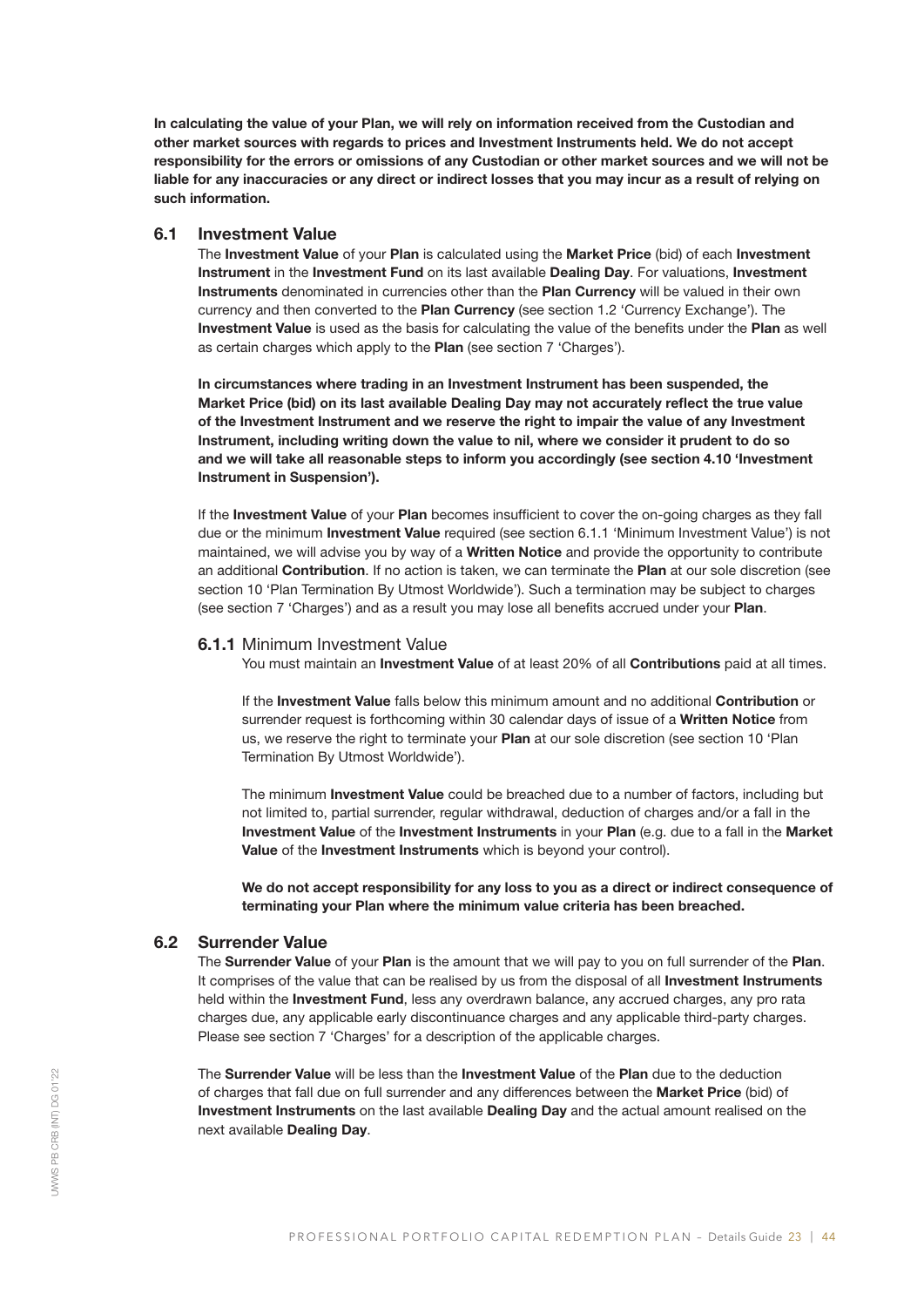**In calculating the value of your Plan, we will rely on information received from the Custodian and other market sources with regards to prices and Investment Instruments held. We do not accept responsibility for the errors or omissions of any Custodian or other market sources and we will not be liable for any inaccuracies or any direct or indirect losses that you may incur as a result of relying on such information.**

## 6.1 Investment Value

The **Investment Value** of your **Plan** is calculated using the **Market Price** (bid) of each **Investment Instrument** in the **Investment Fund** on its last available **Dealing Day**. For valuations, **Investment Instruments** denominated in currencies other than the **Plan Currency** will be valued in their own currency and then converted to the **Plan Currency** (see section 1.2 'Currency Exchange'). The **Investment Value** is used as the basis for calculating the value of the benefits under the **Plan** as well as certain charges which apply to the **Plan** (see section 7 'Charges').

**In circumstances where trading in an Investment Instrument has been suspended, the Market Price (bid) on its last available Dealing Day may not accurately reflect the true value of the Investment Instrument and we reserve the right to impair the value of any Investment Instrument, including writing down the value to nil, where we consider it prudent to do so and we will take all reasonable steps to inform you accordingly (see section 4.10 'Investment Instrument in Suspension').**

If the **Investment Value** of your **Plan** becomes insufficient to cover the on-going charges as they fall due or the minimum **Investment Value** required (see section 6.1.1 'Minimum Investment Value') is not maintained, we will advise you by way of a **Written Notice** and provide the opportunity to contribute an additional **Contribution**. If no action is taken, we can terminate the **Plan** at our sole discretion (see section 10 'Plan Termination By Utmost Worldwide'). Such a termination may be subject to charges (see section 7 'Charges') and as a result you may lose all benefits accrued under your **Plan**.

### 6.1.1 Minimum Investment Value

You must maintain an **Investment Value** of at least 20% of all **Contributions** paid at all times.

If the **Investment Value** falls below this minimum amount and no additional **Contribution** or surrender request is forthcoming within 30 calendar days of issue of a **Written Notice** from us, we reserve the right to terminate your **Plan** at our sole discretion (see section 10 'Plan Termination By Utmost Worldwide').

The minimum **Investment Value** could be breached due to a number of factors, including but not limited to, partial surrender, regular withdrawal, deduction of charges and/or a fall in the **Investment Value** of the **Investment Instruments** in your **Plan** (e.g. due to a fall in the **Market Value** of the **Investment Instruments** which is beyond your control).

**We do not accept responsibility for any loss to you as a direct or indirect consequence of terminating your Plan where the minimum value criteria has been breached.**

## 6.2 Surrender Value

The **Surrender Value** of your **Plan** is the amount that we will pay to you on full surrender of the **Plan**. It comprises of the value that can be realised by us from the disposal of all **Investment Instruments** held within the **Investment Fund**, less any overdrawn balance, any accrued charges, any pro rata charges due, any applicable early discontinuance charges and any applicable third-party charges. Please see section 7 'Charges' for a description of the applicable charges.

The **Surrender Value** will be less than the **Investment Value** of the **Plan** due to the deduction of charges that fall due on full surrender and any differences between the **Market Price** (bid) of **Investment Instruments** on the last available **Dealing Day** and the actual amount realised on the next available **Dealing Day**.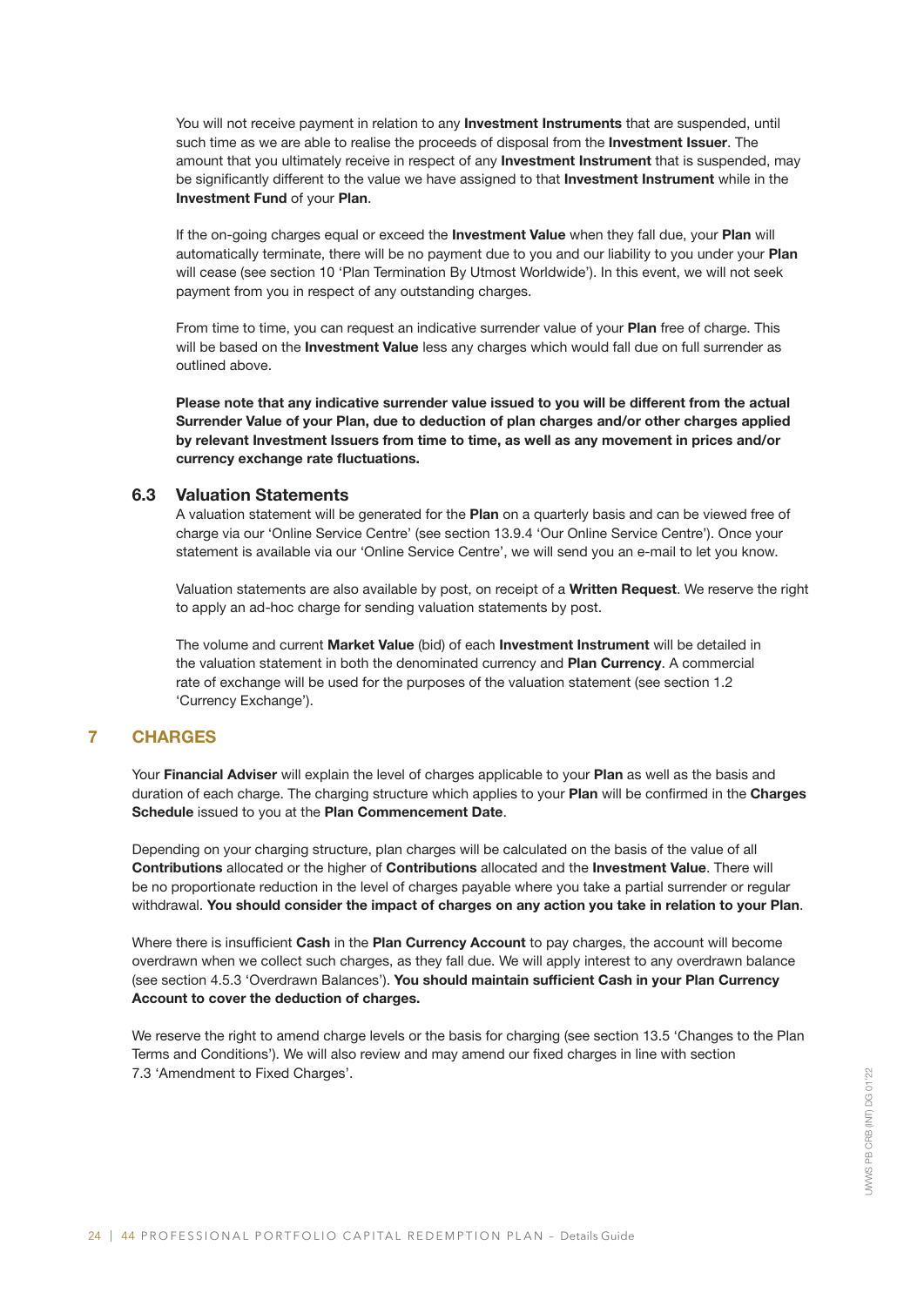You will not receive payment in relation to any **Investment Instruments** that are suspended, until such time as we are able to realise the proceeds of disposal from the **Investment Issuer**. The amount that you ultimately receive in respect of any **Investment Instrument** that is suspended, may be significantly different to the value we have assigned to that **Investment Instrument** while in the **Investment Fund** of your **Plan**.

If the on-going charges equal or exceed the **Investment Value** when they fall due, your **Plan** will automatically terminate, there will be no payment due to you and our liability to you under your **Plan** will cease (see section 10 'Plan Termination By Utmost Worldwide'). In this event, we will not seek payment from you in respect of any outstanding charges.

From time to time, you can request an indicative surrender value of your **Plan** free of charge. This will be based on the **Investment Value** less any charges which would fall due on full surrender as outlined above.

**Please note that any indicative surrender value issued to you will be different from the actual Surrender Value of your Plan, due to deduction of plan charges and/or other charges applied by relevant Investment Issuers from time to time, as well as any movement in prices and/or currency exchange rate fluctuations.**

### 6.3 Valuation Statements

A valuation statement will be generated for the **Plan** on a quarterly basis and can be viewed free of charge via our 'Online Service Centre' (see section 13.9.4 'Our Online Service Centre'). Once your statement is available via our 'Online Service Centre', we will send you an e-mail to let you know.

Valuation statements are also available by post, on receipt of a **Written Request**. We reserve the right to apply an ad-hoc charge for sending valuation statements by post.

The volume and current **Market Value** (bid) of each **Investment Instrument** will be detailed in the valuation statement in both the denominated currency and **Plan Currency**. A commercial rate of exchange will be used for the purposes of the valuation statement (see section 1.2 'Currency Exchange').

## 7 CHARGES

Your **Financial Adviser** will explain the level of charges applicable to your **Plan** as well as the basis and duration of each charge. The charging structure which applies to your **Plan** will be confirmed in the **Charges Schedule** issued to you at the **Plan Commencement Date**.

Depending on your charging structure, plan charges will be calculated on the basis of the value of all **Contributions** allocated or the higher of **Contributions** allocated and the **Investment Value**. There will be no proportionate reduction in the level of charges payable where you take a partial surrender or regular withdrawal. **You should consider the impact of charges on any action you take in relation to your Plan**.

Where there is insufficient **Cash** in the **Plan Currency Account** to pay charges, the account will become overdrawn when we collect such charges, as they fall due. We will apply interest to any overdrawn balance (see section 4.5.3 'Overdrawn Balances'). **You should maintain sufficient Cash in your Plan Currency Account to cover the deduction of charges.**

We reserve the right to amend charge levels or the basis for charging (see section 13.5 'Changes to the Plan Terms and Conditions'). We will also review and may amend our fixed charges in line with section 7.3 'Amendment to Fixed Charges'.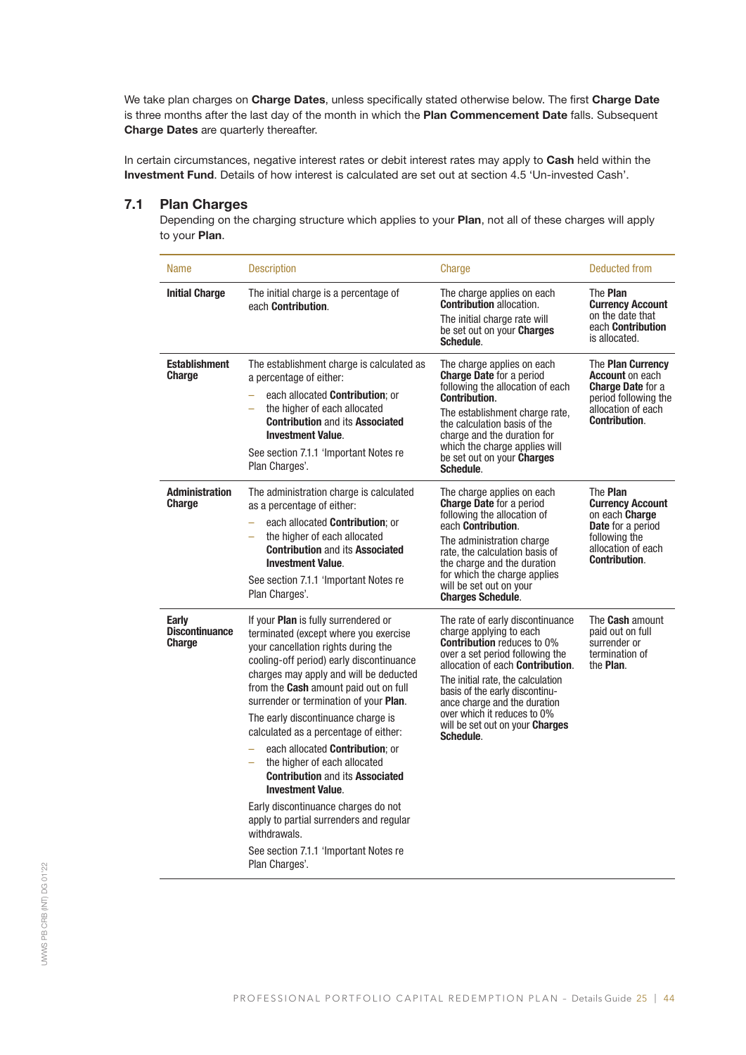We take plan charges on **Charge Dates**, unless specifically stated otherwise below. The first **Charge Date** is three months after the last day of the month in which the **Plan Commencement Date** falls. Subsequent **Charge Dates** are quarterly thereafter.

In certain circumstances, negative interest rates or debit interest rates may apply to **Cash** held within the **Investment Fund**. Details of how interest is calculated are set out at section 4.5 'Un-invested Cash'.

## 7.1 Plan Charges

Depending on the charging structure which applies to your **Plan**, not all of these charges will apply to your **Plan**.

| Name | Description | Charge | Deducted from |
|---|---|---|---|
| **Initial Charge** | The initial charge is a percentage of each **Contribution**. | The charge applies on each **Contribution** allocation.<br>The initial charge rate will be set out on your **Charges Schedule**. | The **Plan Currency Account** on the date that each **Contribution** is allocated. |
| **Establishment Charge** | The establishment charge is calculated as a percentage of either:<br>– each allocated **Contribution**; or<br>– the higher of each allocated **Contribution** and its **Associated Investment Value**.<br>See section 7.1.1 'Important Notes re Plan Charges'. | The charge applies on each **Charge Date** for a period following the allocation of each **Contribution**.<br>The establishment charge rate, the calculation basis of the charge and the duration for which the charge applies will be set out on your **Charges Schedule**. | The **Plan Currency Account** on each **Charge Date** for a period following the allocation of each **Contribution**. |
| **Administration Charge** | The administration charge is calculated as a percentage of either:<br>– each allocated **Contribution**; or<br>– the higher of each allocated **Contribution** and its **Associated Investment Value**.<br>See section 7.1.1 'Important Notes re Plan Charges'. | The charge applies on each **Charge Date** for a period following the allocation of each **Contribution**.<br>The administration charge rate, the calculation basis of the charge and the duration for which the charge applies will be set out on your **Charges Schedule**. | The **Plan Currency Account** on each **Charge Date** for a period following the allocation of each **Contribution**. |
| **Early Discontinuance Charge** | If your **Plan** is fully surrendered or terminated (except where you exercise your cancellation rights during the cooling-off period) early discontinuance charges may apply and will be deducted from the **Cash** amount paid out on full surrender or termination of your **Plan**.<br>The early discontinuance charge is calculated as a percentage of either:<br>– each allocated **Contribution**; or<br>– the higher of each allocated **Contribution** and its **Associated Investment Value**.<br>Early discontinuance charges do not apply to partial surrenders and regular withdrawals.<br>See section 7.1.1 'Important Notes re Plan Charges'. | The rate of early discontinuance charge applying to each **Contribution** reduces to 0% over a set period following the allocation of each **Contribution**.<br>The initial rate, the calculation basis of the early discontinuance charge and the duration over which it reduces to 0% will be set out on your **Charges Schedule**. | The **Cash** amount paid out on full surrender or termination of the **Plan**. |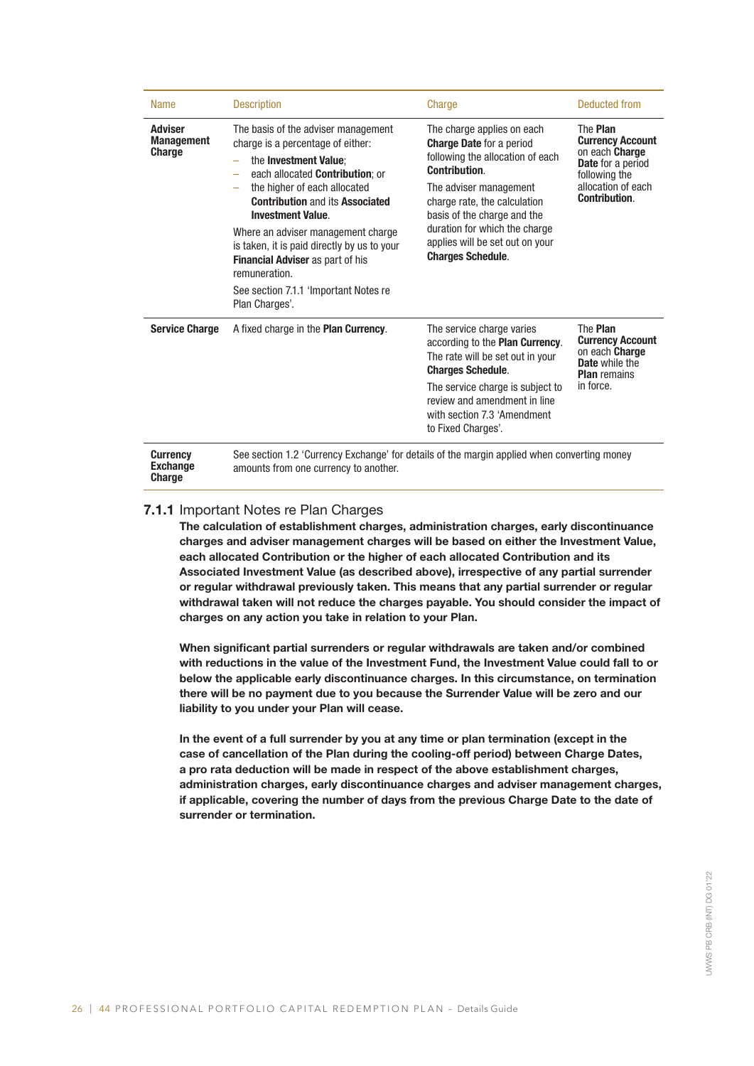| Name | Description | Charge | Deducted from |
| --- | --- | --- | --- |
| **Adviser Management Charge** | The basis of the adviser management charge is a percentage of either:<br>– the **Investment Value**;<br>– each allocated **Contribution**; or<br>– the higher of each allocated **Contribution** and its **Associated Investment Value**.<br><br>Where an adviser management charge is taken, it is paid directly by us to your **Financial Adviser** as part of his remuneration.<br><br>See section 7.1.1 'Important Notes re Plan Charges'. | The charge applies on each **Charge Date** for a period following the allocation of each **Contribution**.<br><br>The adviser management charge rate, the calculation basis of the charge and the duration for which the charge applies will be set out on your **Charges Schedule**. | The **Plan Currency Account** on each **Charge Date** for a period following the allocation of each **Contribution**. |
| **Service Charge** | A fixed charge in the **Plan Currency**. | The service charge varies according to the **Plan Currency**. The rate will be set out in your **Charges Schedule**.<br><br>The service charge is subject to review and amendment in line with section 7.3 'Amendment to Fixed Charges'. | The **Plan Currency Account** on each **Charge Date** while the **Plan** remains in force. |
| **Currency Exchange Charge** | See section 1.2 'Currency Exchange' for details of the margin applied when converting money amounts from one currency to another. | | |

### 7.1.1 Important Notes re Plan Charges

**The calculation of establishment charges, administration charges, early discontinuance charges and adviser management charges will be based on either the Investment Value, each allocated Contribution or the higher of each allocated Contribution and its Associated Investment Value (as described above), irrespective of any partial surrender or regular withdrawal previously taken. This means that any partial surrender or regular withdrawal taken will not reduce the charges payable. You should consider the impact of charges on any action you take in relation to your Plan.**

**When significant partial surrenders or regular withdrawals are taken and/or combined with reductions in the value of the Investment Fund, the Investment Value could fall to or below the applicable early discontinuance charges. In this circumstance, on termination there will be no payment due to you because the Surrender Value will be zero and our liability to you under your Plan will cease.**

**In the event of a full surrender by you at any time or plan termination (except in the case of cancellation of the Plan during the cooling-off period) between Charge Dates, a pro rata deduction will be made in respect of the above establishment charges, administration charges, early discontinuance charges and adviser management charges, if applicable, covering the number of days from the previous Charge Date to the date of surrender or termination.**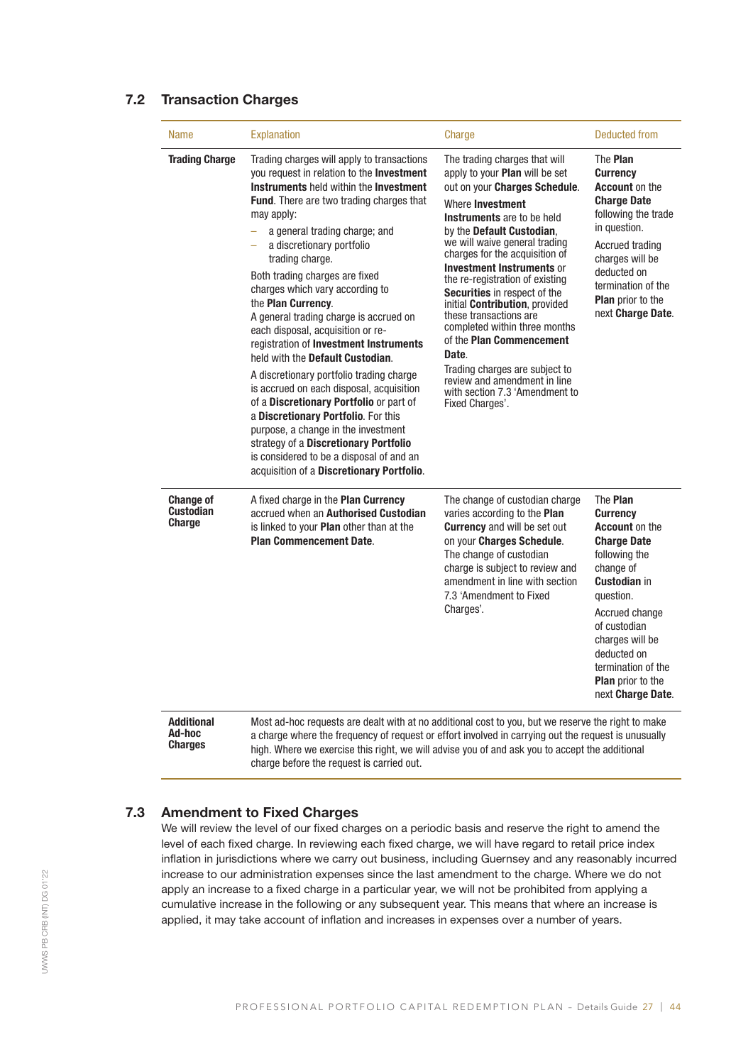## 7.2 Transaction Charges

| Name | Explanation | Charge | Deducted from |
|---|---|---|---|
| **Trading Charge** | Trading charges will apply to transactions you request in relation to the **Investment Instruments** held within the **Investment Fund**. There are two trading charges that may apply:<br>– a general trading charge; and<br>– a discretionary portfolio trading charge.<br>Both trading charges are fixed charges which vary according to the **Plan Currency**.<br>A general trading charge is accrued on each disposal, acquisition or re-registration of **Investment Instruments** held with the **Default Custodian**.<br>A discretionary portfolio trading charge is accrued on each disposal, acquisition of a **Discretionary Portfolio** or part of a **Discretionary Portfolio**. For this purpose, a change in the investment strategy of a **Discretionary Portfolio** is considered to be a disposal of and an acquisition of a **Discretionary Portfolio**. | The trading charges that will apply to your **Plan** will be set out on your **Charges Schedule**.<br>Where **Investment Instruments** are to be held by the **Default Custodian**, we will waive general trading charges for the acquisition of **Investment Instruments** or the re-registration of existing **Securities** in respect of the initial **Contribution**, provided these transactions are completed within three months of the **Plan Commencement Date**.<br>Trading charges are subject to review and amendment in line with section 7.3 'Amendment to Fixed Charges'. | The **Plan Currency Account** on the **Charge Date** following the trade in question.<br>Accrued trading charges will be deducted on termination of the **Plan** prior to the next **Charge Date**. |
| **Change of Custodian Charge** | A fixed charge in the **Plan Currency** accrued when an **Authorised Custodian** is linked to your **Plan** other than at the **Plan Commencement Date**. | The change of custodian charge varies according to the **Plan Currency** and will be set out on your **Charges Schedule**.<br>The change of custodian charge is subject to review and amendment in line with section 7.3 'Amendment to Fixed Charges'. | The **Plan Currency Account** on the **Charge Date** following the change of **Custodian** in question.<br>Accrued change of custodian charges will be deducted on termination of the **Plan** prior to the next **Charge Date**. |
| **Additional Ad-hoc Charges** | Most ad-hoc requests are dealt with at no additional cost to you, but we reserve the right to make a charge where the frequency of request or effort involved in carrying out the request is unusually high. Where we exercise this right, we will advise you of and ask you to accept the additional charge before the request is carried out. | | |

## 7.3 Amendment to Fixed Charges

We will review the level of our fixed charges on a periodic basis and reserve the right to amend the level of each fixed charge. In reviewing each fixed charge, we will have regard to retail price index inflation in jurisdictions where we carry out business, including Guernsey and any reasonably incurred increase to our administration expenses since the last amendment to the charge. Where we do not apply an increase to a fixed charge in a particular year, we will not be prohibited from applying a cumulative increase in the following or any subsequent year. This means that where an increase is applied, it may take account of inflation and increases in expenses over a number of years.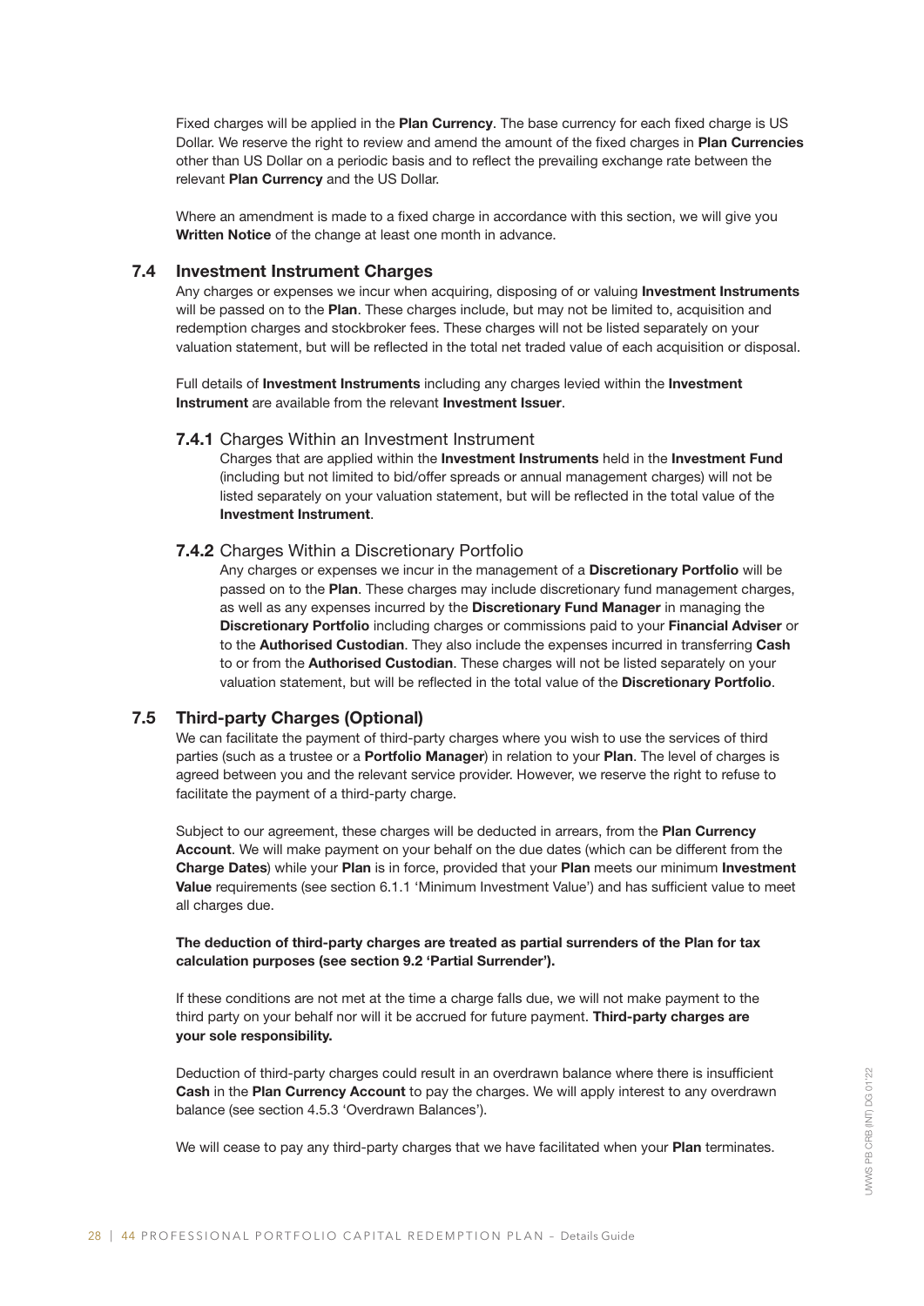Fixed charges will be applied in the **Plan Currency**. The base currency for each fixed charge is US Dollar. We reserve the right to review and amend the amount of the fixed charges in **Plan Currencies** other than US Dollar on a periodic basis and to reflect the prevailing exchange rate between the relevant **Plan Currency** and the US Dollar.

Where an amendment is made to a fixed charge in accordance with this section, we will give you **Written Notice** of the change at least one month in advance.

## 7.4 Investment Instrument Charges

Any charges or expenses we incur when acquiring, disposing of or valuing **Investment Instruments** will be passed on to the **Plan**. These charges include, but may not be limited to, acquisition and redemption charges and stockbroker fees. These charges will not be listed separately on your valuation statement, but will be reflected in the total net traded value of each acquisition or disposal.

Full details of **Investment Instruments** including any charges levied within the **Investment Instrument** are available from the relevant **Investment Issuer**.

### 7.4.1 Charges Within an Investment Instrument

Charges that are applied within the **Investment Instruments** held in the **Investment Fund** (including but not limited to bid/offer spreads or annual management charges) will not be listed separately on your valuation statement, but will be reflected in the total value of the **Investment Instrument**.

### 7.4.2 Charges Within a Discretionary Portfolio

Any charges or expenses we incur in the management of a **Discretionary Portfolio** will be passed on to the **Plan**. These charges may include discretionary fund management charges, as well as any expenses incurred by the **Discretionary Fund Manager** in managing the **Discretionary Portfolio** including charges or commissions paid to your **Financial Adviser** or to the **Authorised Custodian**. They also include the expenses incurred in transferring **Cash** to or from the **Authorised Custodian**. These charges will not be listed separately on your valuation statement, but will be reflected in the total value of the **Discretionary Portfolio**.

## 7.5 Third-party Charges (Optional)

We can facilitate the payment of third-party charges where you wish to use the services of third parties (such as a trustee or a **Portfolio Manager**) in relation to your **Plan**. The level of charges is agreed between you and the relevant service provider. However, we reserve the right to refuse to facilitate the payment of a third-party charge.

Subject to our agreement, these charges will be deducted in arrears, from the **Plan Currency Account**. We will make payment on your behalf on the due dates (which can be different from the **Charge Dates**) while your **Plan** is in force, provided that your **Plan** meets our minimum **Investment Value** requirements (see section 6.1.1 'Minimum Investment Value') and has sufficient value to meet all charges due.

**The deduction of third-party charges are treated as partial surrenders of the Plan for tax calculation purposes (see section 9.2 'Partial Surrender').**

If these conditions are not met at the time a charge falls due, we will not make payment to the third party on your behalf nor will it be accrued for future payment. **Third-party charges are your sole responsibility.**

Deduction of third-party charges could result in an overdrawn balance where there is insufficient **Cash** in the **Plan Currency Account** to pay the charges. We will apply interest to any overdrawn balance (see section 4.5.3 'Overdrawn Balances').

We will cease to pay any third-party charges that we have facilitated when your **Plan** terminates.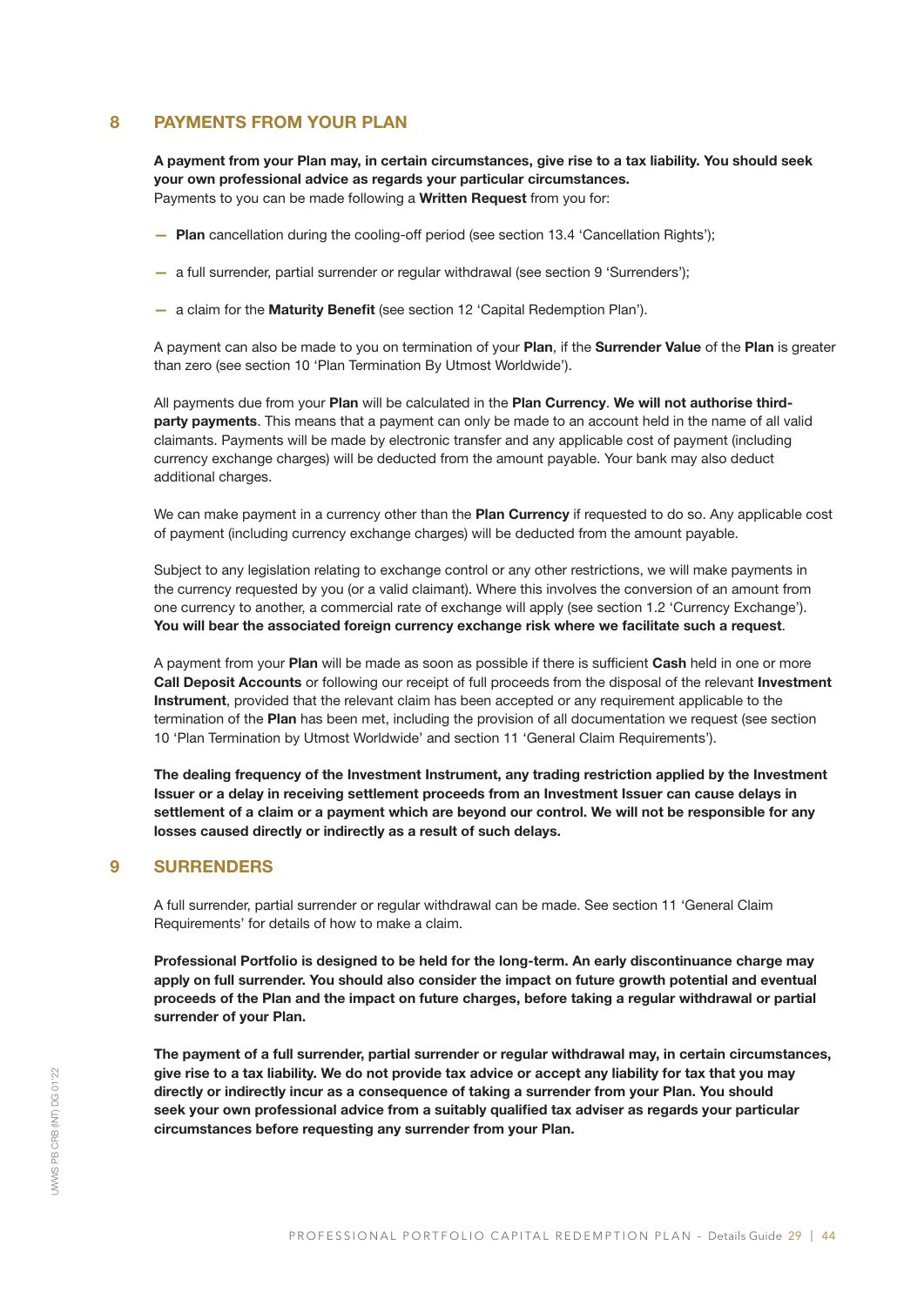## 8 PAYMENTS FROM YOUR PLAN

**A payment from your Plan may, in certain circumstances, give rise to a tax liability. You should seek your own professional advice as regards your particular circumstances.**
Payments to you can be made following a **Written Request** from you for:

- **Plan** cancellation during the cooling-off period (see section 13.4 'Cancellation Rights');
- a full surrender, partial surrender or regular withdrawal (see section 9 'Surrenders');
- a claim for the **Maturity Benefit** (see section 12 'Capital Redemption Plan').

A payment can also be made to you on termination of your **Plan**, if the **Surrender Value** of the **Plan** is greater than zero (see section 10 'Plan Termination By Utmost Worldwide').

All payments due from your **Plan** will be calculated in the **Plan Currency**. **We will not authorise third-party payments**. This means that a payment can only be made to an account held in the name of all valid claimants. Payments will be made by electronic transfer and any applicable cost of payment (including currency exchange charges) will be deducted from the amount payable. Your bank may also deduct additional charges.

We can make payment in a currency other than the **Plan Currency** if requested to do so. Any applicable cost of payment (including currency exchange charges) will be deducted from the amount payable.

Subject to any legislation relating to exchange control or any other restrictions, we will make payments in the currency requested by you (or a valid claimant). Where this involves the conversion of an amount from one currency to another, a commercial rate of exchange will apply (see section 1.2 'Currency Exchange'). **You will bear the associated foreign currency exchange risk where we facilitate such a request**.

A payment from your **Plan** will be made as soon as possible if there is sufficient **Cash** held in one or more **Call Deposit Accounts** or following our receipt of full proceeds from the disposal of the relevant **Investment Instrument**, provided that the relevant claim has been accepted or any requirement applicable to the termination of the **Plan** has been met, including the provision of all documentation we request (see section 10 'Plan Termination by Utmost Worldwide' and section 11 'General Claim Requirements').

**The dealing frequency of the Investment Instrument, any trading restriction applied by the Investment Issuer or a delay in receiving settlement proceeds from an Investment Issuer can cause delays in settlement of a claim or a payment which are beyond our control. We will not be responsible for any losses caused directly or indirectly as a result of such delays.**

## 9 SURRENDERS

A full surrender, partial surrender or regular withdrawal can be made. See section 11 'General Claim Requirements' for details of how to make a claim.

**Professional Portfolio is designed to be held for the long-term. An early discontinuance charge may apply on full surrender. You should also consider the impact on future growth potential and eventual proceeds of the Plan and the impact on future charges, before taking a regular withdrawal or partial surrender of your Plan.**

**The payment of a full surrender, partial surrender or regular withdrawal may, in certain circumstances, give rise to a tax liability. We do not provide tax advice or accept any liability for tax that you may directly or indirectly incur as a consequence of taking a surrender from your Plan. You should seek your own professional advice from a suitably qualified tax adviser as regards your particular circumstances before requesting any surrender from your Plan.**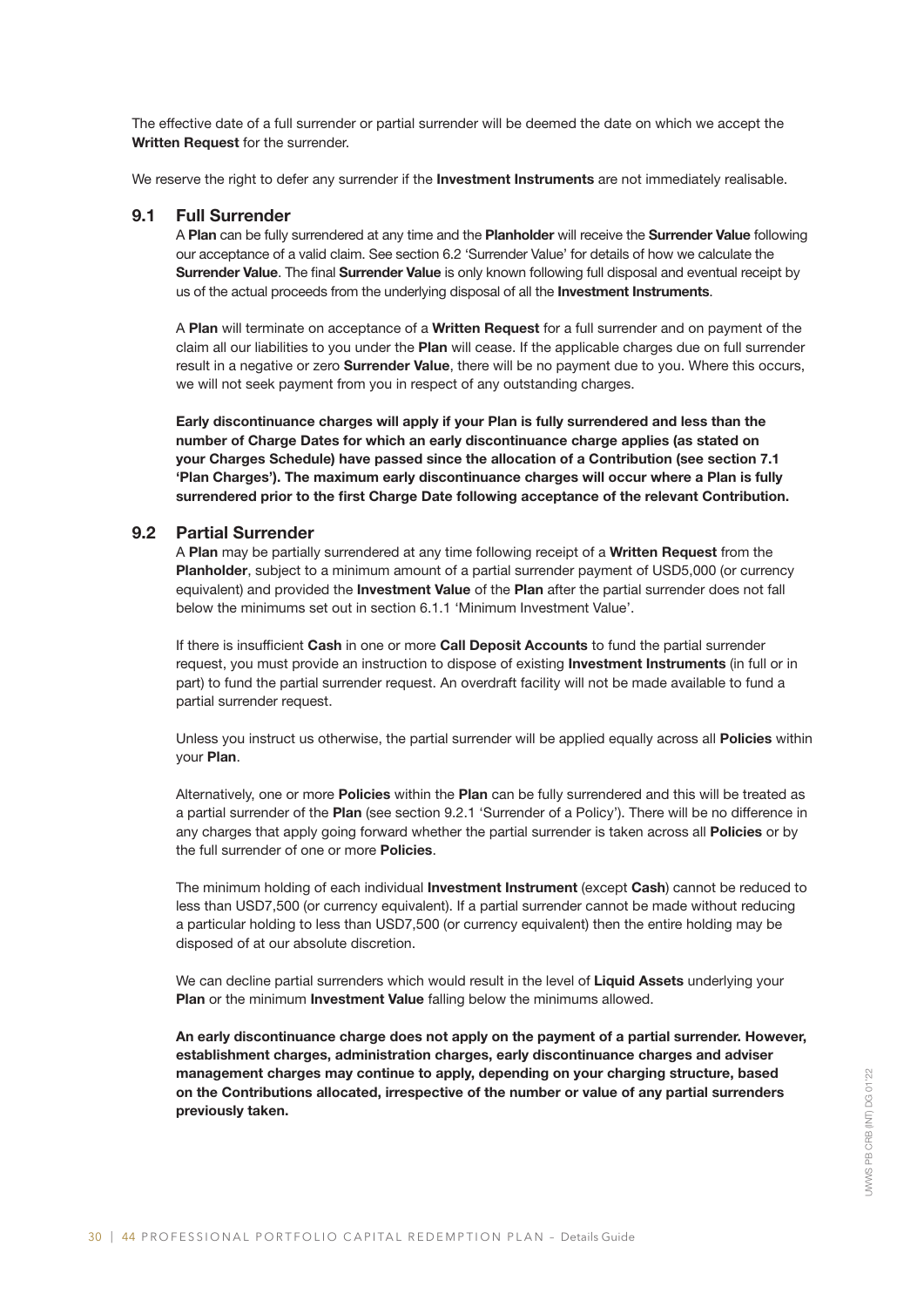The effective date of a full surrender or partial surrender will be deemed the date on which we accept the **Written Request** for the surrender.

We reserve the right to defer any surrender if the **Investment Instruments** are not immediately realisable.

## 9.1 Full Surrender

A **Plan** can be fully surrendered at any time and the **Planholder** will receive the **Surrender Value** following our acceptance of a valid claim. See section 6.2 'Surrender Value' for details of how we calculate the **Surrender Value**. The final **Surrender Value** is only known following full disposal and eventual receipt by us of the actual proceeds from the underlying disposal of all the **Investment Instruments**.

A **Plan** will terminate on acceptance of a **Written Request** for a full surrender and on payment of the claim all our liabilities to you under the **Plan** will cease. If the applicable charges due on full surrender result in a negative or zero **Surrender Value**, there will be no payment due to you. Where this occurs, we will not seek payment from you in respect of any outstanding charges.

**Early discontinuance charges will apply if your Plan is fully surrendered and less than the number of Charge Dates for which an early discontinuance charge applies (as stated on your Charges Schedule) have passed since the allocation of a Contribution (see section 7.1 'Plan Charges'). The maximum early discontinuance charges will occur where a Plan is fully surrendered prior to the first Charge Date following acceptance of the relevant Contribution.**

## 9.2 Partial Surrender

A **Plan** may be partially surrendered at any time following receipt of a **Written Request** from the **Planholder**, subject to a minimum amount of a partial surrender payment of USD5,000 (or currency equivalent) and provided the **Investment Value** of the **Plan** after the partial surrender does not fall below the minimums set out in section 6.1.1 'Minimum Investment Value'.

If there is insufficient **Cash** in one or more **Call Deposit Accounts** to fund the partial surrender request, you must provide an instruction to dispose of existing **Investment Instruments** (in full or in part) to fund the partial surrender request. An overdraft facility will not be made available to fund a partial surrender request.

Unless you instruct us otherwise, the partial surrender will be applied equally across all **Policies** within your **Plan**.

Alternatively, one or more **Policies** within the **Plan** can be fully surrendered and this will be treated as a partial surrender of the **Plan** (see section 9.2.1 'Surrender of a Policy'). There will be no difference in any charges that apply going forward whether the partial surrender is taken across all **Policies** or by the full surrender of one or more **Policies**.

The minimum holding of each individual **Investment Instrument** (except **Cash**) cannot be reduced to less than USD7,500 (or currency equivalent). If a partial surrender cannot be made without reducing a particular holding to less than USD7,500 (or currency equivalent) then the entire holding may be disposed of at our absolute discretion.

We can decline partial surrenders which would result in the level of **Liquid Assets** underlying your **Plan** or the minimum **Investment Value** falling below the minimums allowed.

**An early discontinuance charge does not apply on the payment of a partial surrender. However, establishment charges, administration charges, early discontinuance charges and adviser management charges may continue to apply, depending on your charging structure, based on the Contributions allocated, irrespective of the number or value of any partial surrenders previously taken.**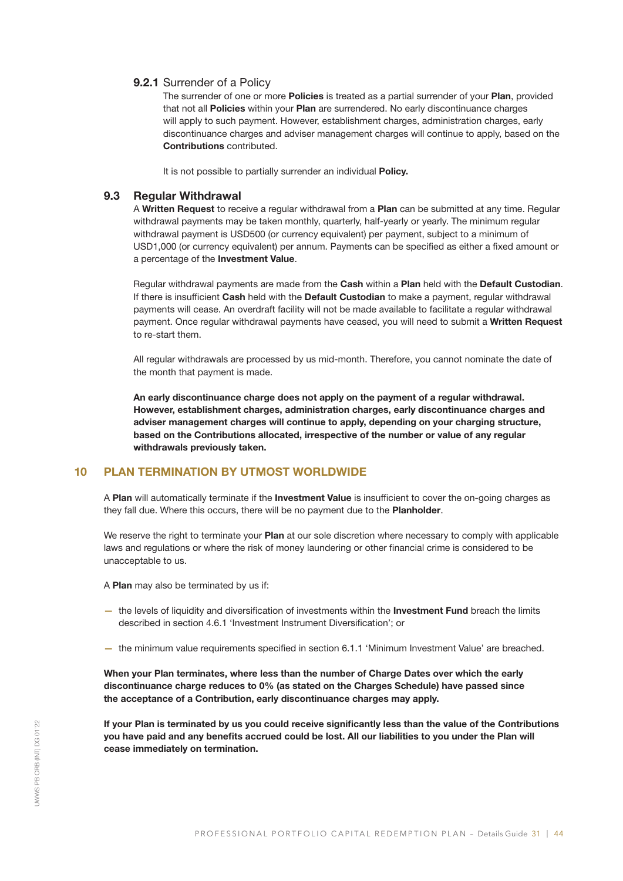#### 9.2.1 Surrender of a Policy

The surrender of one or more **Policies** is treated as a partial surrender of your **Plan**, provided that not all **Policies** within your **Plan** are surrendered. No early discontinuance charges will apply to such payment. However, establishment charges, administration charges, early discontinuance charges and adviser management charges will continue to apply, based on the **Contributions** contributed.

It is not possible to partially surrender an individual **Policy.**

### 9.3 Regular Withdrawal

A **Written Request** to receive a regular withdrawal from a **Plan** can be submitted at any time. Regular withdrawal payments may be taken monthly, quarterly, half-yearly or yearly. The minimum regular withdrawal payment is USD500 (or currency equivalent) per payment, subject to a minimum of USD1,000 (or currency equivalent) per annum. Payments can be specified as either a fixed amount or a percentage of the **Investment Value**.

Regular withdrawal payments are made from the **Cash** within a **Plan** held with the **Default Custodian**. If there is insufficient **Cash** held with the **Default Custodian** to make a payment, regular withdrawal payments will cease. An overdraft facility will not be made available to facilitate a regular withdrawal payment. Once regular withdrawal payments have ceased, you will need to submit a **Written Request** to re-start them.

All regular withdrawals are processed by us mid-month. Therefore, you cannot nominate the date of the month that payment is made.

**An early discontinuance charge does not apply on the payment of a regular withdrawal. However, establishment charges, administration charges, early discontinuance charges and adviser management charges will continue to apply, depending on your charging structure, based on the Contributions allocated, irrespective of the number or value of any regular withdrawals previously taken.**

## 10 PLAN TERMINATION BY UTMOST WORLDWIDE

A **Plan** will automatically terminate if the **Investment Value** is insufficient to cover the on-going charges as they fall due. Where this occurs, there will be no payment due to the **Planholder**.

We reserve the right to terminate your **Plan** at our sole discretion where necessary to comply with applicable laws and regulations or where the risk of money laundering or other financial crime is considered to be unacceptable to us.

A **Plan** may also be terminated by us if:

- the levels of liquidity and diversification of investments within the **Investment Fund** breach the limits described in section 4.6.1 'Investment Instrument Diversification'; or
- the minimum value requirements specified in section 6.1.1 'Minimum Investment Value' are breached.

**When your Plan terminates, where less than the number of Charge Dates over which the early discontinuance charge reduces to 0% (as stated on the Charges Schedule) have passed since the acceptance of a Contribution, early discontinuance charges may apply.**

**If your Plan is terminated by us you could receive significantly less than the value of the Contributions you have paid and any benefits accrued could be lost. All our liabilities to you under the Plan will cease immediately on termination.**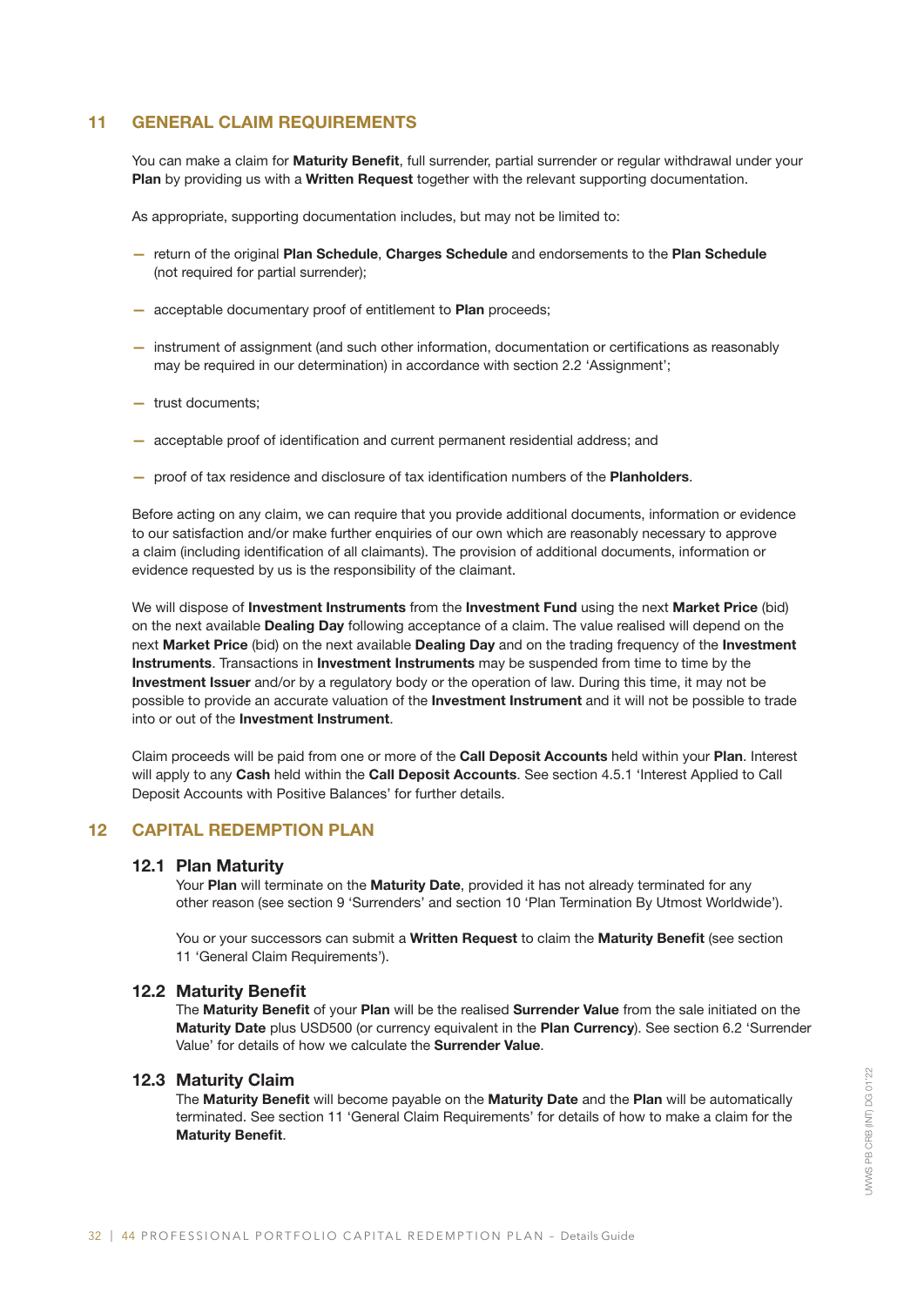## 11 GENERAL CLAIM REQUIREMENTS

You can make a claim for **Maturity Benefit**, full surrender, partial surrender or regular withdrawal under your **Plan** by providing us with a **Written Request** together with the relevant supporting documentation.

As appropriate, supporting documentation includes, but may not be limited to:

- return of the original **Plan Schedule**, **Charges Schedule** and endorsements to the **Plan Schedule** (not required for partial surrender);
- acceptable documentary proof of entitlement to **Plan** proceeds;
- instrument of assignment (and such other information, documentation or certifications as reasonably may be required in our determination) in accordance with section 2.2 'Assignment';
- trust documents;
- acceptable proof of identification and current permanent residential address; and
- proof of tax residence and disclosure of tax identification numbers of the **Planholders**.

Before acting on any claim, we can require that you provide additional documents, information or evidence to our satisfaction and/or make further enquiries of our own which are reasonably necessary to approve a claim (including identification of all claimants). The provision of additional documents, information or evidence requested by us is the responsibility of the claimant.

We will dispose of **Investment Instruments** from the **Investment Fund** using the next **Market Price** (bid) on the next available **Dealing Day** following acceptance of a claim. The value realised will depend on the next **Market Price** (bid) on the next available **Dealing Day** and on the trading frequency of the **Investment Instruments**. Transactions in **Investment Instruments** may be suspended from time to time by the **Investment Issuer** and/or by a regulatory body or the operation of law. During this time, it may not be possible to provide an accurate valuation of the **Investment Instrument** and it will not be possible to trade into or out of the **Investment Instrument**.

Claim proceeds will be paid from one or more of the **Call Deposit Accounts** held within your **Plan**. Interest will apply to any **Cash** held within the **Call Deposit Accounts**. See section 4.5.1 'Interest Applied to Call Deposit Accounts with Positive Balances' for further details.

## 12 CAPITAL REDEMPTION PLAN

### 12.1 Plan Maturity

Your **Plan** will terminate on the **Maturity Date**, provided it has not already terminated for any other reason (see section 9 'Surrenders' and section 10 'Plan Termination By Utmost Worldwide').

You or your successors can submit a **Written Request** to claim the **Maturity Benefit** (see section 11 'General Claim Requirements').

### 12.2 Maturity Benefit

The **Maturity Benefit** of your **Plan** will be the realised **Surrender Value** from the sale initiated on the **Maturity Date** plus USD500 (or currency equivalent in the **Plan Currency**). See section 6.2 'Surrender Value' for details of how we calculate the **Surrender Value**.

### 12.3 Maturity Claim

The **Maturity Benefit** will become payable on the **Maturity Date** and the **Plan** will be automatically terminated. See section 11 'General Claim Requirements' for details of how to make a claim for the **Maturity Benefit**.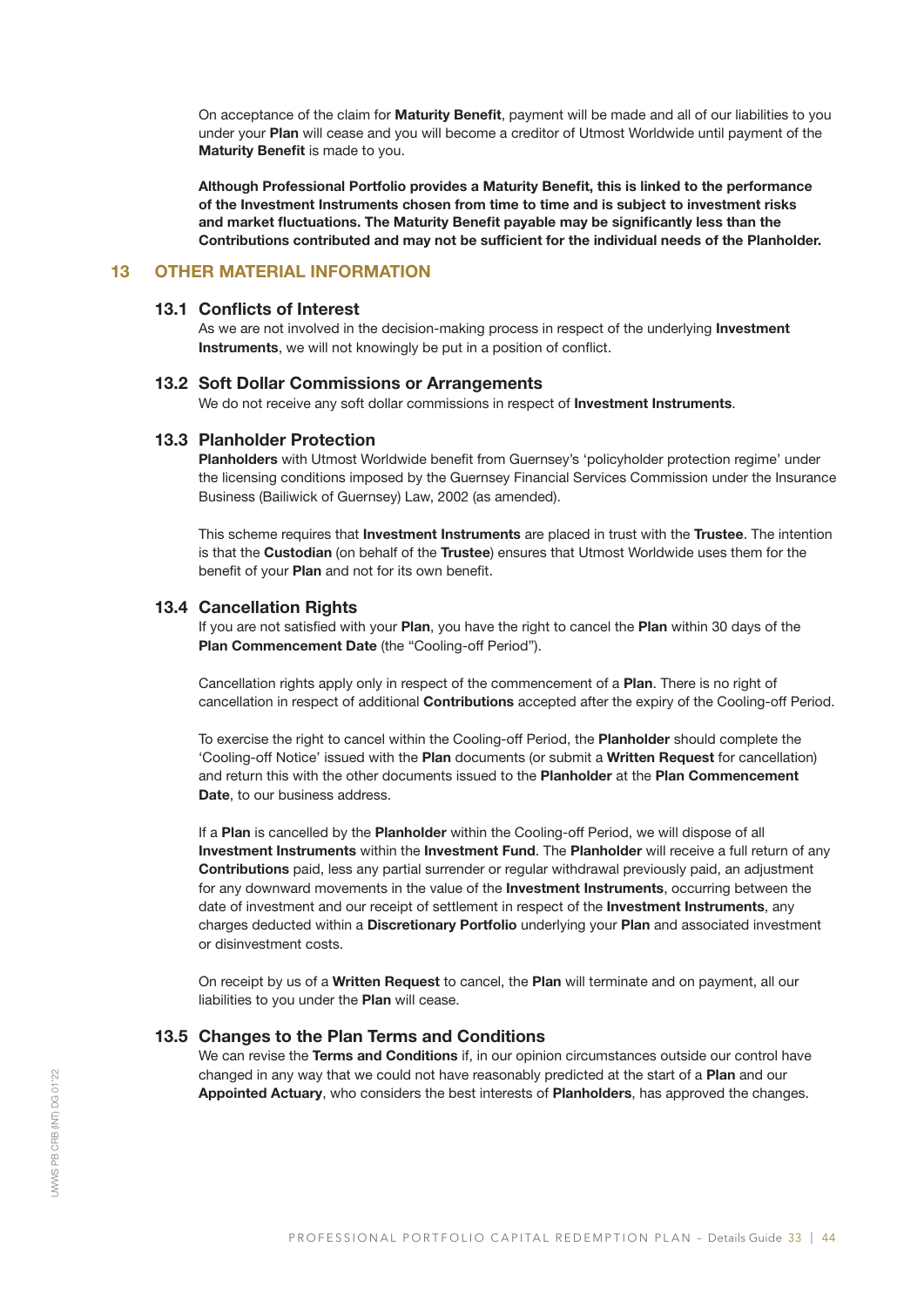On acceptance of the claim for **Maturity Benefit**, payment will be made and all of our liabilities to you under your **Plan** will cease and you will become a creditor of Utmost Worldwide until payment of the **Maturity Benefit** is made to you.

**Although Professional Portfolio provides a Maturity Benefit, this is linked to the performance of the Investment Instruments chosen from time to time and is subject to investment risks and market fluctuations. The Maturity Benefit payable may be significantly less than the Contributions contributed and may not be sufficient for the individual needs of the Planholder.**

## 13 OTHER MATERIAL INFORMATION

### 13.1 Conflicts of Interest

As we are not involved in the decision-making process in respect of the underlying **Investment Instruments**, we will not knowingly be put in a position of conflict.

### 13.2 Soft Dollar Commissions or Arrangements

We do not receive any soft dollar commissions in respect of **Investment Instruments**.

### 13.3 Planholder Protection

**Planholders** with Utmost Worldwide benefit from Guernsey's 'policyholder protection regime' under the licensing conditions imposed by the Guernsey Financial Services Commission under the Insurance Business (Bailiwick of Guernsey) Law, 2002 (as amended).

This scheme requires that **Investment Instruments** are placed in trust with the **Trustee**. The intention is that the **Custodian** (on behalf of the **Trustee**) ensures that Utmost Worldwide uses them for the benefit of your **Plan** and not for its own benefit.

### 13.4 Cancellation Rights

If you are not satisfied with your **Plan**, you have the right to cancel the **Plan** within 30 days of the **Plan Commencement Date** (the "Cooling-off Period").

Cancellation rights apply only in respect of the commencement of a **Plan**. There is no right of cancellation in respect of additional **Contributions** accepted after the expiry of the Cooling-off Period.

To exercise the right to cancel within the Cooling-off Period, the **Planholder** should complete the 'Cooling-off Notice' issued with the **Plan** documents (or submit a **Written Request** for cancellation) and return this with the other documents issued to the **Planholder** at the **Plan Commencement Date**, to our business address.

If a **Plan** is cancelled by the **Planholder** within the Cooling-off Period, we will dispose of all **Investment Instruments** within the **Investment Fund**. The **Planholder** will receive a full return of any **Contributions** paid, less any partial surrender or regular withdrawal previously paid, an adjustment for any downward movements in the value of the **Investment Instruments**, occurring between the date of investment and our receipt of settlement in respect of the **Investment Instruments**, any charges deducted within a **Discretionary Portfolio** underlying your **Plan** and associated investment or disinvestment costs.

On receipt by us of a **Written Request** to cancel, the **Plan** will terminate and on payment, all our liabilities to you under the **Plan** will cease.

### 13.5 Changes to the Plan Terms and Conditions

We can revise the **Terms and Conditions** if, in our opinion circumstances outside our control have changed in any way that we could not have reasonably predicted at the start of a **Plan** and our **Appointed Actuary**, who considers the best interests of **Planholders**, has approved the changes.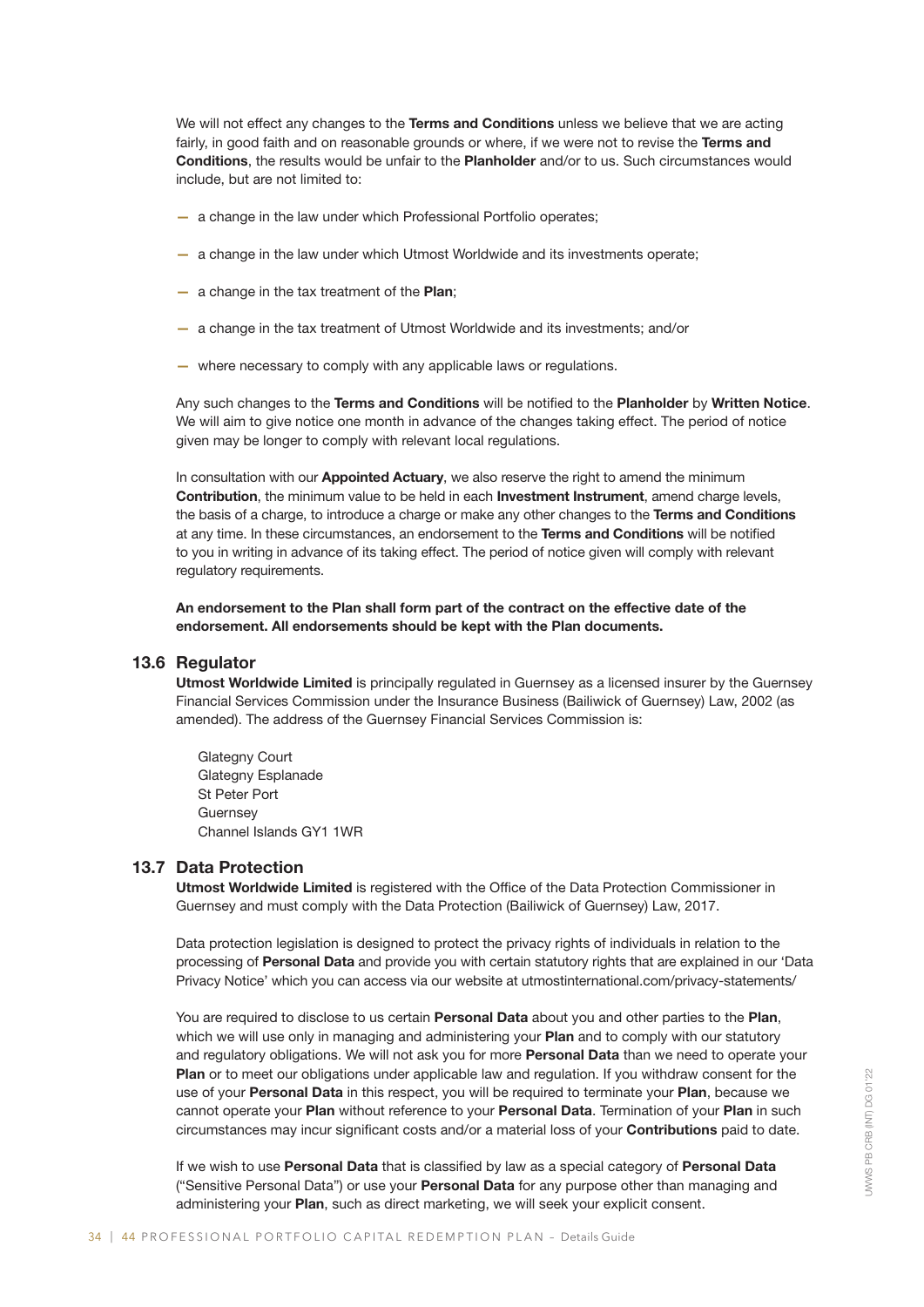We will not effect any changes to the **Terms and Conditions** unless we believe that we are acting fairly, in good faith and on reasonable grounds or where, if we were not to revise the **Terms and Conditions**, the results would be unfair to the **Planholder** and/or to us. Such circumstances would include, but are not limited to:

- a change in the law under which Professional Portfolio operates;
- a change in the law under which Utmost Worldwide and its investments operate;
- a change in the tax treatment of the **Plan**;
- a change in the tax treatment of Utmost Worldwide and its investments; and/or
- where necessary to comply with any applicable laws or regulations.

Any such changes to the **Terms and Conditions** will be notified to the **Planholder** by **Written Notice**. We will aim to give notice one month in advance of the changes taking effect. The period of notice given may be longer to comply with relevant local regulations.

In consultation with our **Appointed Actuary**, we also reserve the right to amend the minimum **Contribution**, the minimum value to be held in each **Investment Instrument**, amend charge levels, the basis of a charge, to introduce a charge or make any other changes to the **Terms and Conditions** at any time. In these circumstances, an endorsement to the **Terms and Conditions** will be notified to you in writing in advance of its taking effect. The period of notice given will comply with relevant regulatory requirements.

**An endorsement to the Plan shall form part of the contract on the effective date of the endorsement. All endorsements should be kept with the Plan documents.**

## 13.6 Regulator

**Utmost Worldwide Limited** is principally regulated in Guernsey as a licensed insurer by the Guernsey Financial Services Commission under the Insurance Business (Bailiwick of Guernsey) Law, 2002 (as amended). The address of the Guernsey Financial Services Commission is:

Glategny Court
Glategny Esplanade
St Peter Port
Guernsey
Channel Islands GY1 1WR

## 13.7 Data Protection

**Utmost Worldwide Limited** is registered with the Office of the Data Protection Commissioner in Guernsey and must comply with the Data Protection (Bailiwick of Guernsey) Law, 2017.

Data protection legislation is designed to protect the privacy rights of individuals in relation to the processing of **Personal Data** and provide you with certain statutory rights that are explained in our 'Data Privacy Notice' which you can access via our website at utmostinternational.com/privacy-statements/

You are required to disclose to us certain **Personal Data** about you and other parties to the **Plan**, which we will use only in managing and administering your **Plan** and to comply with our statutory and regulatory obligations. We will not ask you for more **Personal Data** than we need to operate your **Plan** or to meet our obligations under applicable law and regulation. If you withdraw consent for the use of your **Personal Data** in this respect, you will be required to terminate your **Plan**, because we cannot operate your **Plan** without reference to your **Personal Data**. Termination of your **Plan** in such circumstances may incur significant costs and/or a material loss of your **Contributions** paid to date.

If we wish to use **Personal Data** that is classified by law as a special category of **Personal Data** ("Sensitive Personal Data") or use your **Personal Data** for any purpose other than managing and administering your **Plan**, such as direct marketing, we will seek your explicit consent.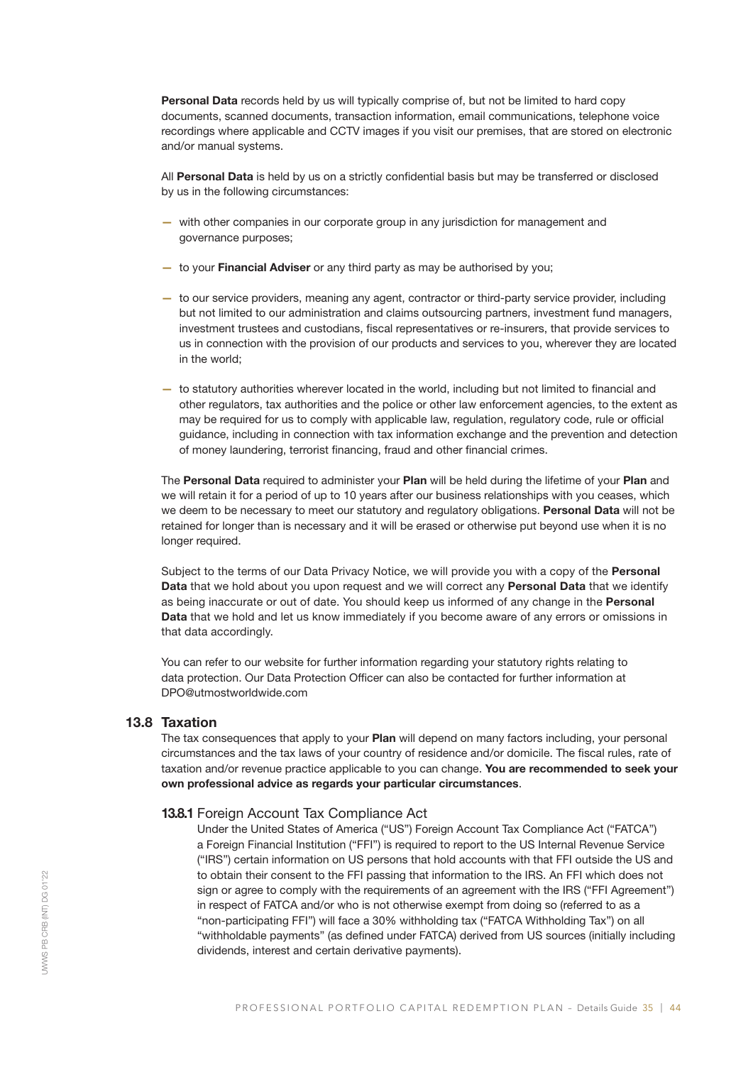**Personal Data** records held by us will typically comprise of, but not be limited to hard copy documents, scanned documents, transaction information, email communications, telephone voice recordings where applicable and CCTV images if you visit our premises, that are stored on electronic and/or manual systems.

All **Personal Data** is held by us on a strictly confidential basis but may be transferred or disclosed by us in the following circumstances:

- with other companies in our corporate group in any jurisdiction for management and governance purposes;
- to your **Financial Adviser** or any third party as may be authorised by you;
- to our service providers, meaning any agent, contractor or third-party service provider, including but not limited to our administration and claims outsourcing partners, investment fund managers, investment trustees and custodians, fiscal representatives or re-insurers, that provide services to us in connection with the provision of our products and services to you, wherever they are located in the world;
- to statutory authorities wherever located in the world, including but not limited to financial and other regulators, tax authorities and the police or other law enforcement agencies, to the extent as may be required for us to comply with applicable law, regulation, regulatory code, rule or official guidance, including in connection with tax information exchange and the prevention and detection of money laundering, terrorist financing, fraud and other financial crimes.

The **Personal Data** required to administer your **Plan** will be held during the lifetime of your **Plan** and we will retain it for a period of up to 10 years after our business relationships with you ceases, which we deem to be necessary to meet our statutory and regulatory obligations. **Personal Data** will not be retained for longer than is necessary and it will be erased or otherwise put beyond use when it is no longer required.

Subject to the terms of our Data Privacy Notice, we will provide you with a copy of the **Personal Data** that we hold about you upon request and we will correct any **Personal Data** that we identify as being inaccurate or out of date. You should keep us informed of any change in the **Personal Data** that we hold and let us know immediately if you become aware of any errors or omissions in that data accordingly.

You can refer to our website for further information regarding your statutory rights relating to data protection. Our Data Protection Officer can also be contacted for further information at DPO@utmostworldwide.com

## 13.8 Taxation

The tax consequences that apply to your **Plan** will depend on many factors including, your personal circumstances and the tax laws of your country of residence and/or domicile. The fiscal rules, rate of taxation and/or revenue practice applicable to you can change. **You are recommended to seek your own professional advice as regards your particular circumstances**.

### 13.8.1 Foreign Account Tax Compliance Act

Under the United States of America ("US") Foreign Account Tax Compliance Act ("FATCA") a Foreign Financial Institution ("FFI") is required to report to the US Internal Revenue Service ("IRS") certain information on US persons that hold accounts with that FFI outside the US and to obtain their consent to the FFI passing that information to the IRS. An FFI which does not sign or agree to comply with the requirements of an agreement with the IRS ("FFI Agreement") in respect of FATCA and/or who is not otherwise exempt from doing so (referred to as a "non-participating FFI") will face a 30% withholding tax ("FATCA Withholding Tax") on all "withholdable payments" (as defined under FATCA) derived from US sources (initially including dividends, interest and certain derivative payments).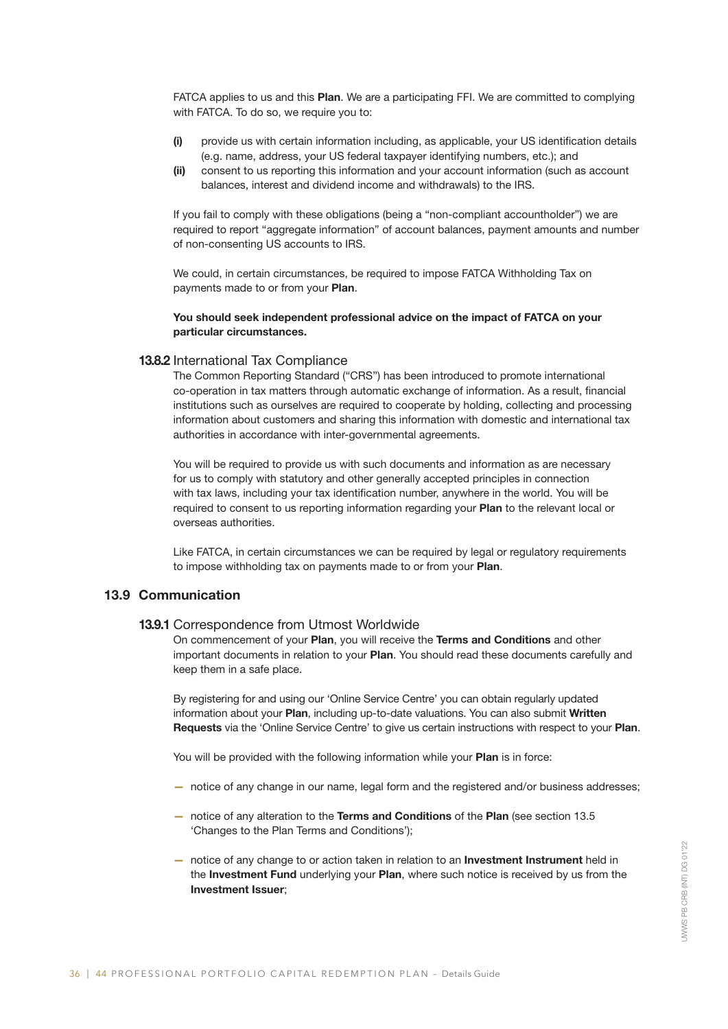FATCA applies to us and this **Plan**. We are a participating FFI. We are committed to complying with FATCA. To do so, we require you to:

**(i)** provide us with certain information including, as applicable, your US identification details (e.g. name, address, your US federal taxpayer identifying numbers, etc.); and

**(ii)** consent to us reporting this information and your account information (such as account balances, interest and dividend income and withdrawals) to the IRS.

If you fail to comply with these obligations (being a "non-compliant accountholder") we are required to report "aggregate information" of account balances, payment amounts and number of non-consenting US accounts to IRS.

We could, in certain circumstances, be required to impose FATCA Withholding Tax on payments made to or from your **Plan**.

**You should seek independent professional advice on the impact of FATCA on your particular circumstances.**

#### 13.8.2 International Tax Compliance

The Common Reporting Standard ("CRS") has been introduced to promote international co-operation in tax matters through automatic exchange of information. As a result, financial institutions such as ourselves are required to cooperate by holding, collecting and processing information about customers and sharing this information with domestic and international tax authorities in accordance with inter-governmental agreements.

You will be required to provide us with such documents and information as are necessary for us to comply with statutory and other generally accepted principles in connection with tax laws, including your tax identification number, anywhere in the world. You will be required to consent to us reporting information regarding your **Plan** to the relevant local or overseas authorities.

Like FATCA, in certain circumstances we can be required by legal or regulatory requirements to impose withholding tax on payments made to or from your **Plan**.

### 13.9 Communication

#### 13.9.1 Correspondence from Utmost Worldwide

On commencement of your **Plan**, you will receive the **Terms and Conditions** and other important documents in relation to your **Plan**. You should read these documents carefully and keep them in a safe place.

By registering for and using our 'Online Service Centre' you can obtain regularly updated information about your **Plan**, including up-to-date valuations. You can also submit **Written Requests** via the 'Online Service Centre' to give us certain instructions with respect to your **Plan**.

You will be provided with the following information while your **Plan** is in force:

- notice of any change in our name, legal form and the registered and/or business addresses;
- notice of any alteration to the **Terms and Conditions** of the **Plan** (see section 13.5 'Changes to the Plan Terms and Conditions');
- notice of any change to or action taken in relation to an **Investment Instrument** held in the **Investment Fund** underlying your **Plan**, where such notice is received by us from the **Investment Issuer**;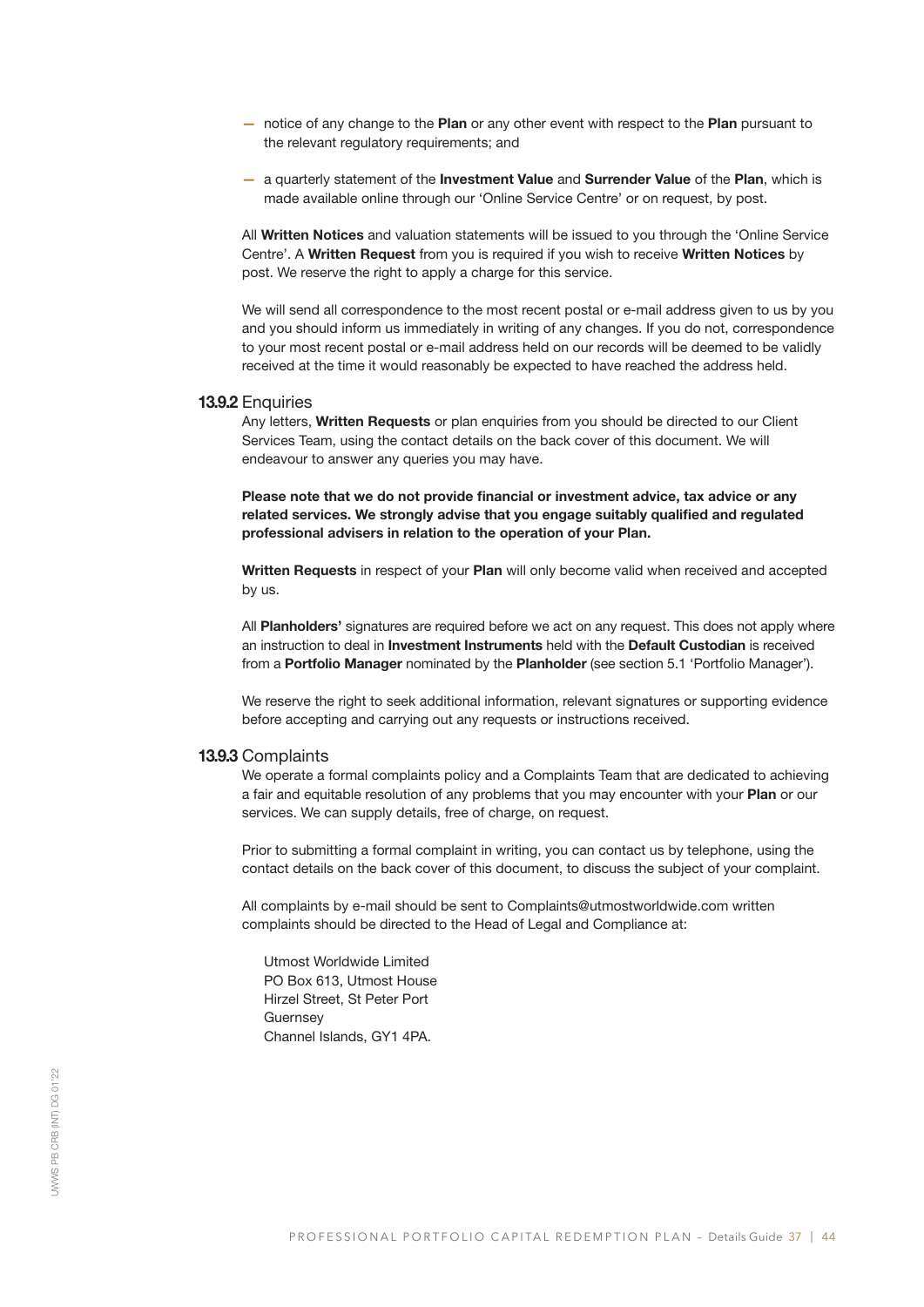- notice of any change to the **Plan** or any other event with respect to the **Plan** pursuant to the relevant regulatory requirements; and
- a quarterly statement of the **Investment Value** and **Surrender Value** of the **Plan**, which is made available online through our 'Online Service Centre' or on request, by post.

All **Written Notices** and valuation statements will be issued to you through the 'Online Service Centre'. A **Written Request** from you is required if you wish to receive **Written Notices** by post. We reserve the right to apply a charge for this service.

We will send all correspondence to the most recent postal or e-mail address given to us by you and you should inform us immediately in writing of any changes. If you do not, correspondence to your most recent postal or e-mail address held on our records will be deemed to be validly received at the time it would reasonably be expected to have reached the address held.

#### **13.9.2** Enquiries

Any letters, **Written Requests** or plan enquiries from you should be directed to our Client Services Team, using the contact details on the back cover of this document. We will endeavour to answer any queries you may have.

**Please note that we do not provide financial or investment advice, tax advice or any related services. We strongly advise that you engage suitably qualified and regulated professional advisers in relation to the operation of your Plan.**

**Written Requests** in respect of your **Plan** will only become valid when received and accepted by us.

All **Planholders'** signatures are required before we act on any request. This does not apply where an instruction to deal in **Investment Instruments** held with the **Default Custodian** is received from a **Portfolio Manager** nominated by the **Planholder** (see section 5.1 'Portfolio Manager').

We reserve the right to seek additional information, relevant signatures or supporting evidence before accepting and carrying out any requests or instructions received.

#### **13.9.3** Complaints

We operate a formal complaints policy and a Complaints Team that are dedicated to achieving a fair and equitable resolution of any problems that you may encounter with your **Plan** or our services. We can supply details, free of charge, on request.

Prior to submitting a formal complaint in writing, you can contact us by telephone, using the contact details on the back cover of this document, to discuss the subject of your complaint.

All complaints by e-mail should be sent to Complaints@utmostworldwide.com written complaints should be directed to the Head of Legal and Compliance at:

Utmost Worldwide Limited
PO Box 613, Utmost House
Hirzel Street, St Peter Port
Guernsey
Channel Islands, GY1 4PA.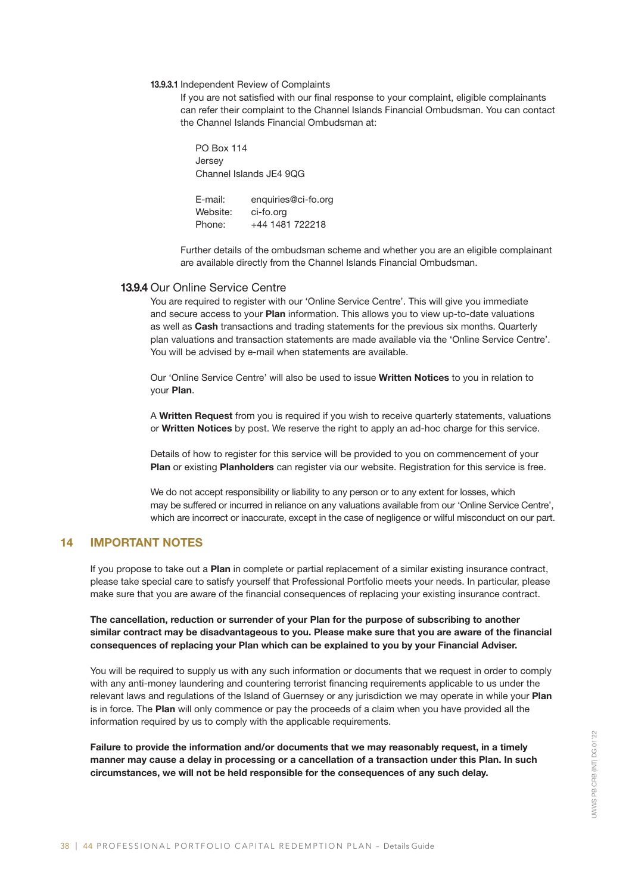#### 13.9.3.1 Independent Review of Complaints

If you are not satisfied with our final response to your complaint, eligible complainants can refer their complaint to the Channel Islands Financial Ombudsman. You can contact the Channel Islands Financial Ombudsman at:

PO Box 114
Jersey
Channel Islands JE4 9QG

| | |
|---|---|
| E-mail: | enquiries@ci-fo.org |
| Website: | ci-fo.org |
| Phone: | +44 1481 722218 |

Further details of the ombudsman scheme and whether you are an eligible complainant are available directly from the Channel Islands Financial Ombudsman.

### 13.9.4 Our Online Service Centre

You are required to register with our 'Online Service Centre'. This will give you immediate and secure access to your **Plan** information. This allows you to view up-to-date valuations as well as **Cash** transactions and trading statements for the previous six months. Quarterly plan valuations and transaction statements are made available via the 'Online Service Centre'. You will be advised by e-mail when statements are available.

Our 'Online Service Centre' will also be used to issue **Written Notices** to you in relation to your **Plan**.

A **Written Request** from you is required if you wish to receive quarterly statements, valuations or **Written Notices** by post. We reserve the right to apply an ad-hoc charge for this service.

Details of how to register for this service will be provided to you on commencement of your **Plan** or existing **Planholders** can register via our website. Registration for this service is free.

We do not accept responsibility or liability to any person or to any extent for losses, which may be suffered or incurred in reliance on any valuations available from our 'Online Service Centre', which are incorrect or inaccurate, except in the case of negligence or wilful misconduct on our part.

## 14 IMPORTANT NOTES

If you propose to take out a **Plan** in complete or partial replacement of a similar existing insurance contract, please take special care to satisfy yourself that Professional Portfolio meets your needs. In particular, please make sure that you are aware of the financial consequences of replacing your existing insurance contract.

**The cancellation, reduction or surrender of your Plan for the purpose of subscribing to another similar contract may be disadvantageous to you. Please make sure that you are aware of the financial consequences of replacing your Plan which can be explained to you by your Financial Adviser.**

You will be required to supply us with any such information or documents that we request in order to comply with any anti-money laundering and countering terrorist financing requirements applicable to us under the relevant laws and regulations of the Island of Guernsey or any jurisdiction we may operate in while your **Plan** is in force. The **Plan** will only commence or pay the proceeds of a claim when you have provided all the information required by us to comply with the applicable requirements.

**Failure to provide the information and/or documents that we may reasonably request, in a timely manner may cause a delay in processing or a cancellation of a transaction under this Plan. In such circumstances, we will not be held responsible for the consequences of any such delay.**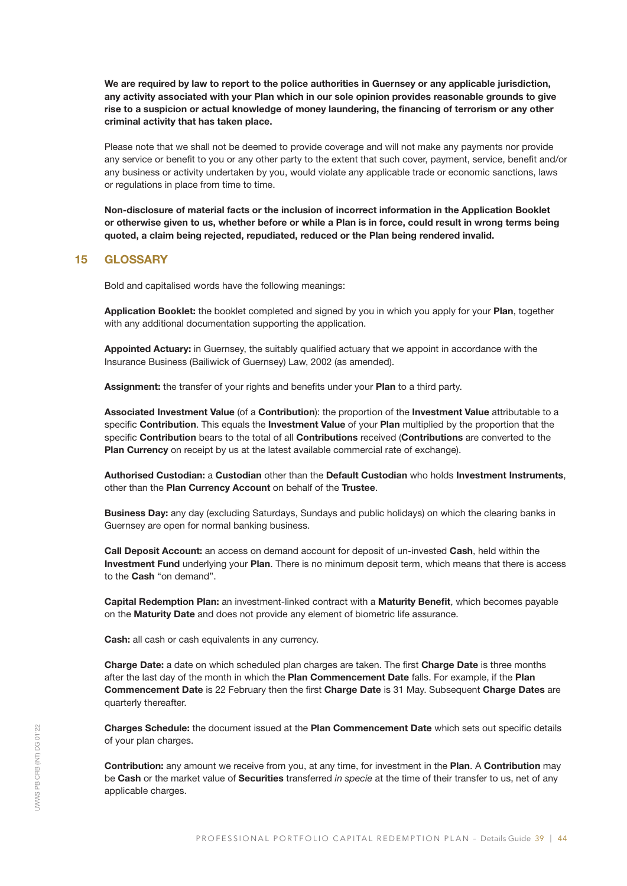**We are required by law to report to the police authorities in Guernsey or any applicable jurisdiction, any activity associated with your Plan which in our sole opinion provides reasonable grounds to give rise to a suspicion or actual knowledge of money laundering, the financing of terrorism or any other criminal activity that has taken place.**

Please note that we shall not be deemed to provide coverage and will not make any payments nor provide any service or benefit to you or any other party to the extent that such cover, payment, service, benefit and/or any business or activity undertaken by you, would violate any applicable trade or economic sanctions, laws or regulations in place from time to time.

**Non-disclosure of material facts or the inclusion of incorrect information in the Application Booklet or otherwise given to us, whether before or while a Plan is in force, could result in wrong terms being quoted, a claim being rejected, repudiated, reduced or the Plan being rendered invalid.**

## 15 GLOSSARY

Bold and capitalised words have the following meanings:

**Application Booklet:** the booklet completed and signed by you in which you apply for your **Plan**, together with any additional documentation supporting the application.

**Appointed Actuary:** in Guernsey, the suitably qualified actuary that we appoint in accordance with the Insurance Business (Bailiwick of Guernsey) Law, 2002 (as amended).

**Assignment:** the transfer of your rights and benefits under your **Plan** to a third party.

**Associated Investment Value** (of a **Contribution**): the proportion of the **Investment Value** attributable to a specific **Contribution**. This equals the **Investment Value** of your **Plan** multiplied by the proportion that the specific **Contribution** bears to the total of all **Contributions** received (**Contributions** are converted to the **Plan Currency** on receipt by us at the latest available commercial rate of exchange).

**Authorised Custodian:** a **Custodian** other than the **Default Custodian** who holds **Investment Instruments**, other than the **Plan Currency Account** on behalf of the **Trustee**.

**Business Day:** any day (excluding Saturdays, Sundays and public holidays) on which the clearing banks in Guernsey are open for normal banking business.

**Call Deposit Account:** an access on demand account for deposit of un-invested **Cash**, held within the **Investment Fund** underlying your **Plan**. There is no minimum deposit term, which means that there is access to the **Cash** "on demand".

**Capital Redemption Plan:** an investment-linked contract with a **Maturity Benefit**, which becomes payable on the **Maturity Date** and does not provide any element of biometric life assurance.

**Cash:** all cash or cash equivalents in any currency.

**Charge Date:** a date on which scheduled plan charges are taken. The first **Charge Date** is three months after the last day of the month in which the **Plan Commencement Date** falls. For example, if the **Plan Commencement Date** is 22 February then the first **Charge Date** is 31 May. Subsequent **Charge Dates** are quarterly thereafter.

**Charges Schedule:** the document issued at the **Plan Commencement Date** which sets out specific details of your plan charges.

**Contribution:** any amount we receive from you, at any time, for investment in the **Plan**. A **Contribution** may be **Cash** or the market value of **Securities** transferred *in specie* at the time of their transfer to us, net of any applicable charges.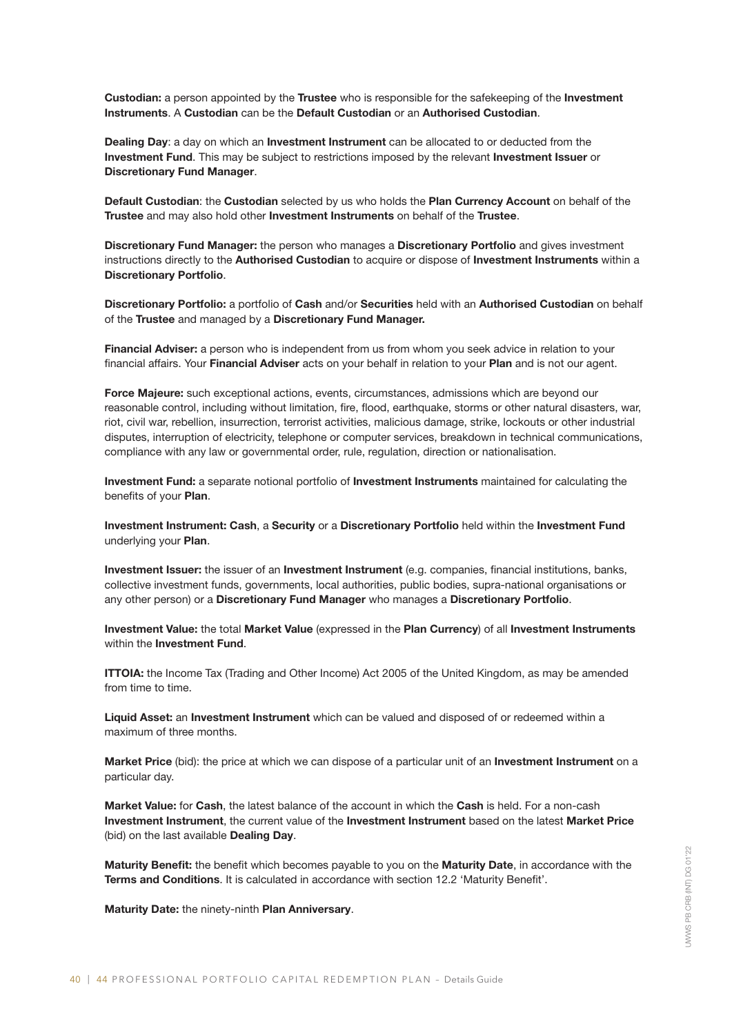**Custodian:** a person appointed by the **Trustee** who is responsible for the safekeeping of the **Investment Instruments**. A **Custodian** can be the **Default Custodian** or an **Authorised Custodian**.

**Dealing Day**: a day on which an **Investment Instrument** can be allocated to or deducted from the **Investment Fund**. This may be subject to restrictions imposed by the relevant **Investment Issuer** or **Discretionary Fund Manager**.

**Default Custodian**: the **Custodian** selected by us who holds the **Plan Currency Account** on behalf of the **Trustee** and may also hold other **Investment Instruments** on behalf of the **Trustee**.

**Discretionary Fund Manager:** the person who manages a **Discretionary Portfolio** and gives investment instructions directly to the **Authorised Custodian** to acquire or dispose of **Investment Instruments** within a **Discretionary Portfolio**.

**Discretionary Portfolio:** a portfolio of **Cash** and/or **Securities** held with an **Authorised Custodian** on behalf of the **Trustee** and managed by a **Discretionary Fund Manager.**

**Financial Adviser:** a person who is independent from us from whom you seek advice in relation to your financial affairs. Your **Financial Adviser** acts on your behalf in relation to your **Plan** and is not our agent.

**Force Majeure:** such exceptional actions, events, circumstances, admissions which are beyond our reasonable control, including without limitation, fire, flood, earthquake, storms or other natural disasters, war, riot, civil war, rebellion, insurrection, terrorist activities, malicious damage, strike, lockouts or other industrial disputes, interruption of electricity, telephone or computer services, breakdown in technical communications, compliance with any law or governmental order, rule, regulation, direction or nationalisation.

**Investment Fund:** a separate notional portfolio of **Investment Instruments** maintained for calculating the benefits of your **Plan**.

**Investment Instrument: Cash**, a **Security** or a **Discretionary Portfolio** held within the **Investment Fund** underlying your **Plan**.

**Investment Issuer:** the issuer of an **Investment Instrument** (e.g. companies, financial institutions, banks, collective investment funds, governments, local authorities, public bodies, supra-national organisations or any other person) or a **Discretionary Fund Manager** who manages a **Discretionary Portfolio**.

**Investment Value:** the total **Market Value** (expressed in the **Plan Currency**) of all **Investment Instruments** within the **Investment Fund**.

**ITTOIA:** the Income Tax (Trading and Other Income) Act 2005 of the United Kingdom, as may be amended from time to time.

**Liquid Asset:** an **Investment Instrument** which can be valued and disposed of or redeemed within a maximum of three months.

**Market Price** (bid): the price at which we can dispose of a particular unit of an **Investment Instrument** on a particular day.

**Market Value:** for **Cash**, the latest balance of the account in which the **Cash** is held. For a non-cash **Investment Instrument**, the current value of the **Investment Instrument** based on the latest **Market Price** (bid) on the last available **Dealing Day**.

**Maturity Benefit:** the benefit which becomes payable to you on the **Maturity Date**, in accordance with the **Terms and Conditions**. It is calculated in accordance with section 12.2 'Maturity Benefit'.

**Maturity Date:** the ninety-ninth **Plan Anniversary**.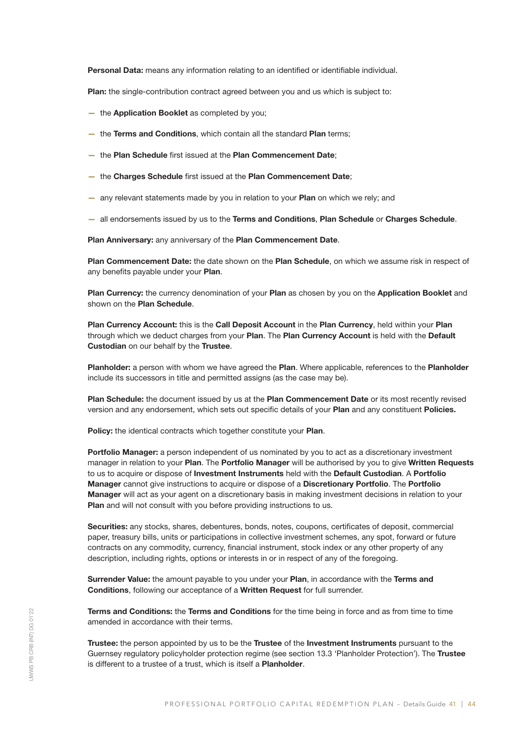**Personal Data:** means any information relating to an identified or identifiable individual.

**Plan:** the single-contribution contract agreed between you and us which is subject to:

- the **Application Booklet** as completed by you;
- the **Terms and Conditions**, which contain all the standard **Plan** terms;
- the **Plan Schedule** first issued at the **Plan Commencement Date**;
- the **Charges Schedule** first issued at the **Plan Commencement Date**;
- any relevant statements made by you in relation to your **Plan** on which we rely; and
- all endorsements issued by us to the **Terms and Conditions**, **Plan Schedule** or **Charges Schedule**.

**Plan Anniversary:** any anniversary of the **Plan Commencement Date**.

**Plan Commencement Date:** the date shown on the **Plan Schedule**, on which we assume risk in respect of any benefits payable under your **Plan**.

**Plan Currency:** the currency denomination of your **Plan** as chosen by you on the **Application Booklet** and shown on the **Plan Schedule**.

**Plan Currency Account:** this is the **Call Deposit Account** in the **Plan Currency**, held within your **Plan** through which we deduct charges from your **Plan**. The **Plan Currency Account** is held with the **Default Custodian** on our behalf by the **Trustee**.

**Planholder:** a person with whom we have agreed the **Plan**. Where applicable, references to the **Planholder** include its successors in title and permitted assigns (as the case may be).

**Plan Schedule:** the document issued by us at the **Plan Commencement Date** or its most recently revised version and any endorsement, which sets out specific details of your **Plan** and any constituent **Policies.**

**Policy:** the identical contracts which together constitute your **Plan**.

**Portfolio Manager:** a person independent of us nominated by you to act as a discretionary investment manager in relation to your **Plan**. The **Portfolio Manager** will be authorised by you to give **Written Requests** to us to acquire or dispose of **Investment Instruments** held with the **Default Custodian**. A **Portfolio Manager** cannot give instructions to acquire or dispose of a **Discretionary Portfolio**. The **Portfolio Manager** will act as your agent on a discretionary basis in making investment decisions in relation to your **Plan** and will not consult with you before providing instructions to us.

**Securities:** any stocks, shares, debentures, bonds, notes, coupons, certificates of deposit, commercial paper, treasury bills, units or participations in collective investment schemes, any spot, forward or future contracts on any commodity, currency, financial instrument, stock index or any other property of any description, including rights, options or interests in or in respect of any of the foregoing.

**Surrender Value:** the amount payable to you under your **Plan**, in accordance with the **Terms and Conditions**, following our acceptance of a **Written Request** for full surrender.

**Terms and Conditions:** the **Terms and Conditions** for the time being in force and as from time to time amended in accordance with their terms.

**Trustee:** the person appointed by us to be the **Trustee** of the **Investment Instruments** pursuant to the Guernsey regulatory policyholder protection regime (see section 13.3 'Planholder Protection'). The **Trustee** is different to a trustee of a trust, which is itself a **Planholder**.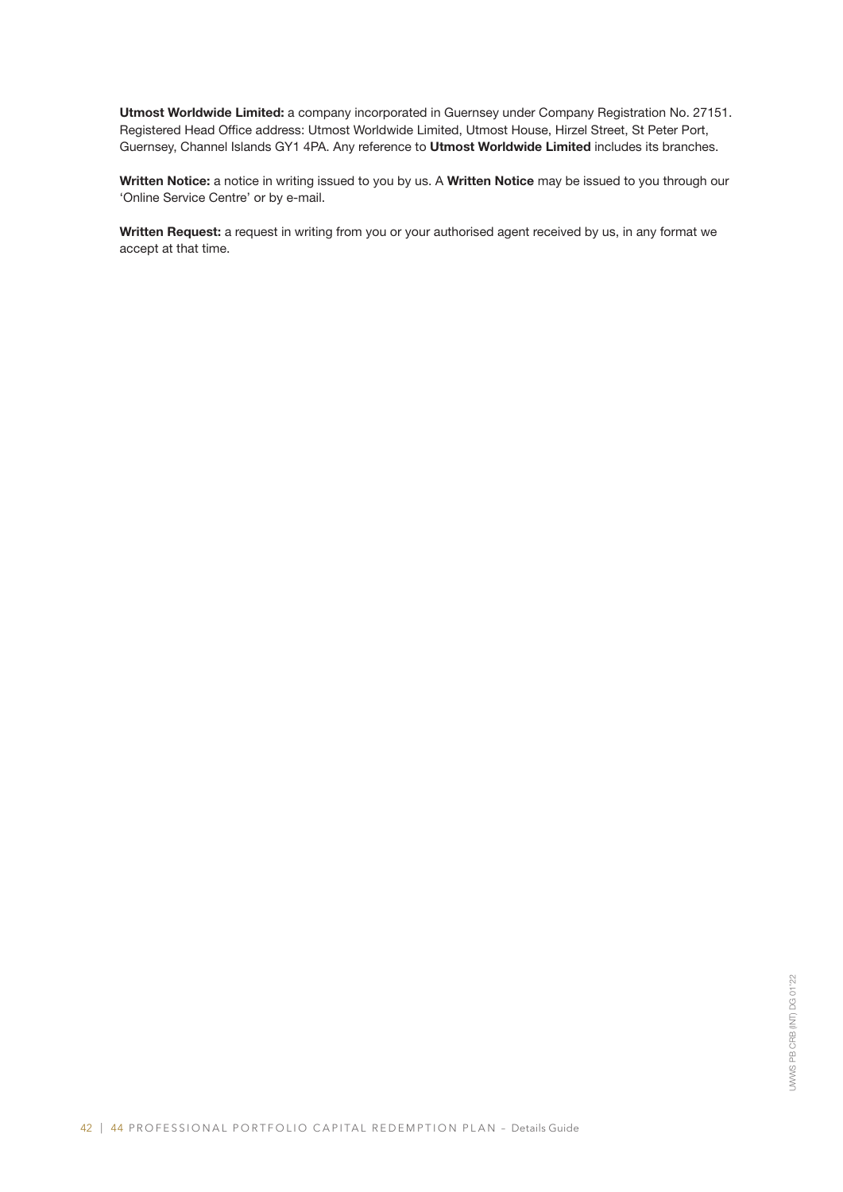**Utmost Worldwide Limited:** a company incorporated in Guernsey under Company Registration No. 27151. Registered Head Office address: Utmost Worldwide Limited, Utmost House, Hirzel Street, St Peter Port, Guernsey, Channel Islands GY1 4PA. Any reference to **Utmost Worldwide Limited** includes its branches.

**Written Notice:** a notice in writing issued to you by us. A **Written Notice** may be issued to you through our 'Online Service Centre' or by e-mail.

**Written Request:** a request in writing from you or your authorised agent received by us, in any format we accept at that time.

UWWS PB CRB (INT) DG 01'22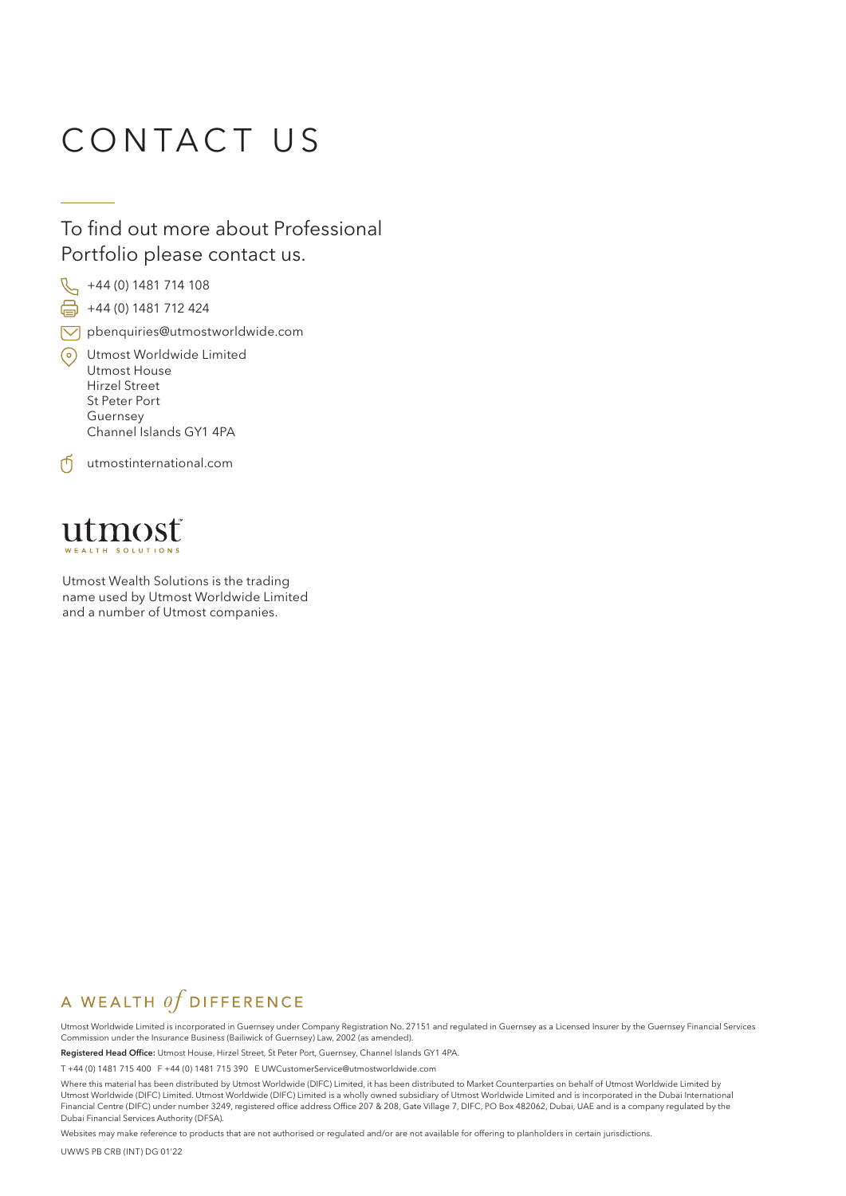# CONTACT US

To find out more about Professional Portfolio please contact us.

+44 (0) 1481 714 108

+44 (0) 1481 712 424

pbenquiries@utmostworldwide.com

Utmost Worldwide Limited
Utmost House
Hirzel Street
St Peter Port
Guernsey
Channel Islands GY1 4PA

utmostinternational.com

utmost
WEALTH SOLUTIONS

Utmost Wealth Solutions is the trading name used by Utmost Worldwide Limited and a number of Utmost companies.

A WEALTH *of* DIFFERENCE

Utmost Worldwide Limited is incorporated in Guernsey under Company Registration No. 27151 and regulated in Guernsey as a Licensed Insurer by the Guernsey Financial Services Commission under the Insurance Business (Bailiwick of Guernsey) Law, 2002 (as amended).

**Registered Head Office:** Utmost House, Hirzel Street, St Peter Port, Guernsey, Channel Islands GY1 4PA.

T +44 (0) 1481 715 400 F +44 (0) 1481 715 390 E UWCustomerService@utmostworldwide.com

Where this material has been distributed by Utmost Worldwide (DIFC) Limited, it has been distributed to Market Counterparties on behalf of Utmost Worldwide Limited by Utmost Worldwide (DIFC) Limited. Utmost Worldwide (DIFC) Limited is a wholly owned subsidiary of Utmost Worldwide Limited and is incorporated in the Dubai International Financial Centre (DIFC) under number 3249, registered office address Office 207 & 208, Gate Village 7, DIFC, PO Box 482062, Dubai, UAE and is a company regulated by the Dubai Financial Services Authority (DFSA).

Websites may make reference to products that are not authorised or regulated and/or are not available for offering to planholders in certain jurisdictions.

UWWS PB CRB (INT) DG 01'22